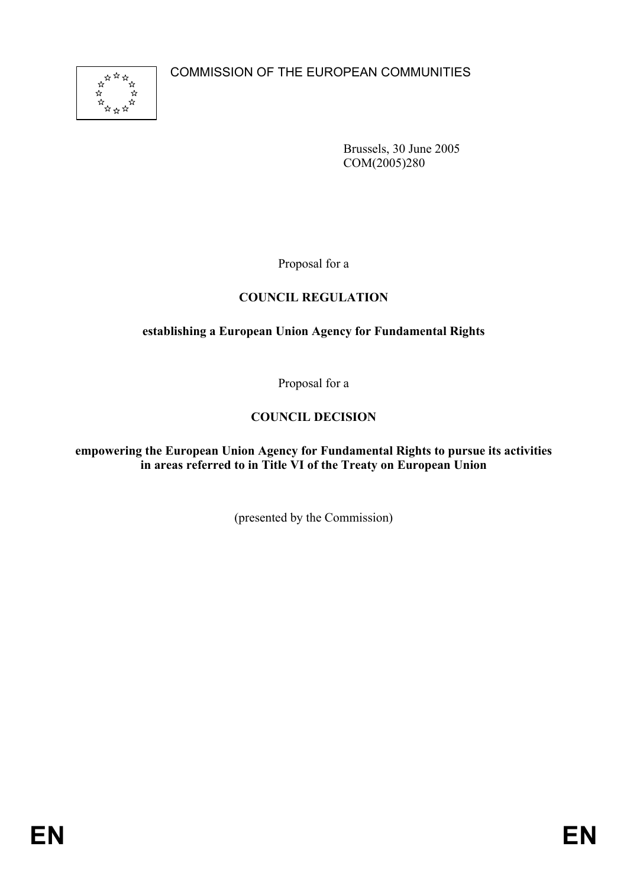COMMISSION OF THE EUROPEAN COMMUNITIES

Brussels, 30 June 2005
COM(2005)280

Proposal for a

**COUNCIL REGULATION**

**establishing a European Union Agency for Fundamental Rights**

Proposal for a

**COUNCIL DECISION**

**empowering the European Union Agency for Fundamental Rights to pursue its activities in areas referred to in Title VI of the Treaty on European Union**

(presented by the Commission)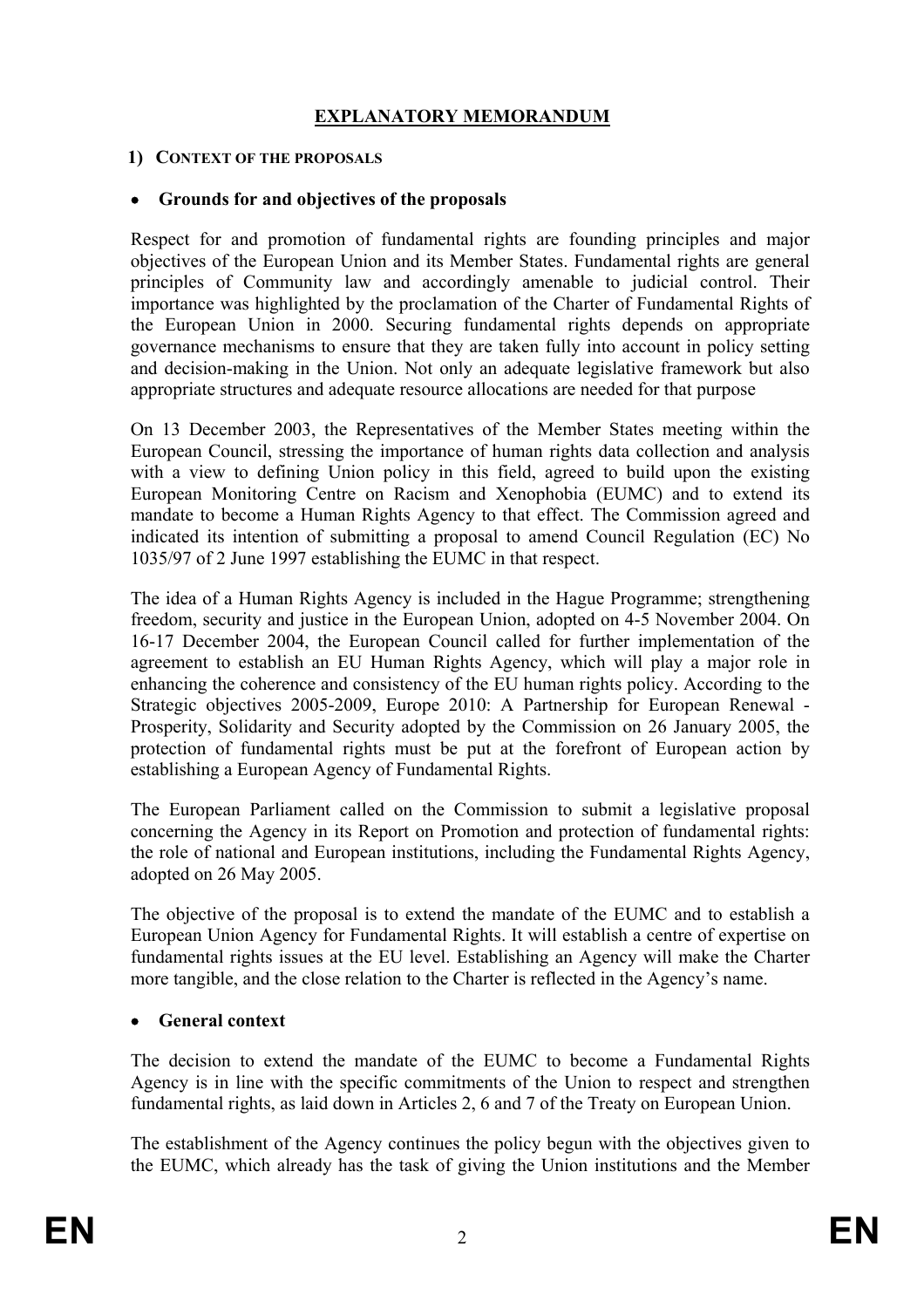# EXPLANATORY MEMORANDUM

## 1) CONTEXT OF THE PROPOSALS

- **Grounds for and objectives of the proposals**

Respect for and promotion of fundamental rights are founding principles and major objectives of the European Union and its Member States. Fundamental rights are general principles of Community law and accordingly amenable to judicial control. Their importance was highlighted by the proclamation of the Charter of Fundamental Rights of the European Union in 2000. Securing fundamental rights depends on appropriate governance mechanisms to ensure that they are taken fully into account in policy setting and decision-making in the Union. Not only an adequate legislative framework but also appropriate structures and adequate resource allocations are needed for that purpose

On 13 December 2003, the Representatives of the Member States meeting within the European Council, stressing the importance of human rights data collection and analysis with a view to defining Union policy in this field, agreed to build upon the existing European Monitoring Centre on Racism and Xenophobia (EUMC) and to extend its mandate to become a Human Rights Agency to that effect. The Commission agreed and indicated its intention of submitting a proposal to amend Council Regulation (EC) No 1035/97 of 2 June 1997 establishing the EUMC in that respect.

The idea of a Human Rights Agency is included in the Hague Programme; strengthening freedom, security and justice in the European Union, adopted on 4-5 November 2004. On 16-17 December 2004, the European Council called for further implementation of the agreement to establish an EU Human Rights Agency, which will play a major role in enhancing the coherence and consistency of the EU human rights policy. According to the Strategic objectives 2005-2009, Europe 2010: A Partnership for European Renewal - Prosperity, Solidarity and Security adopted by the Commission on 26 January 2005, the protection of fundamental rights must be put at the forefront of European action by establishing a European Agency of Fundamental Rights.

The European Parliament called on the Commission to submit a legislative proposal concerning the Agency in its Report on Promotion and protection of fundamental rights: the role of national and European institutions, including the Fundamental Rights Agency, adopted on 26 May 2005.

The objective of the proposal is to extend the mandate of the EUMC and to establish a European Union Agency for Fundamental Rights. It will establish a centre of expertise on fundamental rights issues at the EU level. Establishing an Agency will make the Charter more tangible, and the close relation to the Charter is reflected in the Agency's name.

- **General context**

The decision to extend the mandate of the EUMC to become a Fundamental Rights Agency is in line with the specific commitments of the Union to respect and strengthen fundamental rights, as laid down in Articles 2, 6 and 7 of the Treaty on European Union.

The establishment of the Agency continues the policy begun with the objectives given to the EUMC, which already has the task of giving the Union institutions and the Member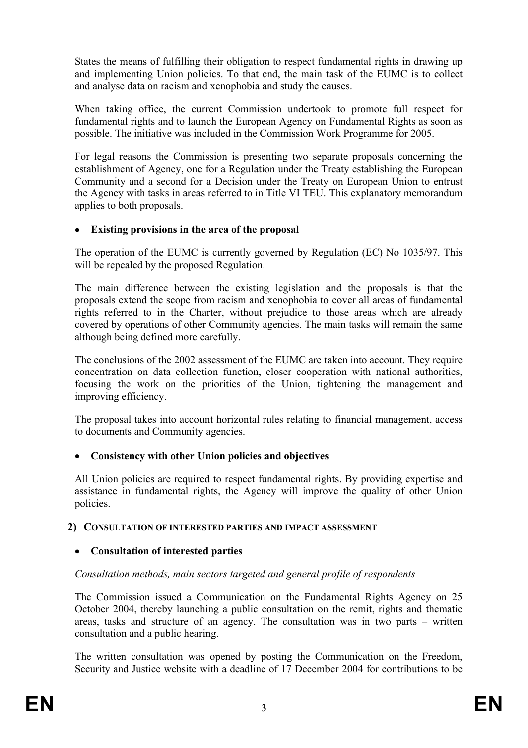States the means of fulfilling their obligation to respect fundamental rights in drawing up and implementing Union policies. To that end, the main task of the EUMC is to collect and analyse data on racism and xenophobia and study the causes.

When taking office, the current Commission undertook to promote full respect for fundamental rights and to launch the European Agency on Fundamental Rights as soon as possible. The initiative was included in the Commission Work Programme for 2005.

For legal reasons the Commission is presenting two separate proposals concerning the establishment of Agency, one for a Regulation under the Treaty establishing the European Community and a second for a Decision under the Treaty on European Union to entrust the Agency with tasks in areas referred to in Title VI TEU. This explanatory memorandum applies to both proposals.

- **Existing provisions in the area of the proposal**

The operation of the EUMC is currently governed by Regulation (EC) No 1035/97. This will be repealed by the proposed Regulation.

The main difference between the existing legislation and the proposals is that the proposals extend the scope from racism and xenophobia to cover all areas of fundamental rights referred to in the Charter, without prejudice to those areas which are already covered by operations of other Community agencies. The main tasks will remain the same although being defined more carefully.

The conclusions of the 2002 assessment of the EUMC are taken into account. They require concentration on data collection function, closer cooperation with national authorities, focusing the work on the priorities of the Union, tightening the management and improving efficiency.

The proposal takes into account horizontal rules relating to financial management, access to documents and Community agencies.

- **Consistency with other Union policies and objectives**

All Union policies are required to respect fundamental rights. By providing expertise and assistance in fundamental rights, the Agency will improve the quality of other Union policies.

## 2) CONSULTATION OF INTERESTED PARTIES AND IMPACT ASSESSMENT

- **Consultation of interested parties**

*Consultation methods, main sectors targeted and general profile of respondents*

The Commission issued a Communication on the Fundamental Rights Agency on 25 October 2004, thereby launching a public consultation on the remit, rights and thematic areas, tasks and structure of an agency. The consultation was in two parts – written consultation and a public hearing.

The written consultation was opened by posting the Communication on the Freedom, Security and Justice website with a deadline of 17 December 2004 for contributions to be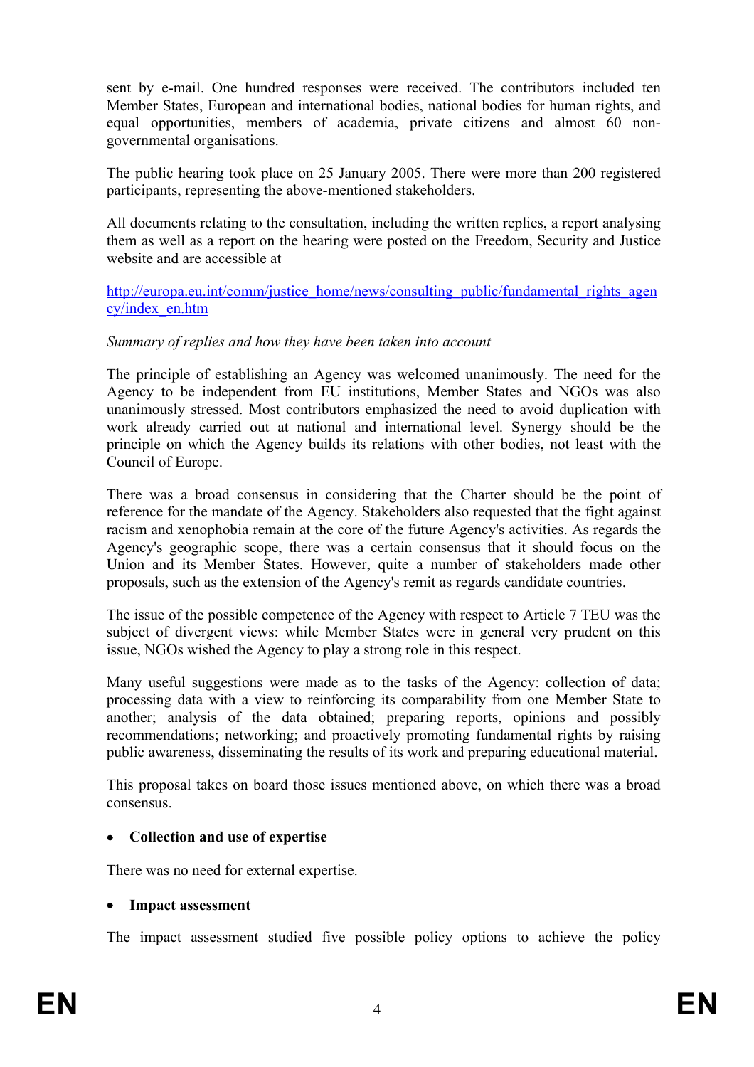sent by e-mail. One hundred responses were received. The contributors included ten Member States, European and international bodies, national bodies for human rights, and equal opportunities, members of academia, private citizens and almost 60 non-governmental organisations.

The public hearing took place on 25 January 2005. There were more than 200 registered participants, representing the above-mentioned stakeholders.

All documents relating to the consultation, including the written replies, a report analysing them as well as a report on the hearing were posted on the Freedom, Security and Justice website and are accessible at

[http://europa.eu.int/comm/justice_home/news/consulting_public/fundamental_rights_agency/index_en.htm](http://europa.eu.int/comm/justice_home/news/consulting_public/fundamental_rights_agency/index_en.htm)

*Summary of replies and how they have been taken into account*

The principle of establishing an Agency was welcomed unanimously. The need for the Agency to be independent from EU institutions, Member States and NGOs was also unanimously stressed. Most contributors emphasized the need to avoid duplication with work already carried out at national and international level. Synergy should be the principle on which the Agency builds its relations with other bodies, not least with the Council of Europe.

There was a broad consensus in considering that the Charter should be the point of reference for the mandate of the Agency. Stakeholders also requested that the fight against racism and xenophobia remain at the core of the future Agency's activities. As regards the Agency's geographic scope, there was a certain consensus that it should focus on the Union and its Member States. However, quite a number of stakeholders made other proposals, such as the extension of the Agency's remit as regards candidate countries.

The issue of the possible competence of the Agency with respect to Article 7 TEU was the subject of divergent views: while Member States were in general very prudent on this issue, NGOs wished the Agency to play a strong role in this respect.

Many useful suggestions were made as to the tasks of the Agency: collection of data; processing data with a view to reinforcing its comparability from one Member State to another; analysis of the data obtained; preparing reports, opinions and possibly recommendations; networking; and proactively promoting fundamental rights by raising public awareness, disseminating the results of its work and preparing educational material.

This proposal takes on board those issues mentioned above, on which there was a broad consensus.

- **Collection and use of expertise**

There was no need for external expertise.

- **Impact assessment**

The impact assessment studied five possible policy options to achieve the policy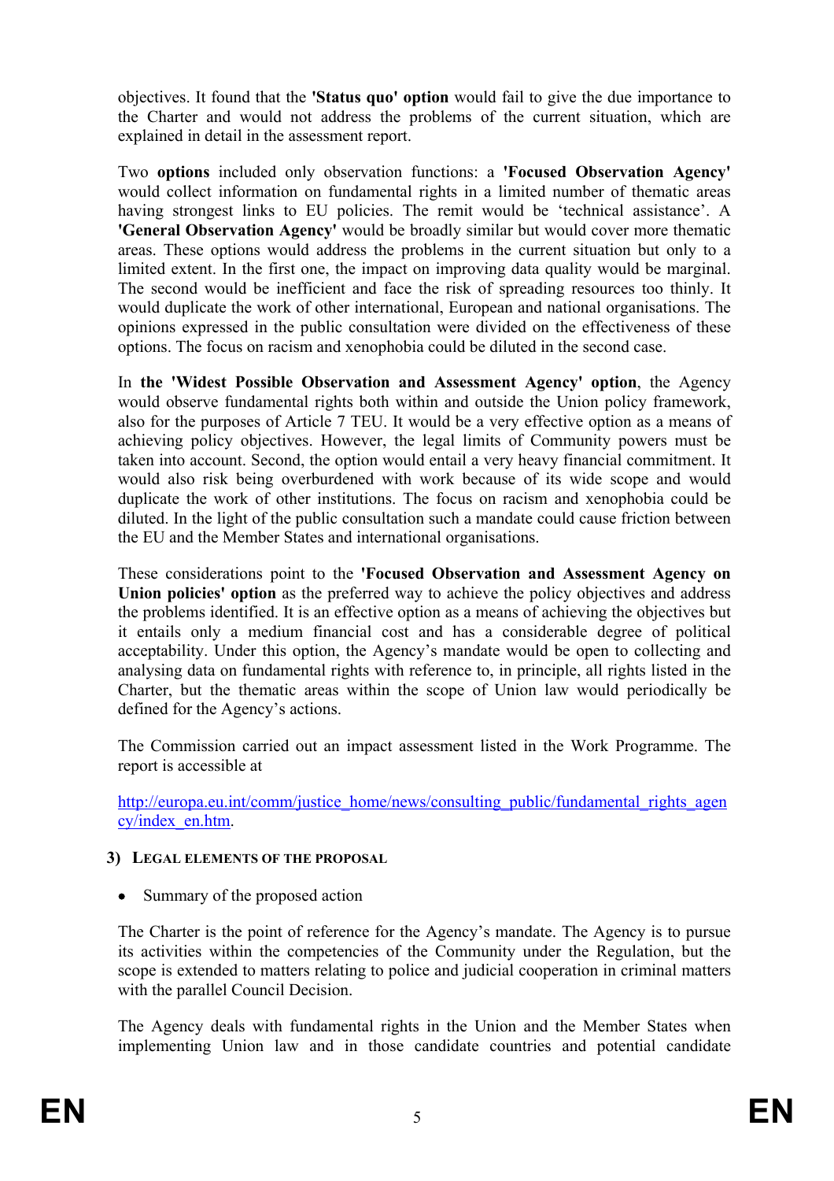objectives. It found that the **'Status quo' option** would fail to give the due importance to the Charter and would not address the problems of the current situation, which are explained in detail in the assessment report.

Two **options** included only observation functions: a **'Focused Observation Agency'** would collect information on fundamental rights in a limited number of thematic areas having strongest links to EU policies. The remit would be 'technical assistance'. A **'General Observation Agency'** would be broadly similar but would cover more thematic areas. These options would address the problems in the current situation but only to a limited extent. In the first one, the impact on improving data quality would be marginal. The second would be inefficient and face the risk of spreading resources too thinly. It would duplicate the work of other international, European and national organisations. The opinions expressed in the public consultation were divided on the effectiveness of these options. The focus on racism and xenophobia could be diluted in the second case.

In **the 'Widest Possible Observation and Assessment Agency' option**, the Agency would observe fundamental rights both within and outside the Union policy framework, also for the purposes of Article 7 TEU. It would be a very effective option as a means of achieving policy objectives. However, the legal limits of Community powers must be taken into account. Second, the option would entail a very heavy financial commitment. It would also risk being overburdened with work because of its wide scope and would duplicate the work of other institutions. The focus on racism and xenophobia could be diluted. In the light of the public consultation such a mandate could cause friction between the EU and the Member States and international organisations.

These considerations point to the **'Focused Observation and Assessment Agency on Union policies' option** as the preferred way to achieve the policy objectives and address the problems identified. It is an effective option as a means of achieving the objectives but it entails only a medium financial cost and has a considerable degree of political acceptability. Under this option, the Agency's mandate would be open to collecting and analysing data on fundamental rights with reference to, in principle, all rights listed in the Charter, but the thematic areas within the scope of Union law would periodically be defined for the Agency's actions.

The Commission carried out an impact assessment listed in the Work Programme. The report is accessible at

http://europa.eu.int/comm/justice_home/news/consulting_public/fundamental_rights_agency/index_en.htm.

## 3) LEGAL ELEMENTS OF THE PROPOSAL

- Summary of the proposed action

The Charter is the point of reference for the Agency's mandate. The Agency is to pursue its activities within the competencies of the Community under the Regulation, but the scope is extended to matters relating to police and judicial cooperation in criminal matters with the parallel Council Decision.

The Agency deals with fundamental rights in the Union and the Member States when implementing Union law and in those candidate countries and potential candidate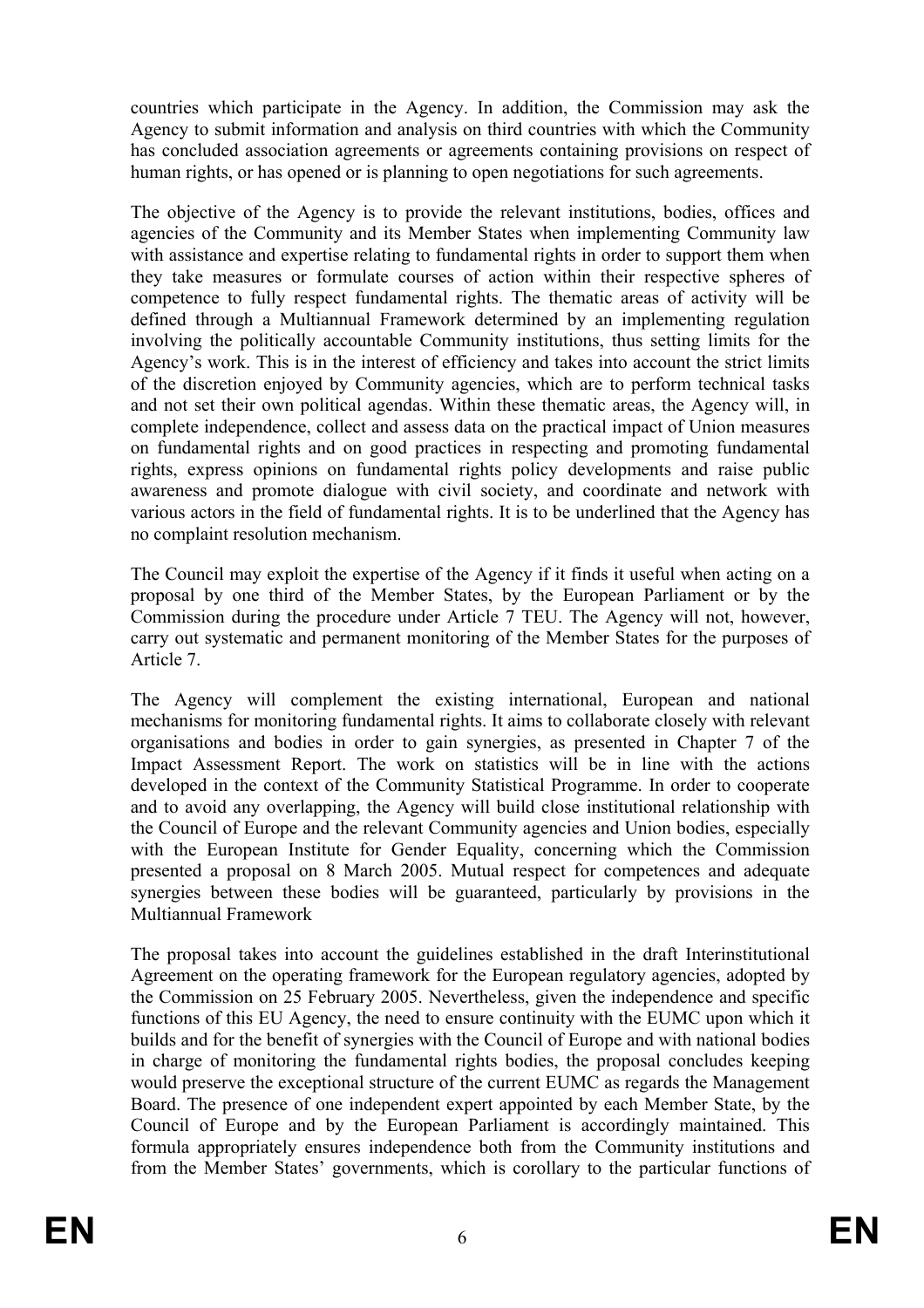countries which participate in the Agency. In addition, the Commission may ask the Agency to submit information and analysis on third countries with which the Community has concluded association agreements or agreements containing provisions on respect of human rights, or has opened or is planning to open negotiations for such agreements.

The objective of the Agency is to provide the relevant institutions, bodies, offices and agencies of the Community and its Member States when implementing Community law with assistance and expertise relating to fundamental rights in order to support them when they take measures or formulate courses of action within their respective spheres of competence to fully respect fundamental rights. The thematic areas of activity will be defined through a Multiannual Framework determined by an implementing regulation involving the politically accountable Community institutions, thus setting limits for the Agency's work. This is in the interest of efficiency and takes into account the strict limits of the discretion enjoyed by Community agencies, which are to perform technical tasks and not set their own political agendas. Within these thematic areas, the Agency will, in complete independence, collect and assess data on the practical impact of Union measures on fundamental rights and on good practices in respecting and promoting fundamental rights, express opinions on fundamental rights policy developments and raise public awareness and promote dialogue with civil society, and coordinate and network with various actors in the field of fundamental rights. It is to be underlined that the Agency has no complaint resolution mechanism.

The Council may exploit the expertise of the Agency if it finds it useful when acting on a proposal by one third of the Member States, by the European Parliament or by the Commission during the procedure under Article 7 TEU. The Agency will not, however, carry out systematic and permanent monitoring of the Member States for the purposes of Article 7.

The Agency will complement the existing international, European and national mechanisms for monitoring fundamental rights. It aims to collaborate closely with relevant organisations and bodies in order to gain synergies, as presented in Chapter 7 of the Impact Assessment Report. The work on statistics will be in line with the actions developed in the context of the Community Statistical Programme. In order to cooperate and to avoid any overlapping, the Agency will build close institutional relationship with the Council of Europe and the relevant Community agencies and Union bodies, especially with the European Institute for Gender Equality, concerning which the Commission presented a proposal on 8 March 2005. Mutual respect for competences and adequate synergies between these bodies will be guaranteed, particularly by provisions in the Multiannual Framework

The proposal takes into account the guidelines established in the draft Interinstitutional Agreement on the operating framework for the European regulatory agencies, adopted by the Commission on 25 February 2005. Nevertheless, given the independence and specific functions of this EU Agency, the need to ensure continuity with the EUMC upon which it builds and for the benefit of synergies with the Council of Europe and with national bodies in charge of monitoring the fundamental rights bodies, the proposal concludes keeping would preserve the exceptional structure of the current EUMC as regards the Management Board. The presence of one independent expert appointed by each Member State, by the Council of Europe and by the European Parliament is accordingly maintained. This formula appropriately ensures independence both from the Community institutions and from the Member States' governments, which is corollary to the particular functions of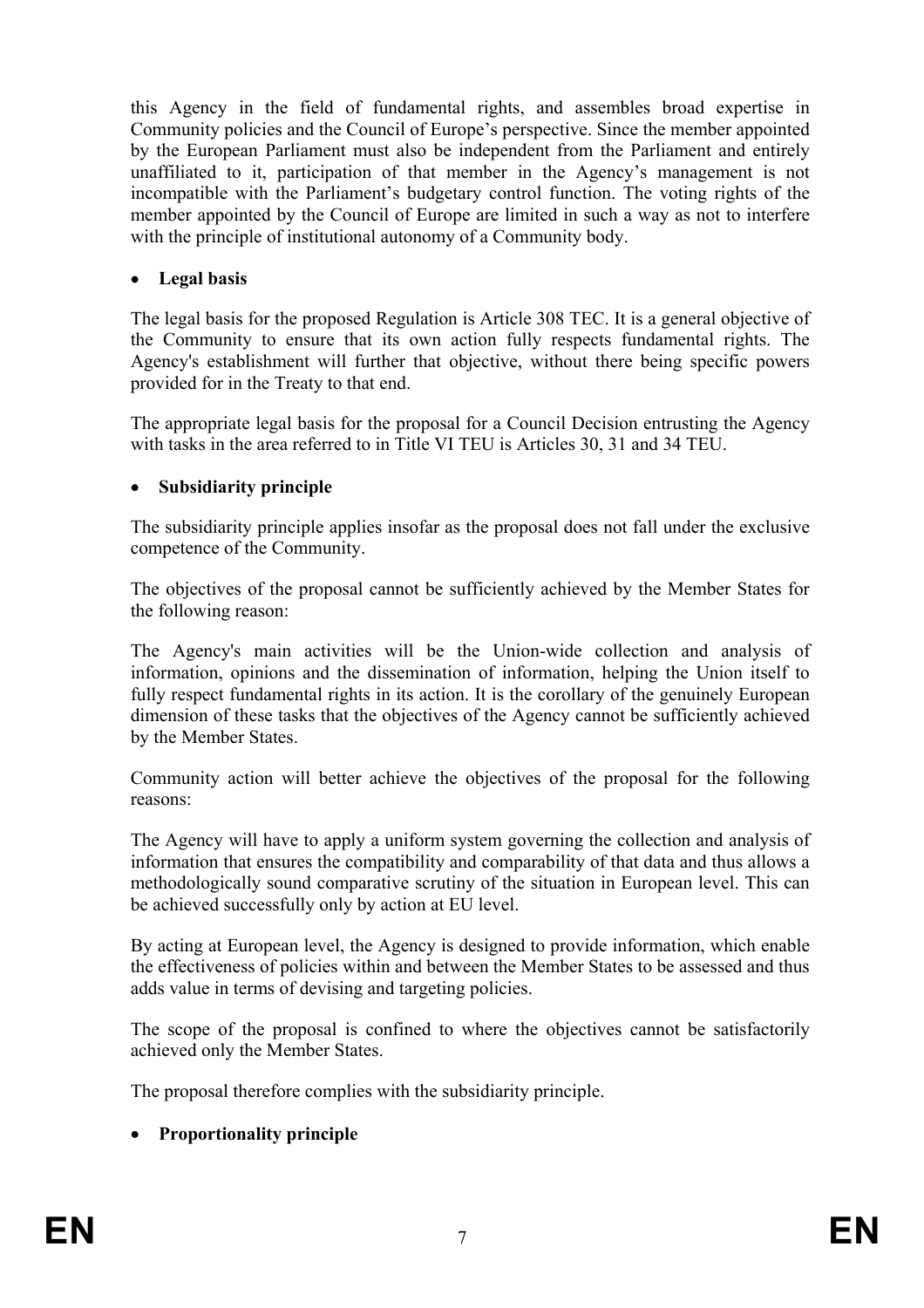this Agency in the field of fundamental rights, and assembles broad expertise in Community policies and the Council of Europe's perspective. Since the member appointed by the European Parliament must also be independent from the Parliament and entirely unaffiliated to it, participation of that member in the Agency's management is not incompatible with the Parliament's budgetary control function. The voting rights of the member appointed by the Council of Europe are limited in such a way as not to interfere with the principle of institutional autonomy of a Community body.

- **Legal basis**

The legal basis for the proposed Regulation is Article 308 TEC. It is a general objective of the Community to ensure that its own action fully respects fundamental rights. The Agency's establishment will further that objective, without there being specific powers provided for in the Treaty to that end.

The appropriate legal basis for the proposal for a Council Decision entrusting the Agency with tasks in the area referred to in Title VI TEU is Articles 30, 31 and 34 TEU.

- **Subsidiarity principle**

The subsidiarity principle applies insofar as the proposal does not fall under the exclusive competence of the Community.

The objectives of the proposal cannot be sufficiently achieved by the Member States for the following reason:

The Agency's main activities will be the Union-wide collection and analysis of information, opinions and the dissemination of information, helping the Union itself to fully respect fundamental rights in its action. It is the corollary of the genuinely European dimension of these tasks that the objectives of the Agency cannot be sufficiently achieved by the Member States.

Community action will better achieve the objectives of the proposal for the following reasons:

The Agency will have to apply a uniform system governing the collection and analysis of information that ensures the compatibility and comparability of that data and thus allows a methodologically sound comparative scrutiny of the situation in European level. This can be achieved successfully only by action at EU level.

By acting at European level, the Agency is designed to provide information, which enable the effectiveness of policies within and between the Member States to be assessed and thus adds value in terms of devising and targeting policies.

The scope of the proposal is confined to where the objectives cannot be satisfactorily achieved only the Member States.

The proposal therefore complies with the subsidiarity principle.

- **Proportionality principle**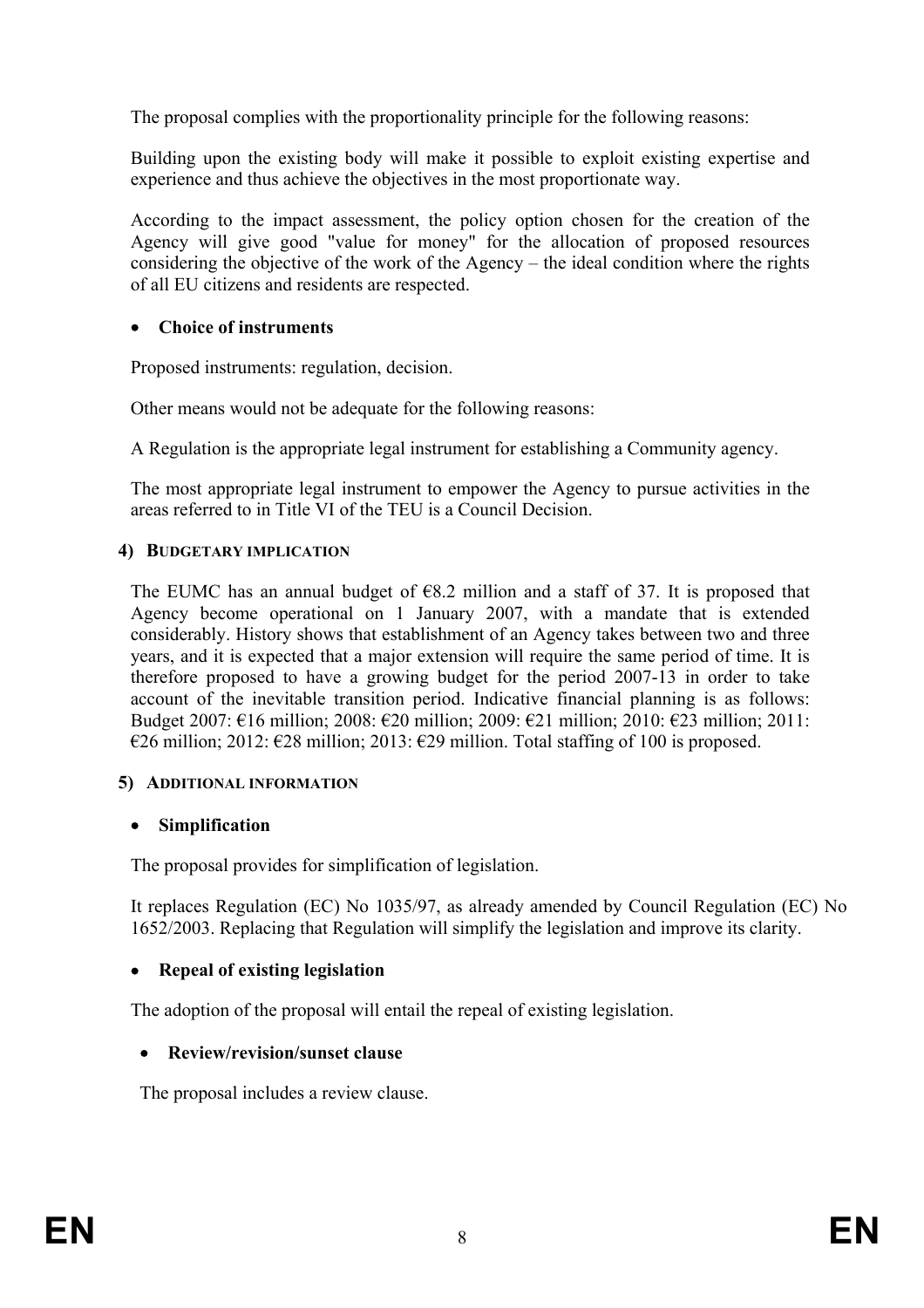The proposal complies with the proportionality principle for the following reasons:

Building upon the existing body will make it possible to exploit existing expertise and experience and thus achieve the objectives in the most proportionate way.

According to the impact assessment, the policy option chosen for the creation of the Agency will give good "value for money" for the allocation of proposed resources considering the objective of the work of the Agency – the ideal condition where the rights of all EU citizens and residents are respected.

- **Choice of instruments**

Proposed instruments: regulation, decision.

Other means would not be adequate for the following reasons:

A Regulation is the appropriate legal instrument for establishing a Community agency.

The most appropriate legal instrument to empower the Agency to pursue activities in the areas referred to in Title VI of the TEU is a Council Decision.

## 4) BUDGETARY IMPLICATION

The EUMC has an annual budget of €8.2 million and a staff of 37. It is proposed that Agency become operational on 1 January 2007, with a mandate that is extended considerably. History shows that establishment of an Agency takes between two and three years, and it is expected that a major extension will require the same period of time. It is therefore proposed to have a growing budget for the period 2007-13 in order to take account of the inevitable transition period. Indicative financial planning is as follows: Budget 2007: €16 million; 2008: €20 million; 2009: €21 million; 2010: €23 million; 2011: €26 million; 2012: €28 million; 2013: €29 million. Total staffing of 100 is proposed.

## 5) ADDITIONAL INFORMATION

- **Simplification**

The proposal provides for simplification of legislation.

It replaces Regulation (EC) No 1035/97, as already amended by Council Regulation (EC) No 1652/2003. Replacing that Regulation will simplify the legislation and improve its clarity.

- **Repeal of existing legislation**

The adoption of the proposal will entail the repeal of existing legislation.

- **Review/revision/sunset clause**

The proposal includes a review clause.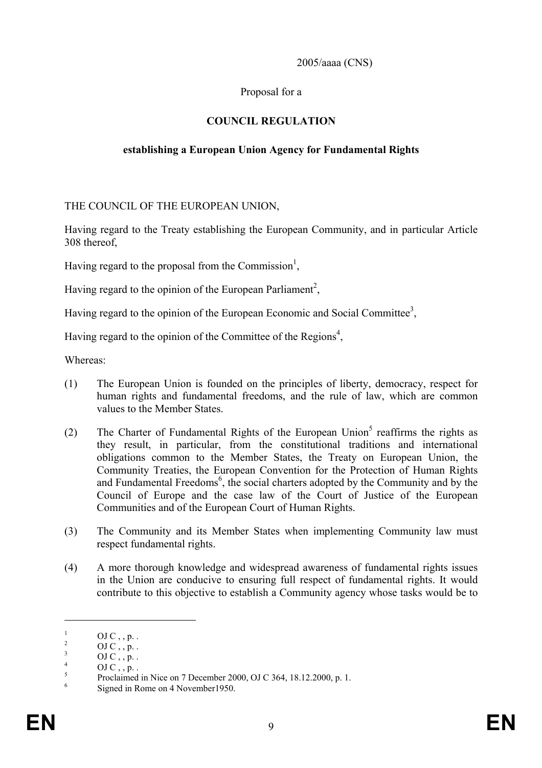2005/aaaa (CNS)

Proposal for a

**COUNCIL REGULATION**

**establishing a European Union Agency for Fundamental Rights**

THE COUNCIL OF THE EUROPEAN UNION,

Having regard to the Treaty establishing the European Community, and in particular Article 308 thereof,

Having regard to the proposal from the Commission[1],

Having regard to the opinion of the European Parliament[2],

Having regard to the opinion of the European Economic and Social Committee[3],

Having regard to the opinion of the Committee of the Regions[4],

Whereas:

(1) The European Union is founded on the principles of liberty, democracy, respect for human rights and fundamental freedoms, and the rule of law, which are common values to the Member States.

(2) The Charter of Fundamental Rights of the European Union[5] reaffirms the rights as they result, in particular, from the constitutional traditions and international obligations common to the Member States, the Treaty on European Union, the Community Treaties, the European Convention for the Protection of Human Rights and Fundamental Freedoms[6], the social charters adopted by the Community and by the Council of Europe and the case law of the Court of Justice of the European Communities and of the European Court of Human Rights.

(3) The Community and its Member States when implementing Community law must respect fundamental rights.

(4) A more thorough knowledge and widespread awareness of fundamental rights issues in the Union are conducive to ensuring full respect of fundamental rights. It would contribute to this objective to establish a Community agency whose tasks would be to

---

[1] OJ C , , p. .
[2] OJ C , , p. .
[3] OJ C , , p. .
[4] OJ C , , p. .
[5] Proclaimed in Nice on 7 December 2000, OJ C 364, 18.12.2000, p. 1.
[6] Signed in Rome on 4 November1950.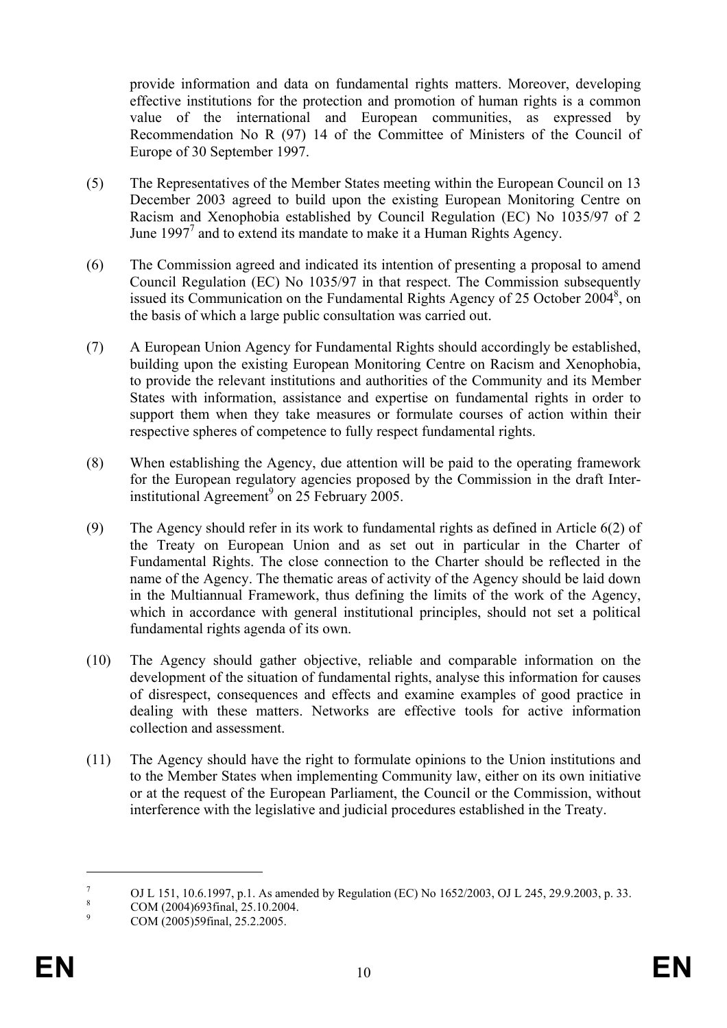provide information and data on fundamental rights matters. Moreover, developing effective institutions for the protection and promotion of human rights is a common value of the international and European communities, as expressed by Recommendation No R (97) 14 of the Committee of Ministers of the Council of Europe of 30 September 1997.

(5) The Representatives of the Member States meeting within the European Council on 13 December 2003 agreed to build upon the existing European Monitoring Centre on Racism and Xenophobia established by Council Regulation (EC) No 1035/97 of 2 June 1997[7] and to extend its mandate to make it a Human Rights Agency.

(6) The Commission agreed and indicated its intention of presenting a proposal to amend Council Regulation (EC) No 1035/97 in that respect. The Commission subsequently issued its Communication on the Fundamental Rights Agency of 25 October 2004[8], on the basis of which a large public consultation was carried out.

(7) A European Union Agency for Fundamental Rights should accordingly be established, building upon the existing European Monitoring Centre on Racism and Xenophobia, to provide the relevant institutions and authorities of the Community and its Member States with information, assistance and expertise on fundamental rights in order to support them when they take measures or formulate courses of action within their respective spheres of competence to fully respect fundamental rights.

(8) When establishing the Agency, due attention will be paid to the operating framework for the European regulatory agencies proposed by the Commission in the draft Inter-institutional Agreement[9] on 25 February 2005.

(9) The Agency should refer in its work to fundamental rights as defined in Article 6(2) of the Treaty on European Union and as set out in particular in the Charter of Fundamental Rights. The close connection to the Charter should be reflected in the name of the Agency. The thematic areas of activity of the Agency should be laid down in the Multiannual Framework, thus defining the limits of the work of the Agency, which in accordance with general institutional principles, should not set a political fundamental rights agenda of its own.

(10) The Agency should gather objective, reliable and comparable information on the development of the situation of fundamental rights, analyse this information for causes of disrespect, consequences and effects and examine examples of good practice in dealing with these matters. Networks are effective tools for active information collection and assessment.

(11) The Agency should have the right to formulate opinions to the Union institutions and to the Member States when implementing Community law, either on its own initiative or at the request of the European Parliament, the Council or the Commission, without interference with the legislative and judicial procedures established in the Treaty.

---

[7] OJ L 151, 10.6.1997, p.1. As amended by Regulation (EC) No 1652/2003, OJ L 245, 29.9.2003, p. 33.

[8] COM (2004)693final, 25.10.2004.

[9] COM (2005)59final, 25.2.2005.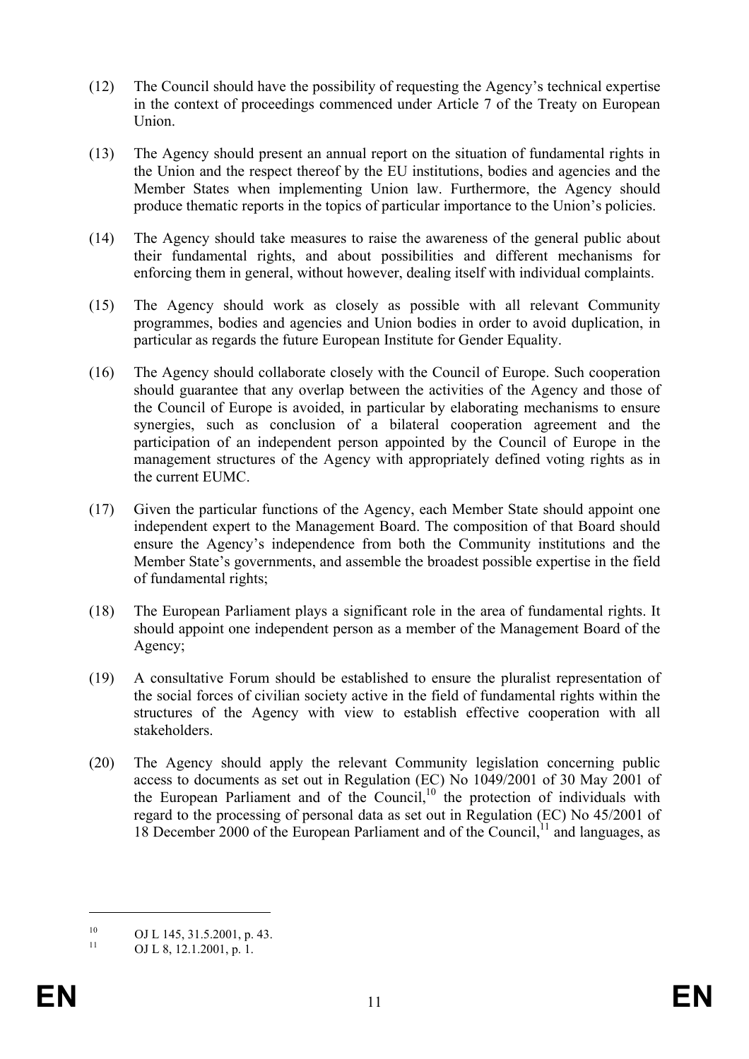(12) The Council should have the possibility of requesting the Agency's technical expertise in the context of proceedings commenced under Article 7 of the Treaty on European Union.

(13) The Agency should present an annual report on the situation of fundamental rights in the Union and the respect thereof by the EU institutions, bodies and agencies and the Member States when implementing Union law. Furthermore, the Agency should produce thematic reports in the topics of particular importance to the Union's policies.

(14) The Agency should take measures to raise the awareness of the general public about their fundamental rights, and about possibilities and different mechanisms for enforcing them in general, without however, dealing itself with individual complaints.

(15) The Agency should work as closely as possible with all relevant Community programmes, bodies and agencies and Union bodies in order to avoid duplication, in particular as regards the future European Institute for Gender Equality.

(16) The Agency should collaborate closely with the Council of Europe. Such cooperation should guarantee that any overlap between the activities of the Agency and those of the Council of Europe is avoided, in particular by elaborating mechanisms to ensure synergies, such as conclusion of a bilateral cooperation agreement and the participation of an independent person appointed by the Council of Europe in the management structures of the Agency with appropriately defined voting rights as in the current EUMC.

(17) Given the particular functions of the Agency, each Member State should appoint one independent expert to the Management Board. The composition of that Board should ensure the Agency's independence from both the Community institutions and the Member State's governments, and assemble the broadest possible expertise in the field of fundamental rights;

(18) The European Parliament plays a significant role in the area of fundamental rights. It should appoint one independent person as a member of the Management Board of the Agency;

(19) A consultative Forum should be established to ensure the pluralist representation of the social forces of civilian society active in the field of fundamental rights within the structures of the Agency with view to establish effective cooperation with all stakeholders.

(20) The Agency should apply the relevant Community legislation concerning public access to documents as set out in Regulation (EC) No 1049/2001 of 30 May 2001 of the European Parliament and of the Council,[10] the protection of individuals with regard to the processing of personal data as set out in Regulation (EC) No 45/2001 of 18 December 2000 of the European Parliament and of the Council,[11] and languages, as

---

[10] OJ L 145, 31.5.2001, p. 43.

[11] OJ L 8, 12.1.2001, p. 1.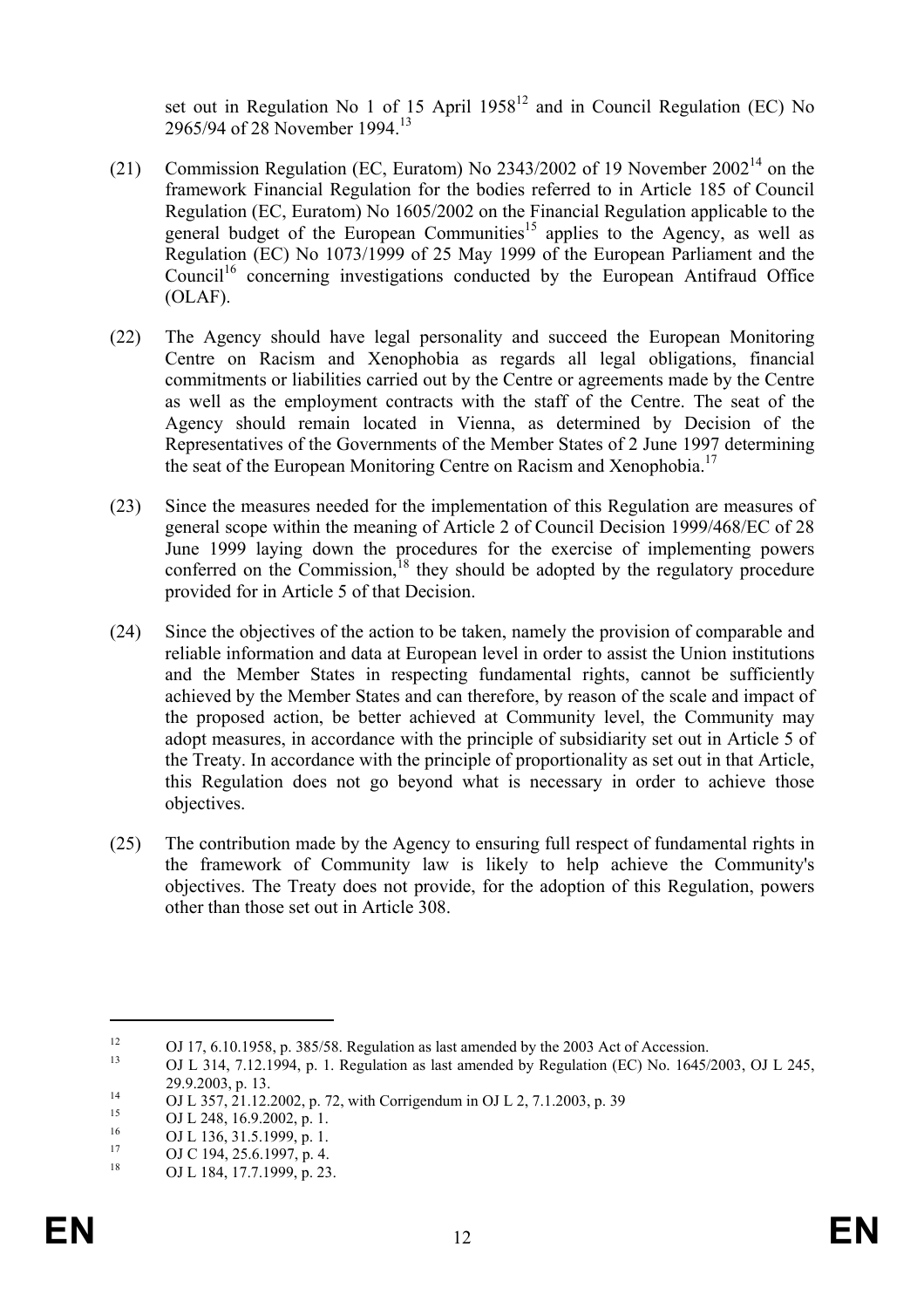set out in Regulation No 1 of 15 April 1958[12] and in Council Regulation (EC) No 2965/94 of 28 November 1994.[13]

(21) Commission Regulation (EC, Euratom) No 2343/2002 of 19 November 2002[14] on the framework Financial Regulation for the bodies referred to in Article 185 of Council Regulation (EC, Euratom) No 1605/2002 on the Financial Regulation applicable to the general budget of the European Communities[15] applies to the Agency, as well as Regulation (EC) No 1073/1999 of 25 May 1999 of the European Parliament and the Council[16] concerning investigations conducted by the European Antifraud Office (OLAF).

(22) The Agency should have legal personality and succeed the European Monitoring Centre on Racism and Xenophobia as regards all legal obligations, financial commitments or liabilities carried out by the Centre or agreements made by the Centre as well as the employment contracts with the staff of the Centre. The seat of the Agency should remain located in Vienna, as determined by Decision of the Representatives of the Governments of the Member States of 2 June 1997 determining the seat of the European Monitoring Centre on Racism and Xenophobia.[17]

(23) Since the measures needed for the implementation of this Regulation are measures of general scope within the meaning of Article 2 of Council Decision 1999/468/EC of 28 June 1999 laying down the procedures for the exercise of implementing powers conferred on the Commission,[18] they should be adopted by the regulatory procedure provided for in Article 5 of that Decision.

(24) Since the objectives of the action to be taken, namely the provision of comparable and reliable information and data at European level in order to assist the Union institutions and the Member States in respecting fundamental rights, cannot be sufficiently achieved by the Member States and can therefore, by reason of the scale and impact of the proposed action, be better achieved at Community level, the Community may adopt measures, in accordance with the principle of subsidiarity set out in Article 5 of the Treaty. In accordance with the principle of proportionality as set out in that Article, this Regulation does not go beyond what is necessary in order to achieve those objectives.

(25) The contribution made by the Agency to ensuring full respect of fundamental rights in the framework of Community law is likely to help achieve the Community's objectives. The Treaty does not provide, for the adoption of this Regulation, powers other than those set out in Article 308.

---

[12] OJ 17, 6.10.1958, p. 385/58. Regulation as last amended by the 2003 Act of Accession.

[13] OJ L 314, 7.12.1994, p. 1. Regulation as last amended by Regulation (EC) No. 1645/2003, OJ L 245, 29.9.2003, p. 13.

[14] OJ L 357, 21.12.2002, p. 72, with Corrigendum in OJ L 2, 7.1.2003, p. 39

[15] OJ L 248, 16.9.2002, p. 1.

[16] OJ L 136, 31.5.1999, p. 1.

[17] OJ C 194, 25.6.1997, p. 4.

[18] OJ L 184, 17.7.1999, p. 23.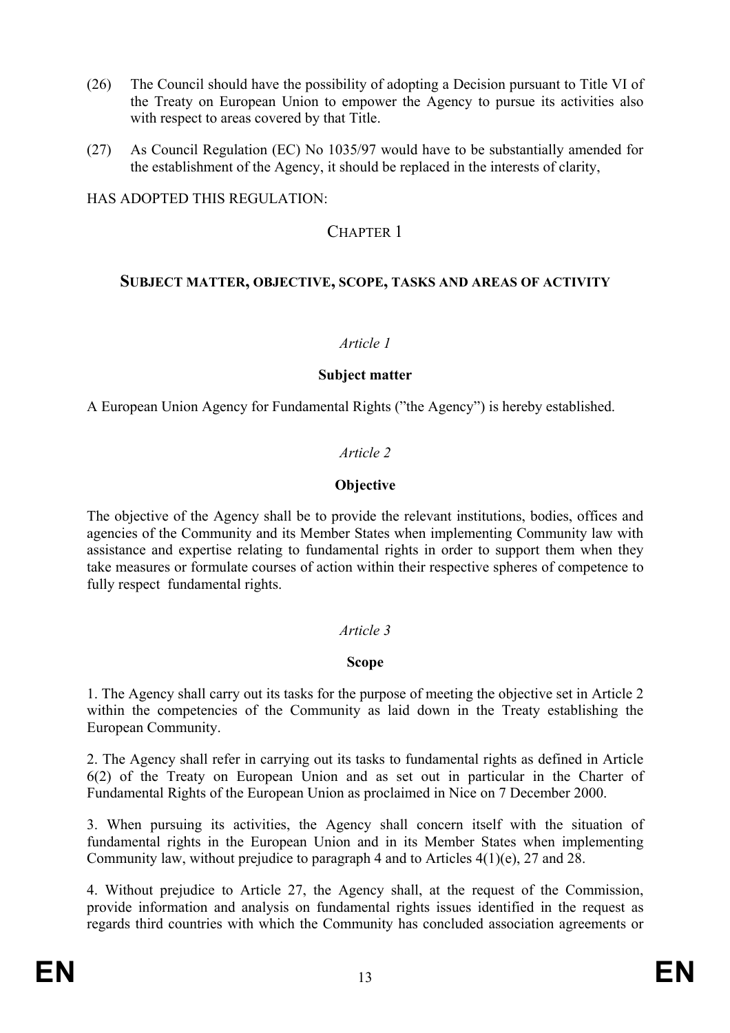(26) The Council should have the possibility of adopting a Decision pursuant to Title VI of the Treaty on European Union to empower the Agency to pursue its activities also with respect to areas covered by that Title.

(27) As Council Regulation (EC) No 1035/97 would have to be substantially amended for the establishment of the Agency, it should be replaced in the interests of clarity,

HAS ADOPTED THIS REGULATION:

## CHAPTER 1

### SUBJECT MATTER, OBJECTIVE, SCOPE, TASKS AND AREAS OF ACTIVITY

*Article 1*

**Subject matter**

A European Union Agency for Fundamental Rights (”the Agency”) is hereby established.

*Article 2*

**Objective**

The objective of the Agency shall be to provide the relevant institutions, bodies, offices and agencies of the Community and its Member States when implementing Community law with assistance and expertise relating to fundamental rights in order to support them when they take measures or formulate courses of action within their respective spheres of competence to fully respect fundamental rights.

*Article 3*

**Scope**

1. The Agency shall carry out its tasks for the purpose of meeting the objective set in Article 2 within the competencies of the Community as laid down in the Treaty establishing the European Community.

2. The Agency shall refer in carrying out its tasks to fundamental rights as defined in Article 6(2) of the Treaty on European Union and as set out in particular in the Charter of Fundamental Rights of the European Union as proclaimed in Nice on 7 December 2000.

3. When pursuing its activities, the Agency shall concern itself with the situation of fundamental rights in the European Union and in its Member States when implementing Community law, without prejudice to paragraph 4 and to Articles 4(1)(e), 27 and 28.

4. Without prejudice to Article 27, the Agency shall, at the request of the Commission, provide information and analysis on fundamental rights issues identified in the request as regards third countries with which the Community has concluded association agreements or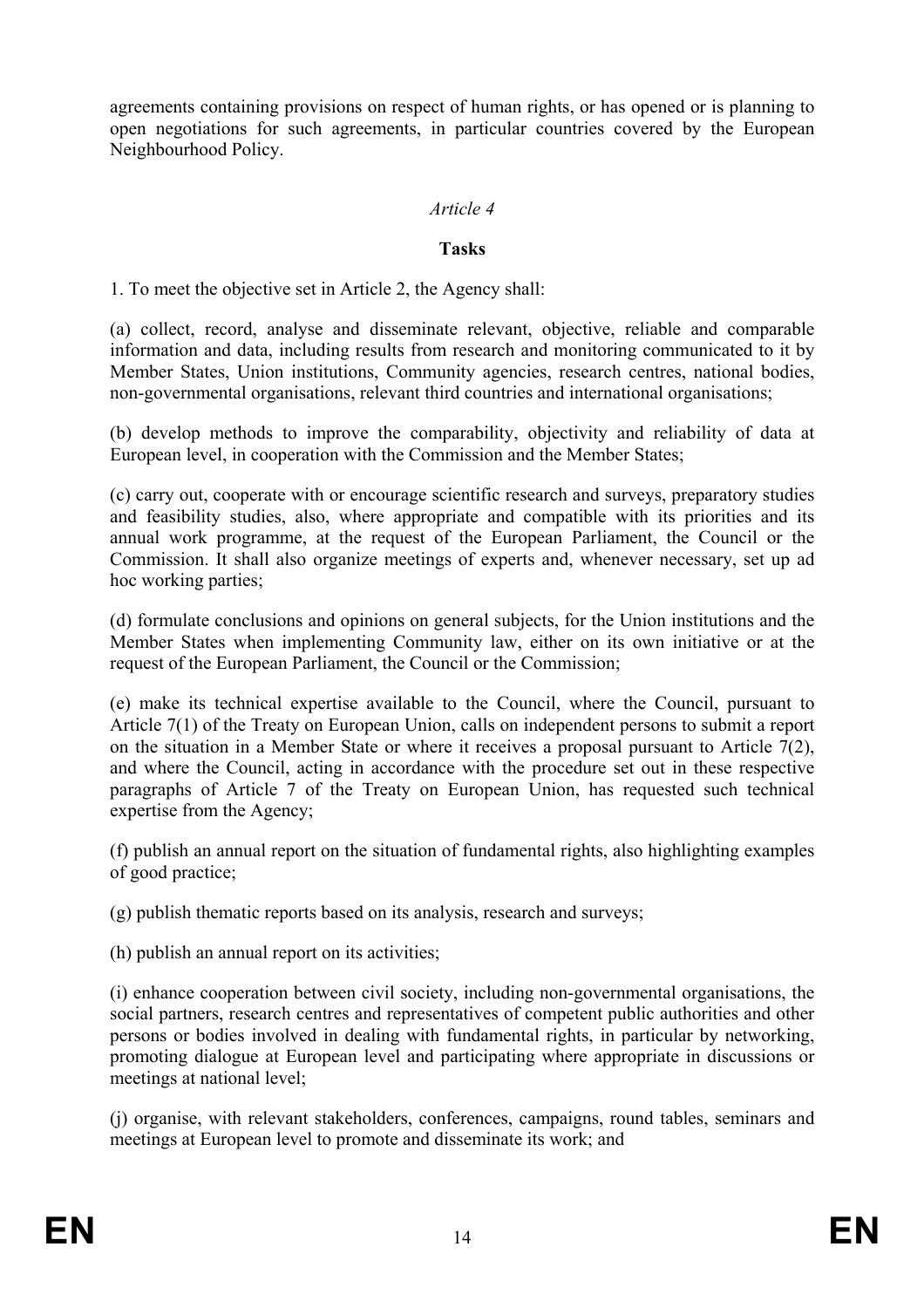agreements containing provisions on respect of human rights, or has opened or is planning to open negotiations for such agreements, in particular countries covered by the European Neighbourhood Policy.

*Article 4*

**Tasks**

1. To meet the objective set in Article 2, the Agency shall:

(a) collect, record, analyse and disseminate relevant, objective, reliable and comparable information and data, including results from research and monitoring communicated to it by Member States, Union institutions, Community agencies, research centres, national bodies, non-governmental organisations, relevant third countries and international organisations;

(b) develop methods to improve the comparability, objectivity and reliability of data at European level, in cooperation with the Commission and the Member States;

(c) carry out, cooperate with or encourage scientific research and surveys, preparatory studies and feasibility studies, also, where appropriate and compatible with its priorities and its annual work programme, at the request of the European Parliament, the Council or the Commission. It shall also organize meetings of experts and, whenever necessary, set up ad hoc working parties;

(d) formulate conclusions and opinions on general subjects, for the Union institutions and the Member States when implementing Community law, either on its own initiative or at the request of the European Parliament, the Council or the Commission;

(e) make its technical expertise available to the Council, where the Council, pursuant to Article 7(1) of the Treaty on European Union, calls on independent persons to submit a report on the situation in a Member State or where it receives a proposal pursuant to Article 7(2), and where the Council, acting in accordance with the procedure set out in these respective paragraphs of Article 7 of the Treaty on European Union, has requested such technical expertise from the Agency;

(f) publish an annual report on the situation of fundamental rights, also highlighting examples of good practice;

(g) publish thematic reports based on its analysis, research and surveys;

(h) publish an annual report on its activities;

(i) enhance cooperation between civil society, including non-governmental organisations, the social partners, research centres and representatives of competent public authorities and other persons or bodies involved in dealing with fundamental rights, in particular by networking, promoting dialogue at European level and participating where appropriate in discussions or meetings at national level;

(j) organise, with relevant stakeholders, conferences, campaigns, round tables, seminars and meetings at European level to promote and disseminate its work; and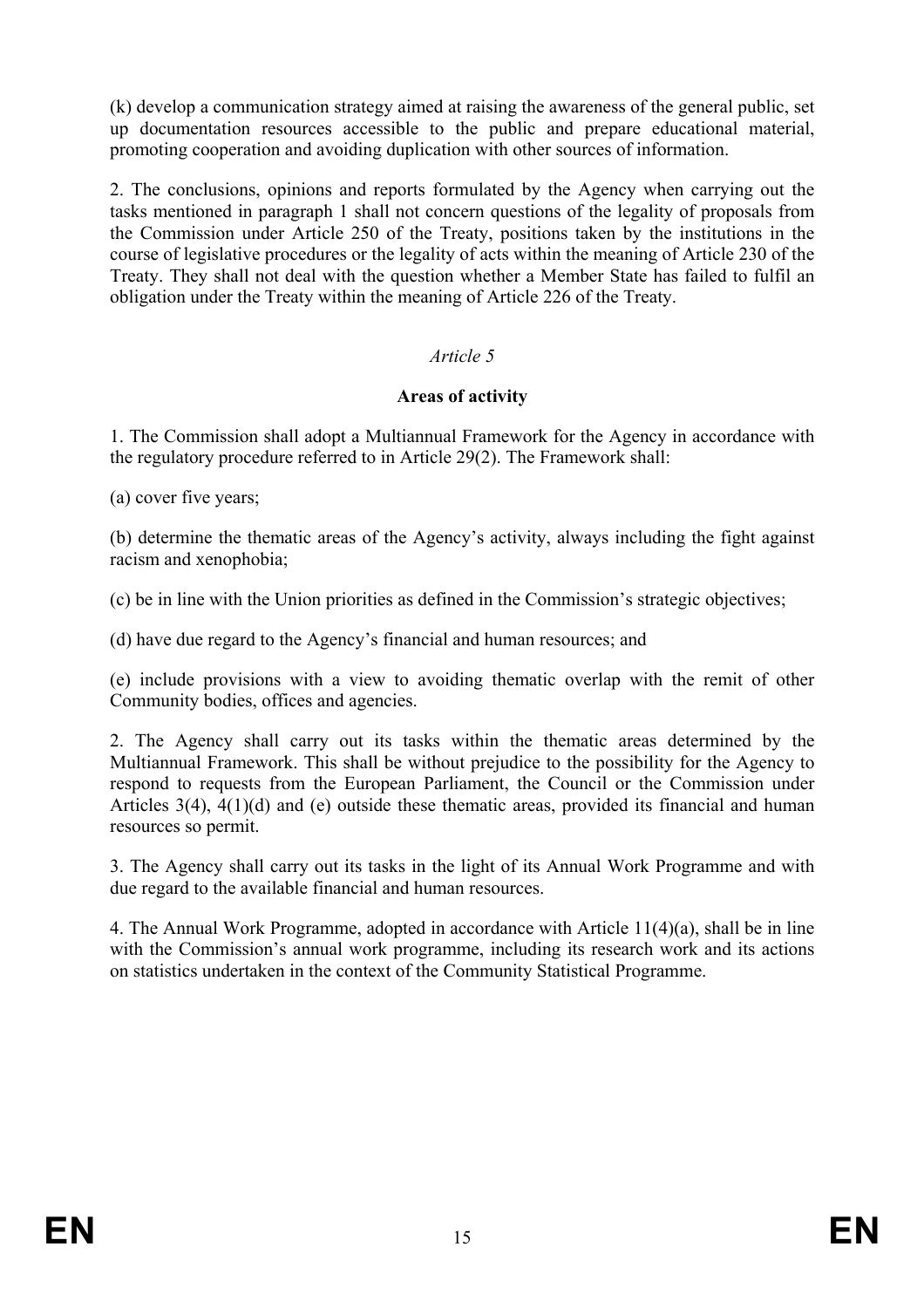(k) develop a communication strategy aimed at raising the awareness of the general public, set up documentation resources accessible to the public and prepare educational material, promoting cooperation and avoiding duplication with other sources of information.

2. The conclusions, opinions and reports formulated by the Agency when carrying out the tasks mentioned in paragraph 1 shall not concern questions of the legality of proposals from the Commission under Article 250 of the Treaty, positions taken by the institutions in the course of legislative procedures or the legality of acts within the meaning of Article 230 of the Treaty. They shall not deal with the question whether a Member State has failed to fulfil an obligation under the Treaty within the meaning of Article 226 of the Treaty.

*Article 5*

**Areas of activity**

1. The Commission shall adopt a Multiannual Framework for the Agency in accordance with the regulatory procedure referred to in Article 29(2). The Framework shall:

(a) cover five years;

(b) determine the thematic areas of the Agency's activity, always including the fight against racism and xenophobia;

(c) be in line with the Union priorities as defined in the Commission's strategic objectives;

(d) have due regard to the Agency's financial and human resources; and

(e) include provisions with a view to avoiding thematic overlap with the remit of other Community bodies, offices and agencies.

2. The Agency shall carry out its tasks within the thematic areas determined by the Multiannual Framework. This shall be without prejudice to the possibility for the Agency to respond to requests from the European Parliament, the Council or the Commission under Articles 3(4), 4(1)(d) and (e) outside these thematic areas, provided its financial and human resources so permit.

3. The Agency shall carry out its tasks in the light of its Annual Work Programme and with due regard to the available financial and human resources.

4. The Annual Work Programme, adopted in accordance with Article 11(4)(a), shall be in line with the Commission's annual work programme, including its research work and its actions on statistics undertaken in the context of the Community Statistical Programme.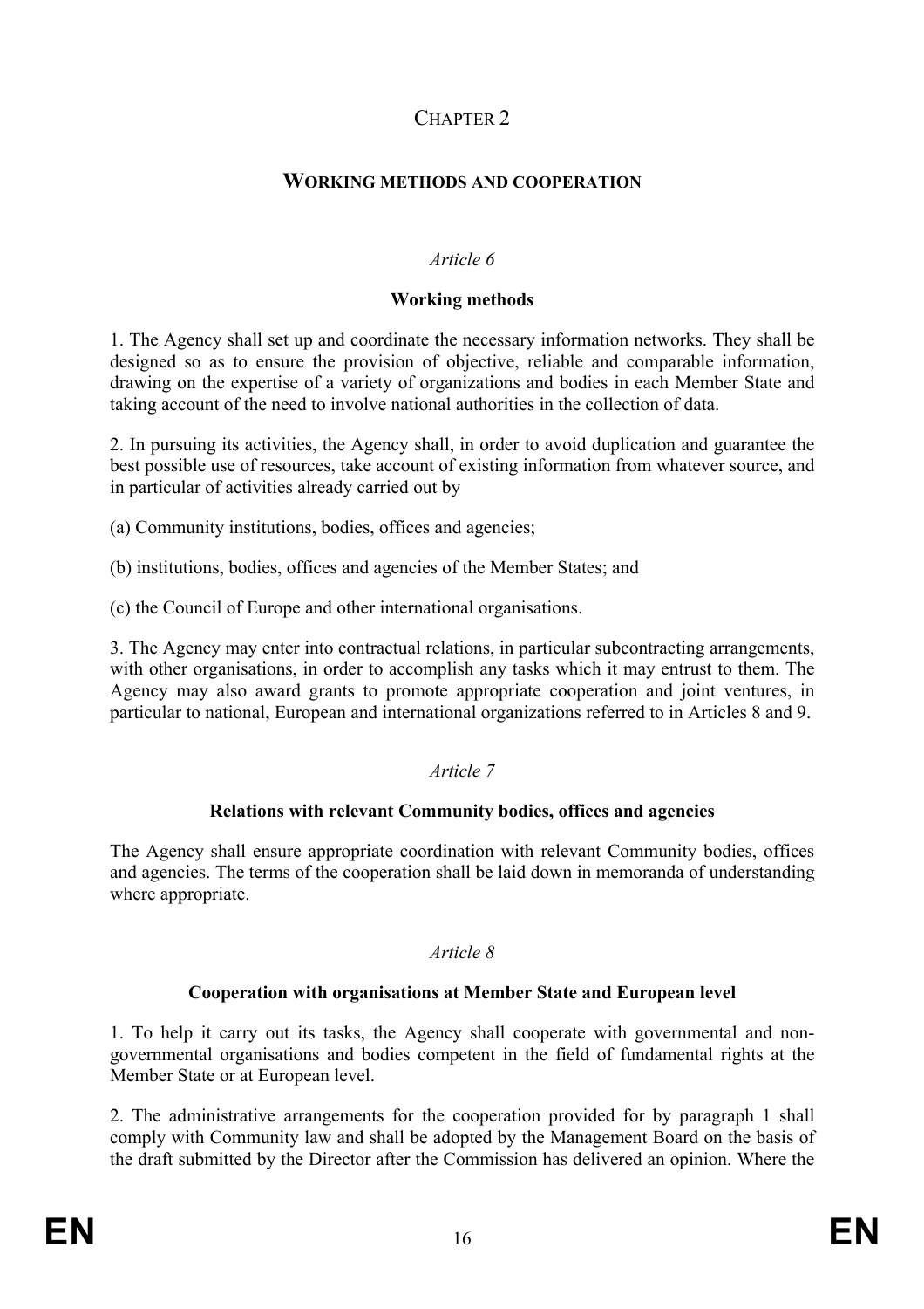# CHAPTER 2

## WORKING METHODS AND COOPERATION

### *Article 6*

**Working methods**

1. The Agency shall set up and coordinate the necessary information networks. They shall be designed so as to ensure the provision of objective, reliable and comparable information, drawing on the expertise of a variety of organizations and bodies in each Member State and taking account of the need to involve national authorities in the collection of data.

2. In pursuing its activities, the Agency shall, in order to avoid duplication and guarantee the best possible use of resources, take account of existing information from whatever source, and in particular of activities already carried out by

(a) Community institutions, bodies, offices and agencies;

(b) institutions, bodies, offices and agencies of the Member States; and

(c) the Council of Europe and other international organisations.

3. The Agency may enter into contractual relations, in particular subcontracting arrangements, with other organisations, in order to accomplish any tasks which it may entrust to them. The Agency may also award grants to promote appropriate cooperation and joint ventures, in particular to national, European and international organizations referred to in Articles 8 and 9.

### *Article 7*

**Relations with relevant Community bodies, offices and agencies**

The Agency shall ensure appropriate coordination with relevant Community bodies, offices and agencies. The terms of the cooperation shall be laid down in memoranda of understanding where appropriate.

### *Article 8*

**Cooperation with organisations at Member State and European level**

1. To help it carry out its tasks, the Agency shall cooperate with governmental and non-governmental organisations and bodies competent in the field of fundamental rights at the Member State or at European level.

2. The administrative arrangements for the cooperation provided for by paragraph 1 shall comply with Community law and shall be adopted by the Management Board on the basis of the draft submitted by the Director after the Commission has delivered an opinion. Where the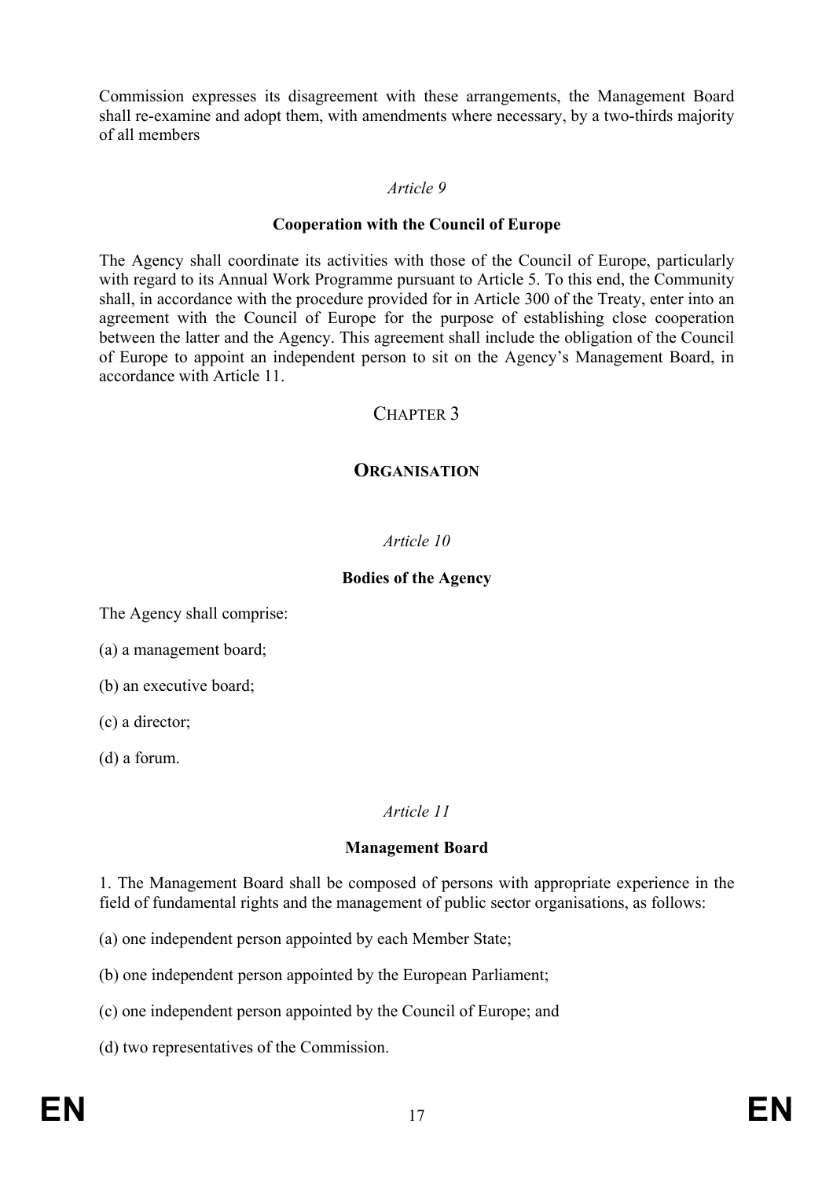Commission expresses its disagreement with these arrangements, the Management Board shall re-examine and adopt them, with amendments where necessary, by a two-thirds majority of all members

*Article 9*

**Cooperation with the Council of Europe**

The Agency shall coordinate its activities with those of the Council of Europe, particularly with regard to its Annual Work Programme pursuant to Article 5. To this end, the Community shall, in accordance with the procedure provided for in Article 300 of the Treaty, enter into an agreement with the Council of Europe for the purpose of establishing close cooperation between the latter and the Agency. This agreement shall include the obligation of the Council of Europe to appoint an independent person to sit on the Agency's Management Board, in accordance with Article 11.

## CHAPTER 3

## ORGANISATION

*Article 10*

**Bodies of the Agency**

The Agency shall comprise:

(a) a management board;

(b) an executive board;

(c) a director;

(d) a forum.

*Article 11*

**Management Board**

1. The Management Board shall be composed of persons with appropriate experience in the field of fundamental rights and the management of public sector organisations, as follows:

(a) one independent person appointed by each Member State;

(b) one independent person appointed by the European Parliament;

(c) one independent person appointed by the Council of Europe; and

(d) two representatives of the Commission.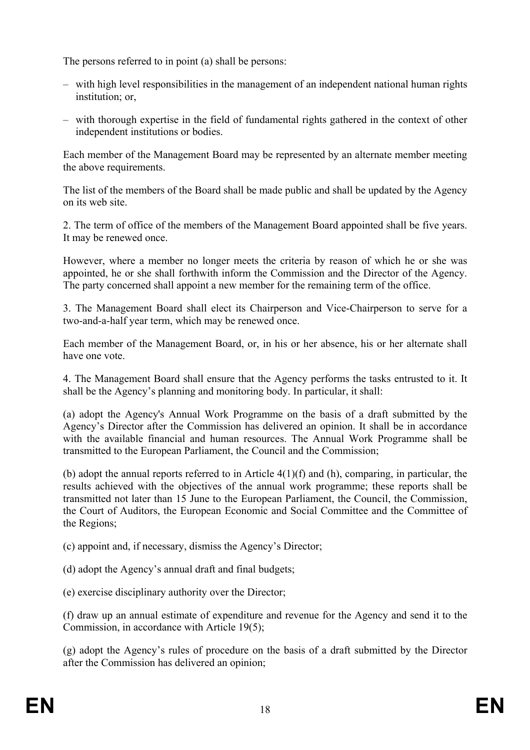The persons referred to in point (a) shall be persons:

– with high level responsibilities in the management of an independent national human rights institution; or,

– with thorough expertise in the field of fundamental rights gathered in the context of other independent institutions or bodies.

Each member of the Management Board may be represented by an alternate member meeting the above requirements.

The list of the members of the Board shall be made public and shall be updated by the Agency on its web site.

2. The term of office of the members of the Management Board appointed shall be five years. It may be renewed once.

However, where a member no longer meets the criteria by reason of which he or she was appointed, he or she shall forthwith inform the Commission and the Director of the Agency. The party concerned shall appoint a new member for the remaining term of the office.

3. The Management Board shall elect its Chairperson and Vice-Chairperson to serve for a two-and-a-half year term, which may be renewed once.

Each member of the Management Board, or, in his or her absence, his or her alternate shall have one vote.

4. The Management Board shall ensure that the Agency performs the tasks entrusted to it. It shall be the Agency's planning and monitoring body. In particular, it shall:

(a) adopt the Agency's Annual Work Programme on the basis of a draft submitted by the Agency's Director after the Commission has delivered an opinion. It shall be in accordance with the available financial and human resources. The Annual Work Programme shall be transmitted to the European Parliament, the Council and the Commission;

(b) adopt the annual reports referred to in Article 4(1)(f) and (h), comparing, in particular, the results achieved with the objectives of the annual work programme; these reports shall be transmitted not later than 15 June to the European Parliament, the Council, the Commission, the Court of Auditors, the European Economic and Social Committee and the Committee of the Regions;

(c) appoint and, if necessary, dismiss the Agency's Director;

(d) adopt the Agency's annual draft and final budgets;

(e) exercise disciplinary authority over the Director;

(f) draw up an annual estimate of expenditure and revenue for the Agency and send it to the Commission, in accordance with Article 19(5);

(g) adopt the Agency's rules of procedure on the basis of a draft submitted by the Director after the Commission has delivered an opinion;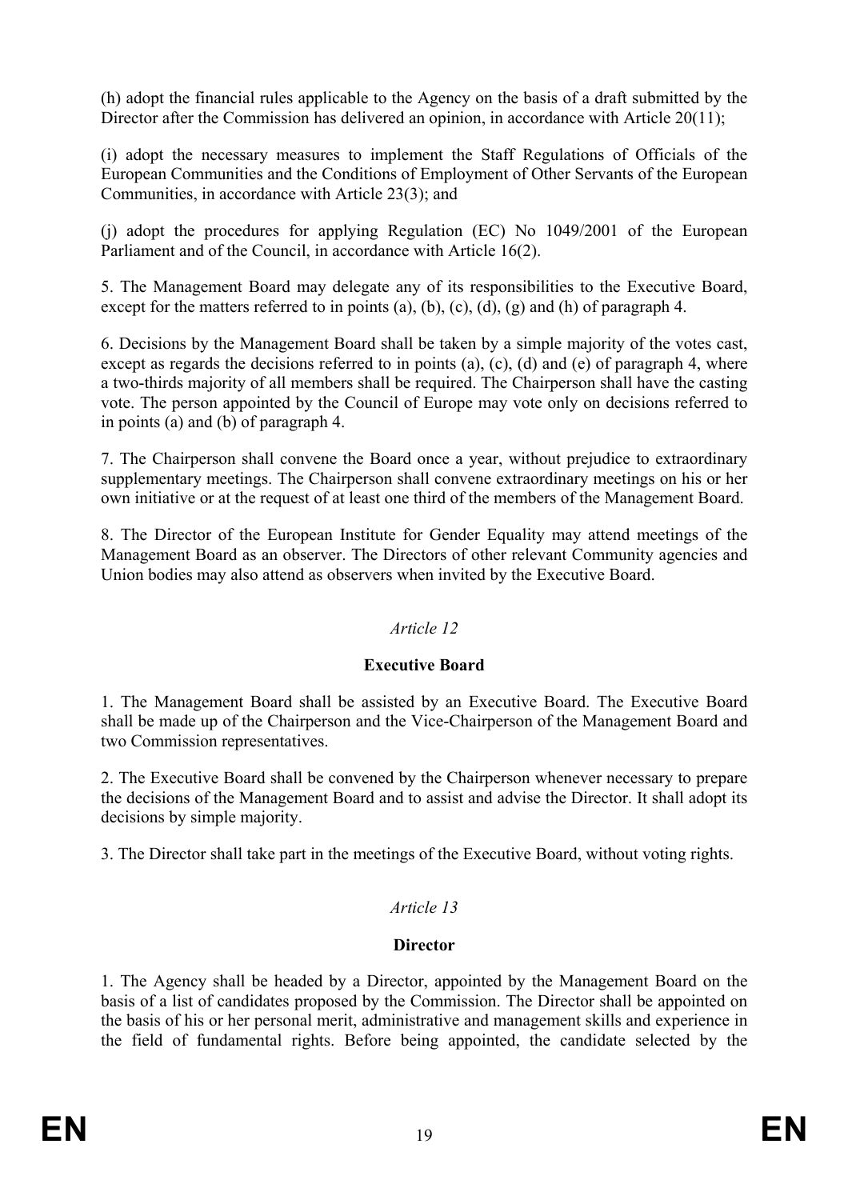(h) adopt the financial rules applicable to the Agency on the basis of a draft submitted by the Director after the Commission has delivered an opinion, in accordance with Article 20(11);

(i) adopt the necessary measures to implement the Staff Regulations of Officials of the European Communities and the Conditions of Employment of Other Servants of the European Communities, in accordance with Article 23(3); and

(j) adopt the procedures for applying Regulation (EC) No 1049/2001 of the European Parliament and of the Council, in accordance with Article 16(2).

5. The Management Board may delegate any of its responsibilities to the Executive Board, except for the matters referred to in points (a), (b), (c), (d), (g) and (h) of paragraph 4.

6. Decisions by the Management Board shall be taken by a simple majority of the votes cast, except as regards the decisions referred to in points (a), (c), (d) and (e) of paragraph 4, where a two-thirds majority of all members shall be required. The Chairperson shall have the casting vote. The person appointed by the Council of Europe may vote only on decisions referred to in points (a) and (b) of paragraph 4.

7. The Chairperson shall convene the Board once a year, without prejudice to extraordinary supplementary meetings. The Chairperson shall convene extraordinary meetings on his or her own initiative or at the request of at least one third of the members of the Management Board.

8. The Director of the European Institute for Gender Equality may attend meetings of the Management Board as an observer. The Directors of other relevant Community agencies and Union bodies may also attend as observers when invited by the Executive Board.

*Article 12*

**Executive Board**

1. The Management Board shall be assisted by an Executive Board. The Executive Board shall be made up of the Chairperson and the Vice-Chairperson of the Management Board and two Commission representatives.

2. The Executive Board shall be convened by the Chairperson whenever necessary to prepare the decisions of the Management Board and to assist and advise the Director. It shall adopt its decisions by simple majority.

3. The Director shall take part in the meetings of the Executive Board, without voting rights.

*Article 13*

**Director**

1. The Agency shall be headed by a Director, appointed by the Management Board on the basis of a list of candidates proposed by the Commission. The Director shall be appointed on the basis of his or her personal merit, administrative and management skills and experience in the field of fundamental rights. Before being appointed, the candidate selected by the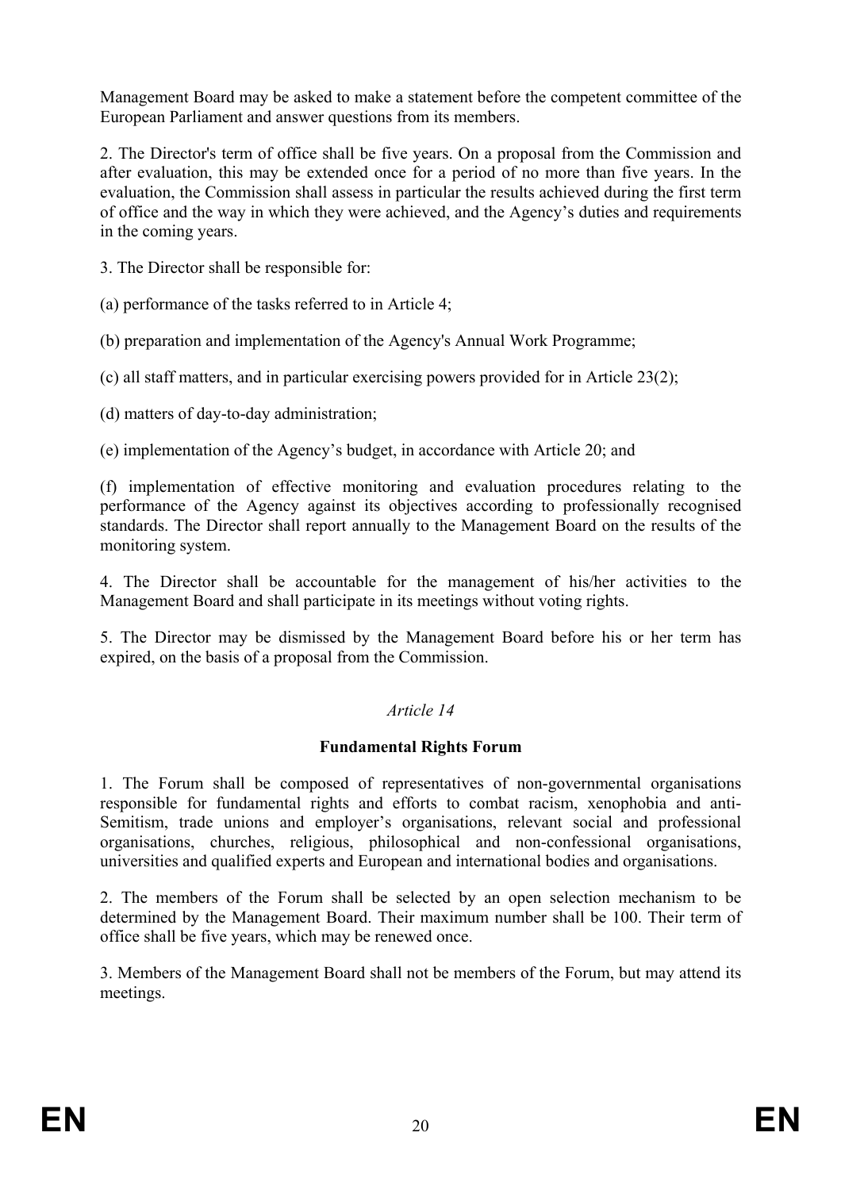Management Board may be asked to make a statement before the competent committee of the European Parliament and answer questions from its members.

2. The Director's term of office shall be five years. On a proposal from the Commission and after evaluation, this may be extended once for a period of no more than five years. In the evaluation, the Commission shall assess in particular the results achieved during the first term of office and the way in which they were achieved, and the Agency's duties and requirements in the coming years.

3. The Director shall be responsible for:

(a) performance of the tasks referred to in Article 4;

(b) preparation and implementation of the Agency's Annual Work Programme;

(c) all staff matters, and in particular exercising powers provided for in Article 23(2);

(d) matters of day-to-day administration;

(e) implementation of the Agency's budget, in accordance with Article 20; and

(f) implementation of effective monitoring and evaluation procedures relating to the performance of the Agency against its objectives according to professionally recognised standards. The Director shall report annually to the Management Board on the results of the monitoring system.

4. The Director shall be accountable for the management of his/her activities to the Management Board and shall participate in its meetings without voting rights.

5. The Director may be dismissed by the Management Board before his or her term has expired, on the basis of a proposal from the Commission.

*Article 14*

**Fundamental Rights Forum**

1. The Forum shall be composed of representatives of non-governmental organisations responsible for fundamental rights and efforts to combat racism, xenophobia and anti-Semitism, trade unions and employer's organisations, relevant social and professional organisations, churches, religious, philosophical and non-confessional organisations, universities and qualified experts and European and international bodies and organisations.

2. The members of the Forum shall be selected by an open selection mechanism to be determined by the Management Board. Their maximum number shall be 100. Their term of office shall be five years, which may be renewed once.

3. Members of the Management Board shall not be members of the Forum, but may attend its meetings.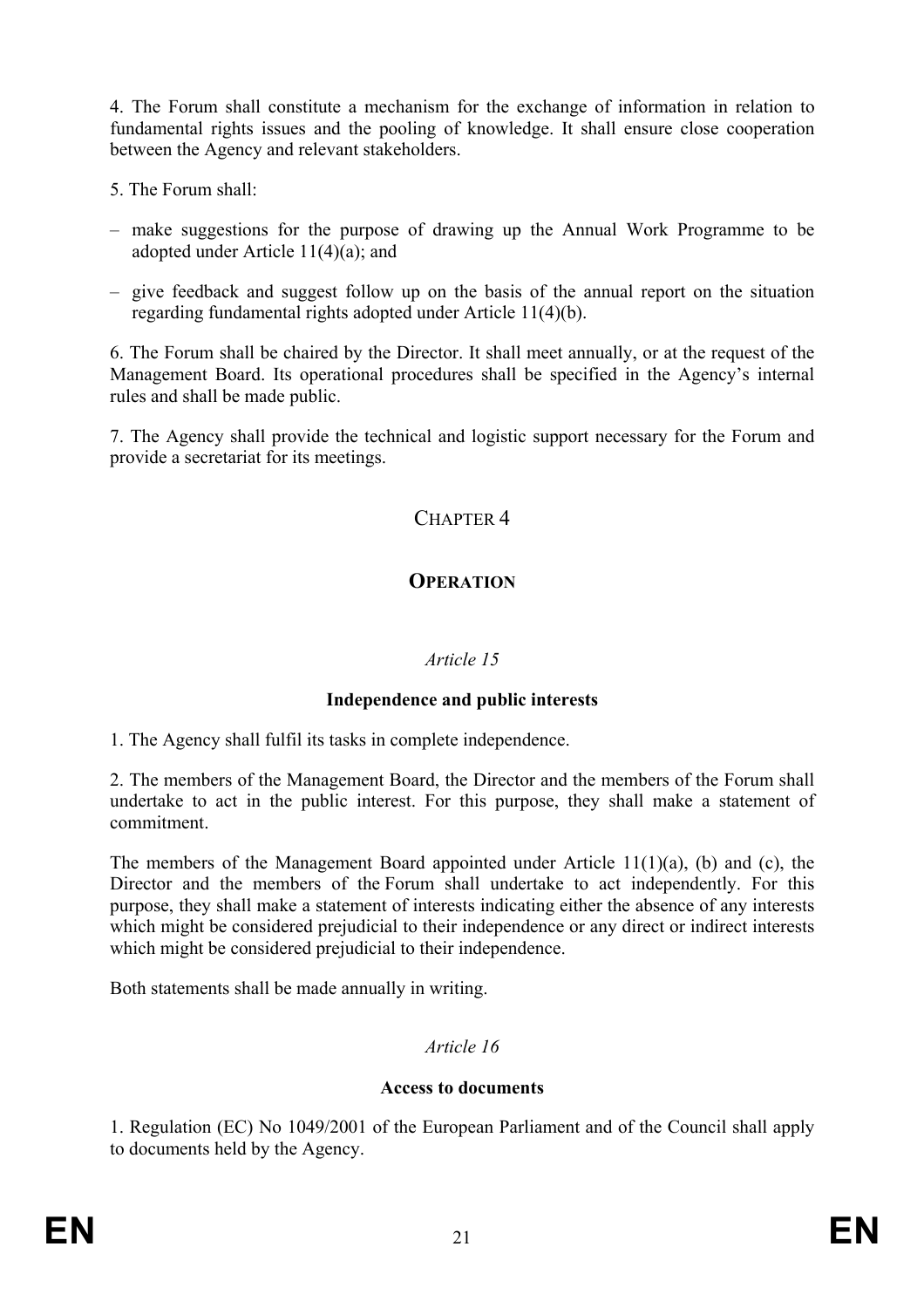4. The Forum shall constitute a mechanism for the exchange of information in relation to fundamental rights issues and the pooling of knowledge. It shall ensure close cooperation between the Agency and relevant stakeholders.

5. The Forum shall:

– make suggestions for the purpose of drawing up the Annual Work Programme to be adopted under Article 11(4)(a); and

– give feedback and suggest follow up on the basis of the annual report on the situation regarding fundamental rights adopted under Article 11(4)(b).

6. The Forum shall be chaired by the Director. It shall meet annually, or at the request of the Management Board. Its operational procedures shall be specified in the Agency's internal rules and shall be made public.

7. The Agency shall provide the technical and logistic support necessary for the Forum and provide a secretariat for its meetings.

## CHAPTER 4

## OPERATION

*Article 15*

**Independence and public interests**

1. The Agency shall fulfil its tasks in complete independence.

2. The members of the Management Board, the Director and the members of the Forum shall undertake to act in the public interest. For this purpose, they shall make a statement of commitment.

The members of the Management Board appointed under Article 11(1)(a), (b) and (c), the Director and the members of the Forum shall undertake to act independently. For this purpose, they shall make a statement of interests indicating either the absence of any interests which might be considered prejudicial to their independence or any direct or indirect interests which might be considered prejudicial to their independence.

Both statements shall be made annually in writing.

*Article 16*

**Access to documents**

1. Regulation (EC) No 1049/2001 of the European Parliament and of the Council shall apply to documents held by the Agency.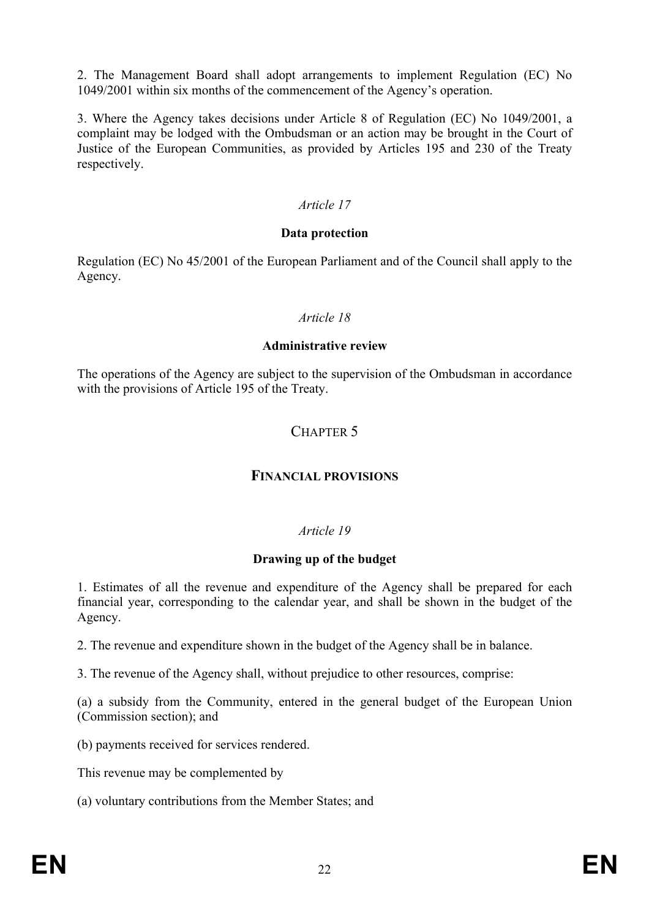2. The Management Board shall adopt arrangements to implement Regulation (EC) No 1049/2001 within six months of the commencement of the Agency's operation.

3. Where the Agency takes decisions under Article 8 of Regulation (EC) No 1049/2001, a complaint may be lodged with the Ombudsman or an action may be brought in the Court of Justice of the European Communities, as provided by Articles 195 and 230 of the Treaty respectively.

*Article 17*

**Data protection**

Regulation (EC) No 45/2001 of the European Parliament and of the Council shall apply to the Agency.

*Article 18*

**Administrative review**

The operations of the Agency are subject to the supervision of the Ombudsman in accordance with the provisions of Article 195 of the Treaty.

## CHAPTER 5

## FINANCIAL PROVISIONS

*Article 19*

**Drawing up of the budget**

1. Estimates of all the revenue and expenditure of the Agency shall be prepared for each financial year, corresponding to the calendar year, and shall be shown in the budget of the Agency.

2. The revenue and expenditure shown in the budget of the Agency shall be in balance.

3. The revenue of the Agency shall, without prejudice to other resources, comprise:

(a) a subsidy from the Community, entered in the general budget of the European Union (Commission section); and

(b) payments received for services rendered.

This revenue may be complemented by

(a) voluntary contributions from the Member States; and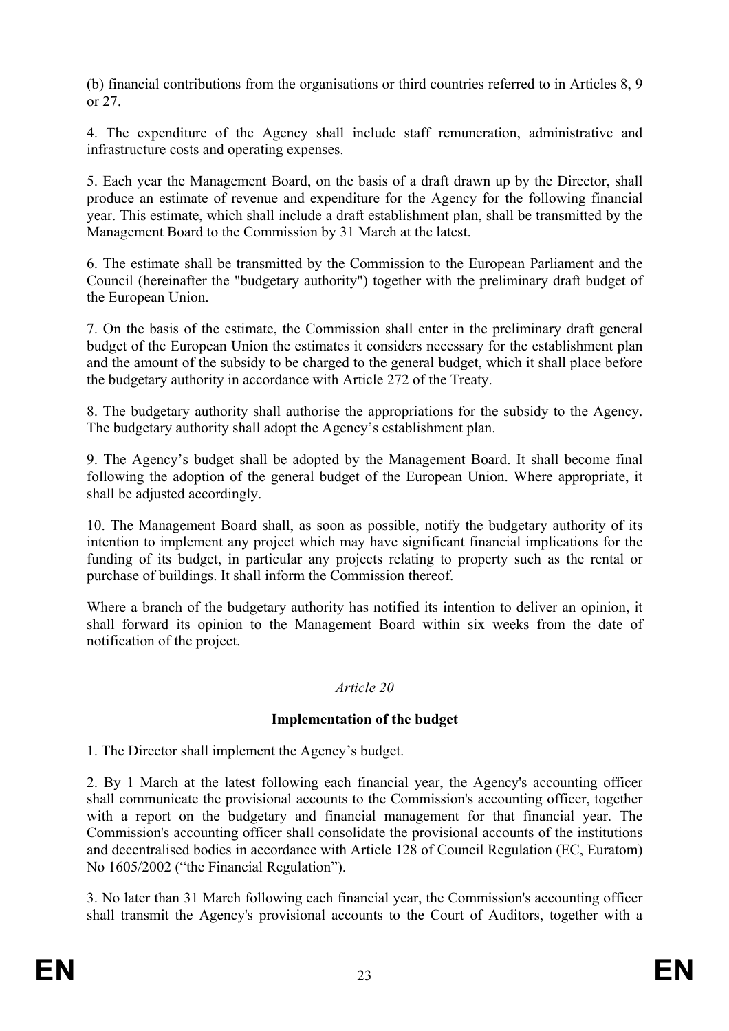(b) financial contributions from the organisations or third countries referred to in Articles 8, 9 or 27.

4. The expenditure of the Agency shall include staff remuneration, administrative and infrastructure costs and operating expenses.

5. Each year the Management Board, on the basis of a draft drawn up by the Director, shall produce an estimate of revenue and expenditure for the Agency for the following financial year. This estimate, which shall include a draft establishment plan, shall be transmitted by the Management Board to the Commission by 31 March at the latest.

6. The estimate shall be transmitted by the Commission to the European Parliament and the Council (hereinafter the "budgetary authority") together with the preliminary draft budget of the European Union.

7. On the basis of the estimate, the Commission shall enter in the preliminary draft general budget of the European Union the estimates it considers necessary for the establishment plan and the amount of the subsidy to be charged to the general budget, which it shall place before the budgetary authority in accordance with Article 272 of the Treaty.

8. The budgetary authority shall authorise the appropriations for the subsidy to the Agency. The budgetary authority shall adopt the Agency's establishment plan.

9. The Agency's budget shall be adopted by the Management Board. It shall become final following the adoption of the general budget of the European Union. Where appropriate, it shall be adjusted accordingly.

10. The Management Board shall, as soon as possible, notify the budgetary authority of its intention to implement any project which may have significant financial implications for the funding of its budget, in particular any projects relating to property such as the rental or purchase of buildings. It shall inform the Commission thereof.

Where a branch of the budgetary authority has notified its intention to deliver an opinion, it shall forward its opinion to the Management Board within six weeks from the date of notification of the project.

*Article 20*

**Implementation of the budget**

1. The Director shall implement the Agency's budget.

2. By 1 March at the latest following each financial year, the Agency's accounting officer shall communicate the provisional accounts to the Commission's accounting officer, together with a report on the budgetary and financial management for that financial year. The Commission's accounting officer shall consolidate the provisional accounts of the institutions and decentralised bodies in accordance with Article 128 of Council Regulation (EC, Euratom) No 1605/2002 ("the Financial Regulation").

3. No later than 31 March following each financial year, the Commission's accounting officer shall transmit the Agency's provisional accounts to the Court of Auditors, together with a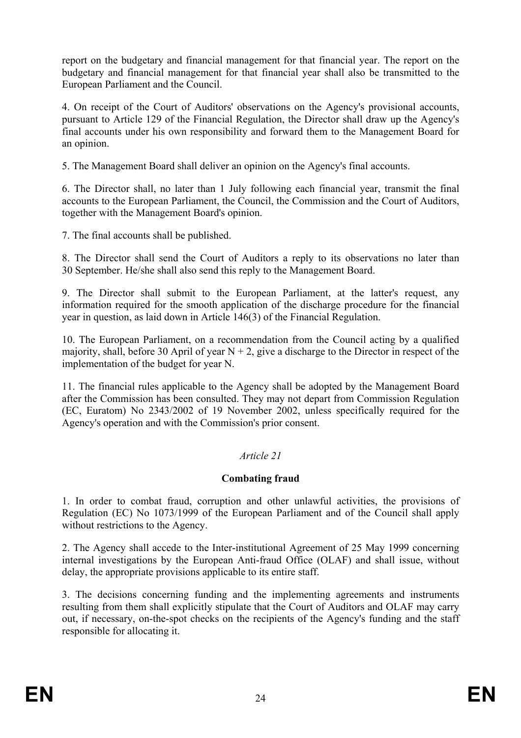report on the budgetary and financial management for that financial year. The report on the budgetary and financial management for that financial year shall also be transmitted to the European Parliament and the Council.

4. On receipt of the Court of Auditors' observations on the Agency's provisional accounts, pursuant to Article 129 of the Financial Regulation, the Director shall draw up the Agency's final accounts under his own responsibility and forward them to the Management Board for an opinion.

5. The Management Board shall deliver an opinion on the Agency's final accounts.

6. The Director shall, no later than 1 July following each financial year, transmit the final accounts to the European Parliament, the Council, the Commission and the Court of Auditors, together with the Management Board's opinion.

7. The final accounts shall be published.

8. The Director shall send the Court of Auditors a reply to its observations no later than 30 September. He/she shall also send this reply to the Management Board.

9. The Director shall submit to the European Parliament, at the latter's request, any information required for the smooth application of the discharge procedure for the financial year in question, as laid down in Article 146(3) of the Financial Regulation.

10. The European Parliament, on a recommendation from the Council acting by a qualified majority, shall, before 30 April of year N + 2, give a discharge to the Director in respect of the implementation of the budget for year N.

11. The financial rules applicable to the Agency shall be adopted by the Management Board after the Commission has been consulted. They may not depart from Commission Regulation (EC, Euratom) No 2343/2002 of 19 November 2002, unless specifically required for the Agency's operation and with the Commission's prior consent.

*Article 21*

**Combating fraud**

1. In order to combat fraud, corruption and other unlawful activities, the provisions of Regulation (EC) No 1073/1999 of the European Parliament and of the Council shall apply without restrictions to the Agency.

2. The Agency shall accede to the Inter-institutional Agreement of 25 May 1999 concerning internal investigations by the European Anti-fraud Office (OLAF) and shall issue, without delay, the appropriate provisions applicable to its entire staff.

3. The decisions concerning funding and the implementing agreements and instruments resulting from them shall explicitly stipulate that the Court of Auditors and OLAF may carry out, if necessary, on-the-spot checks on the recipients of the Agency's funding and the staff responsible for allocating it.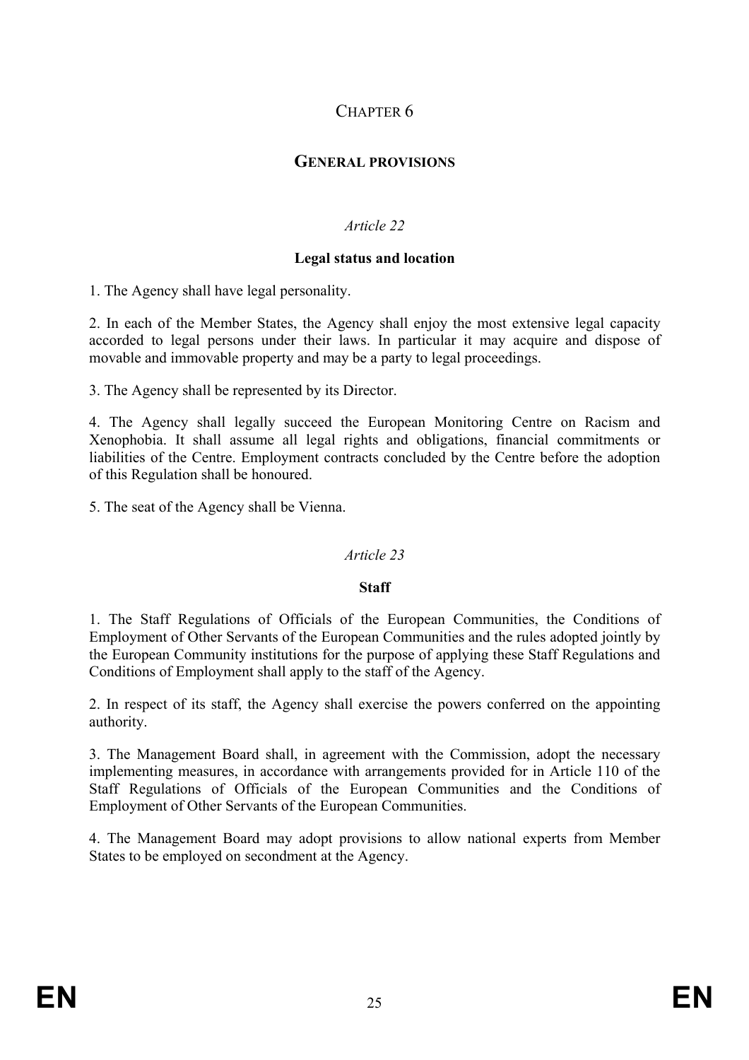# CHAPTER 6

## GENERAL PROVISIONS

### *Article 22*

**Legal status and location**

1. The Agency shall have legal personality.

2. In each of the Member States, the Agency shall enjoy the most extensive legal capacity accorded to legal persons under their laws. In particular it may acquire and dispose of movable and immovable property and may be a party to legal proceedings.

3. The Agency shall be represented by its Director.

4. The Agency shall legally succeed the European Monitoring Centre on Racism and Xenophobia. It shall assume all legal rights and obligations, financial commitments or liabilities of the Centre. Employment contracts concluded by the Centre before the adoption of this Regulation shall be honoured.

5. The seat of the Agency shall be Vienna.

### *Article 23*

**Staff**

1. The Staff Regulations of Officials of the European Communities, the Conditions of Employment of Other Servants of the European Communities and the rules adopted jointly by the European Community institutions for the purpose of applying these Staff Regulations and Conditions of Employment shall apply to the staff of the Agency.

2. In respect of its staff, the Agency shall exercise the powers conferred on the appointing authority.

3. The Management Board shall, in agreement with the Commission, adopt the necessary implementing measures, in accordance with arrangements provided for in Article 110 of the Staff Regulations of Officials of the European Communities and the Conditions of Employment of Other Servants of the European Communities.

4. The Management Board may adopt provisions to allow national experts from Member States to be employed on secondment at the Agency.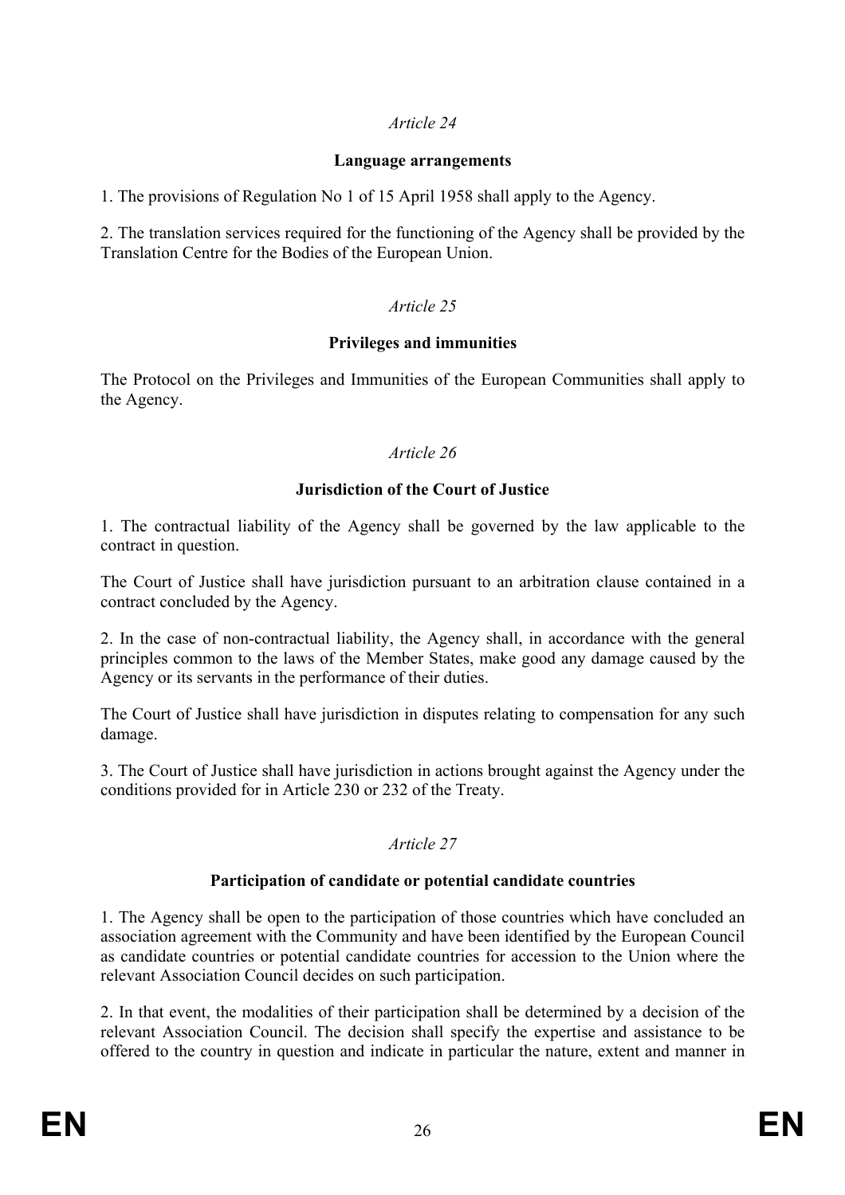*Article 24*

**Language arrangements**

1. The provisions of Regulation No 1 of 15 April 1958 shall apply to the Agency.

2. The translation services required for the functioning of the Agency shall be provided by the Translation Centre for the Bodies of the European Union.

*Article 25*

**Privileges and immunities**

The Protocol on the Privileges and Immunities of the European Communities shall apply to the Agency.

*Article 26*

**Jurisdiction of the Court of Justice**

1. The contractual liability of the Agency shall be governed by the law applicable to the contract in question.

The Court of Justice shall have jurisdiction pursuant to an arbitration clause contained in a contract concluded by the Agency.

2. In the case of non-contractual liability, the Agency shall, in accordance with the general principles common to the laws of the Member States, make good any damage caused by the Agency or its servants in the performance of their duties.

The Court of Justice shall have jurisdiction in disputes relating to compensation for any such damage.

3. The Court of Justice shall have jurisdiction in actions brought against the Agency under the conditions provided for in Article 230 or 232 of the Treaty.

*Article 27*

**Participation of candidate or potential candidate countries**

1. The Agency shall be open to the participation of those countries which have concluded an association agreement with the Community and have been identified by the European Council as candidate countries or potential candidate countries for accession to the Union where the relevant Association Council decides on such participation.

2. In that event, the modalities of their participation shall be determined by a decision of the relevant Association Council. The decision shall specify the expertise and assistance to be offered to the country in question and indicate in particular the nature, extent and manner in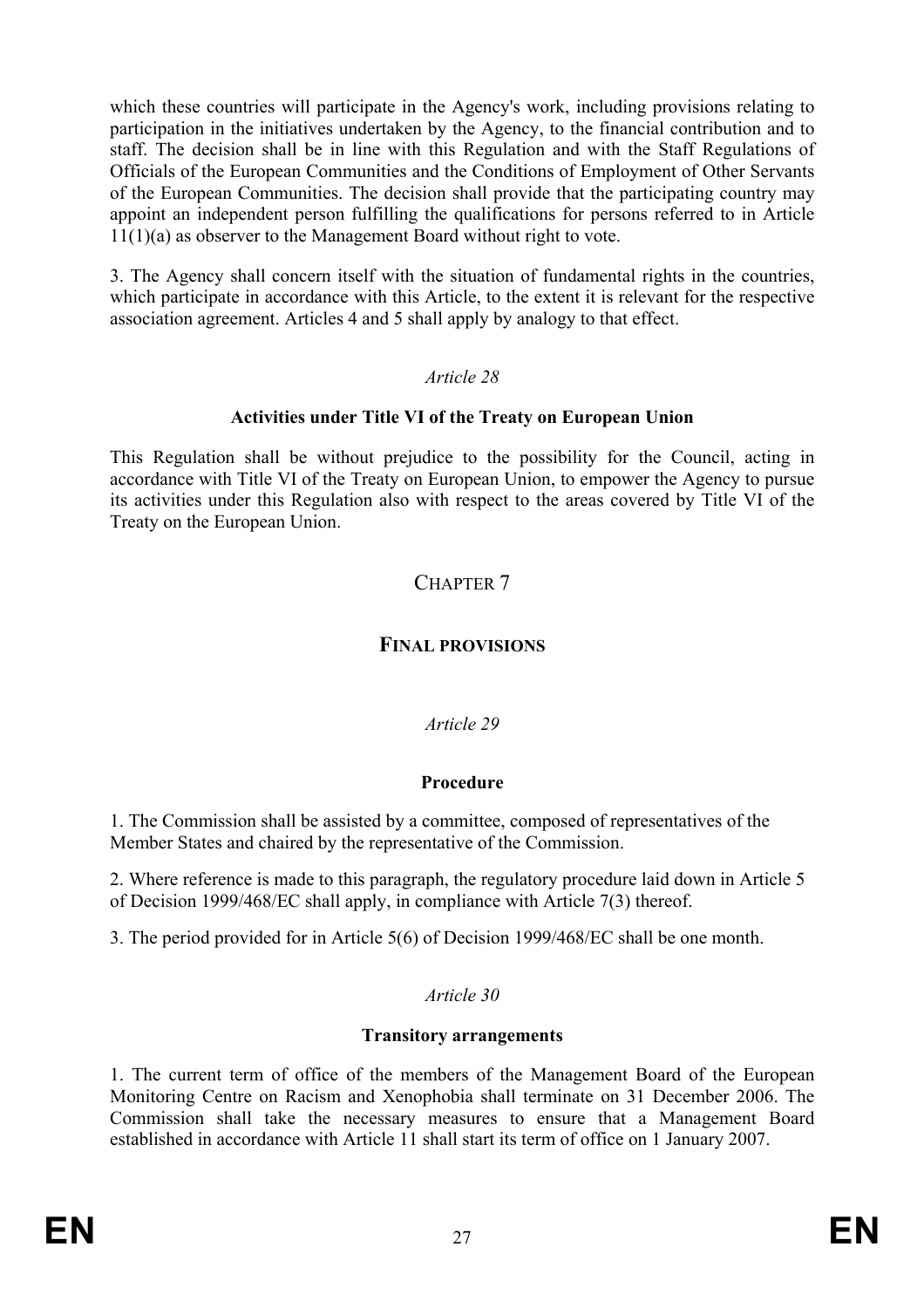which these countries will participate in the Agency's work, including provisions relating to participation in the initiatives undertaken by the Agency, to the financial contribution and to staff. The decision shall be in line with this Regulation and with the Staff Regulations of Officials of the European Communities and the Conditions of Employment of Other Servants of the European Communities. The decision shall provide that the participating country may appoint an independent person fulfilling the qualifications for persons referred to in Article 11(1)(a) as observer to the Management Board without right to vote.

3. The Agency shall concern itself with the situation of fundamental rights in the countries, which participate in accordance with this Article, to the extent it is relevant for the respective association agreement. Articles 4 and 5 shall apply by analogy to that effect.

*Article 28*

**Activities under Title VI of the Treaty on European Union**

This Regulation shall be without prejudice to the possibility for the Council, acting in accordance with Title VI of the Treaty on European Union, to empower the Agency to pursue its activities under this Regulation also with respect to the areas covered by Title VI of the Treaty on the European Union.

## CHAPTER 7

## FINAL PROVISIONS

*Article 29*

**Procedure**

1. The Commission shall be assisted by a committee, composed of representatives of the Member States and chaired by the representative of the Commission.

2. Where reference is made to this paragraph, the regulatory procedure laid down in Article 5 of Decision 1999/468/EC shall apply, in compliance with Article 7(3) thereof.

3. The period provided for in Article 5(6) of Decision 1999/468/EC shall be one month.

*Article 30*

**Transitory arrangements**

1. The current term of office of the members of the Management Board of the European Monitoring Centre on Racism and Xenophobia shall terminate on 31 December 2006. The Commission shall take the necessary measures to ensure that a Management Board established in accordance with Article 11 shall start its term of office on 1 January 2007.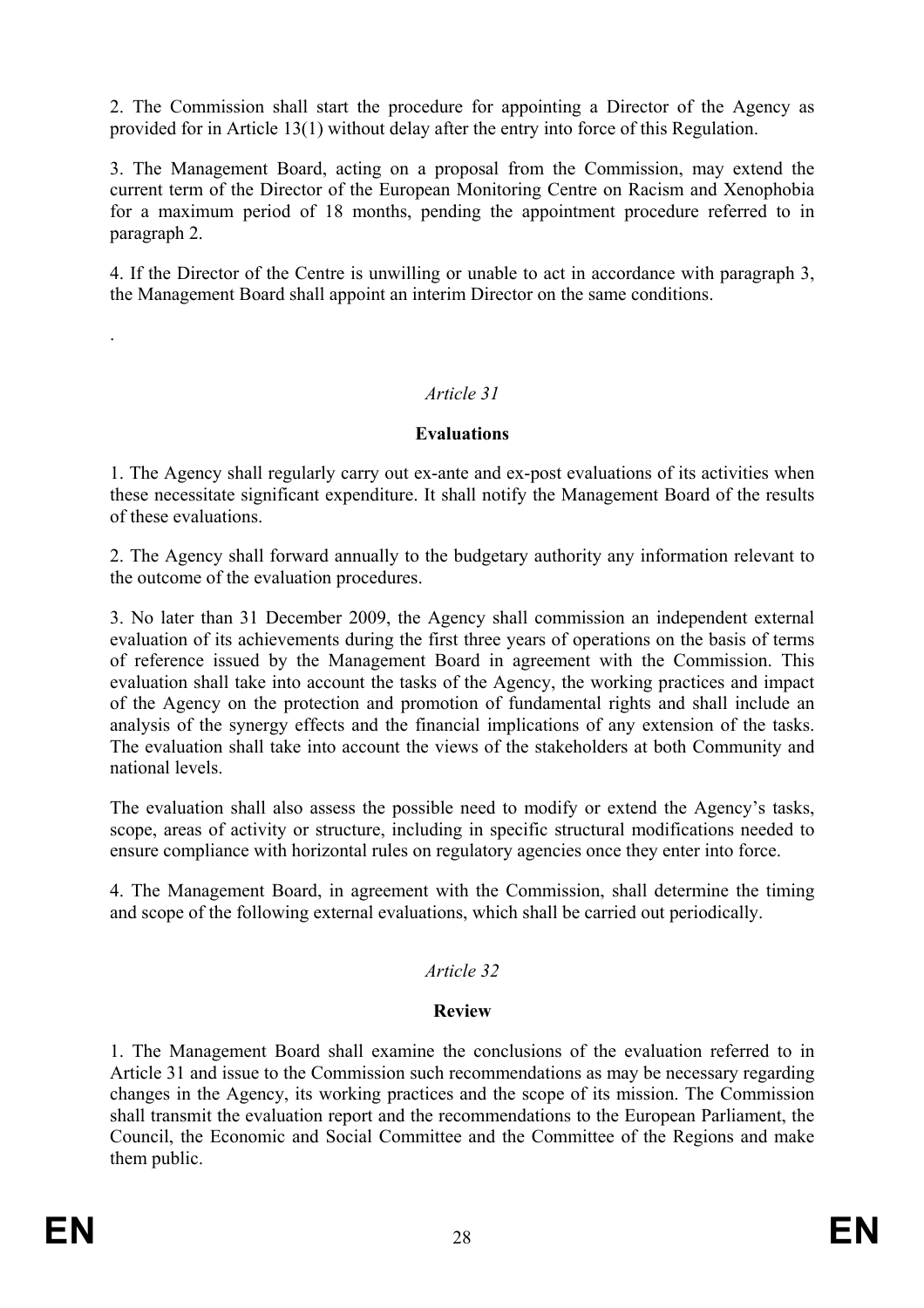2. The Commission shall start the procedure for appointing a Director of the Agency as provided for in Article 13(1) without delay after the entry into force of this Regulation.

3. The Management Board, acting on a proposal from the Commission, may extend the current term of the Director of the European Monitoring Centre on Racism and Xenophobia for a maximum period of 18 months, pending the appointment procedure referred to in paragraph 2.

4. If the Director of the Centre is unwilling or unable to act in accordance with paragraph 3, the Management Board shall appoint an interim Director on the same conditions.

.

*Article 31*

**Evaluations**

1. The Agency shall regularly carry out ex-ante and ex-post evaluations of its activities when these necessitate significant expenditure. It shall notify the Management Board of the results of these evaluations.

2. The Agency shall forward annually to the budgetary authority any information relevant to the outcome of the evaluation procedures.

3. No later than 31 December 2009, the Agency shall commission an independent external evaluation of its achievements during the first three years of operations on the basis of terms of reference issued by the Management Board in agreement with the Commission. This evaluation shall take into account the tasks of the Agency, the working practices and impact of the Agency on the protection and promotion of fundamental rights and shall include an analysis of the synergy effects and the financial implications of any extension of the tasks. The evaluation shall take into account the views of the stakeholders at both Community and national levels.

The evaluation shall also assess the possible need to modify or extend the Agency's tasks, scope, areas of activity or structure, including in specific structural modifications needed to ensure compliance with horizontal rules on regulatory agencies once they enter into force.

4. The Management Board, in agreement with the Commission, shall determine the timing and scope of the following external evaluations, which shall be carried out periodically.

*Article 32*

**Review**

1. The Management Board shall examine the conclusions of the evaluation referred to in Article 31 and issue to the Commission such recommendations as may be necessary regarding changes in the Agency, its working practices and the scope of its mission. The Commission shall transmit the evaluation report and the recommendations to the European Parliament, the Council, the Economic and Social Committee and the Committee of the Regions and make them public.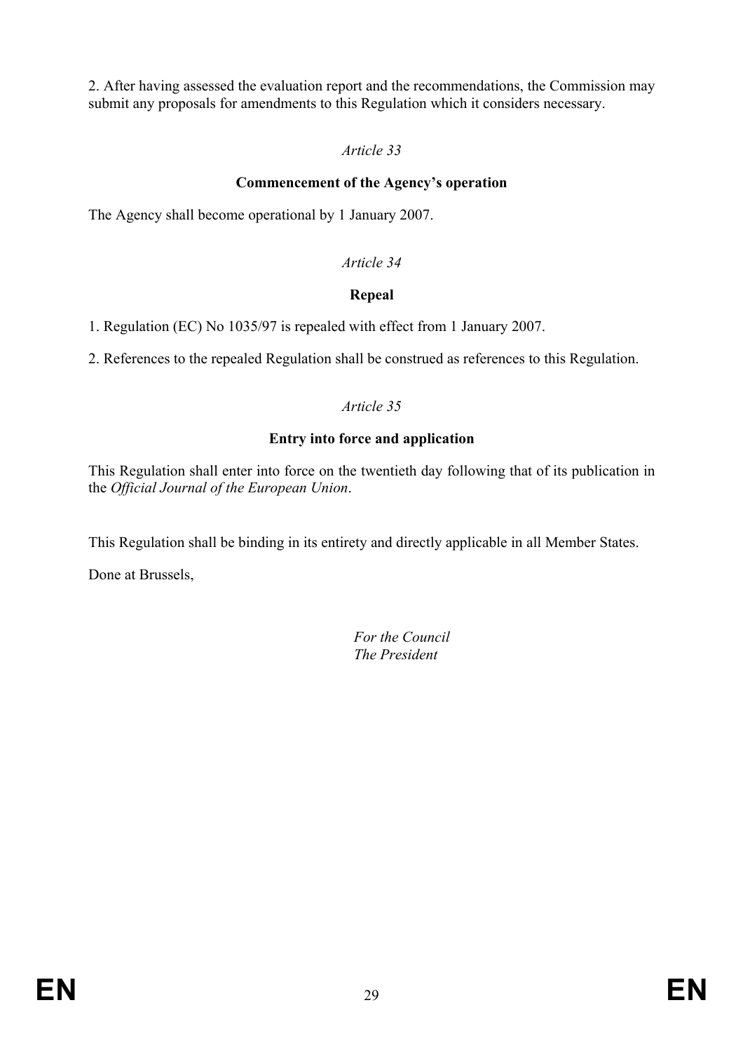2. After having assessed the evaluation report and the recommendations, the Commission may submit any proposals for amendments to this Regulation which it considers necessary.

*Article 33*

**Commencement of the Agency's operation**

The Agency shall become operational by 1 January 2007.

*Article 34*

**Repeal**

1. Regulation (EC) No 1035/97 is repealed with effect from 1 January 2007.

2. References to the repealed Regulation shall be construed as references to this Regulation.

*Article 35*

**Entry into force and application**

This Regulation shall enter into force on the twentieth day following that of its publication in the *Official Journal of the European Union*.

This Regulation shall be binding in its entirety and directly applicable in all Member States.

Done at Brussels,

*For the Council*
*The President*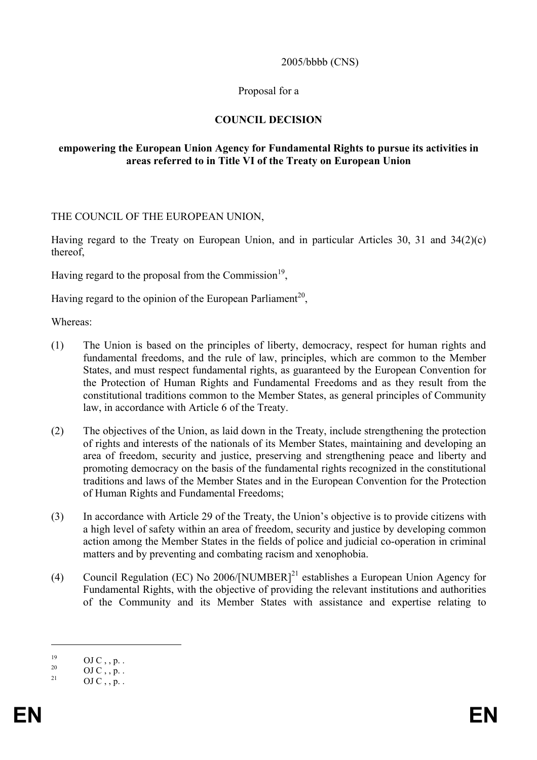2005/bbbb (CNS)

Proposal for a

**COUNCIL DECISION**

**empowering the European Union Agency for Fundamental Rights to pursue its activities in areas referred to in Title VI of the Treaty on European Union**

THE COUNCIL OF THE EUROPEAN UNION,

Having regard to the Treaty on European Union, and in particular Articles 30, 31 and 34(2)(c) thereof,

Having regard to the proposal from the Commission[19],

Having regard to the opinion of the European Parliament[20],

Whereas:

(1) The Union is based on the principles of liberty, democracy, respect for human rights and fundamental freedoms, and the rule of law, principles, which are common to the Member States, and must respect fundamental rights, as guaranteed by the European Convention for the Protection of Human Rights and Fundamental Freedoms and as they result from the constitutional traditions common to the Member States, as general principles of Community law, in accordance with Article 6 of the Treaty.

(2) The objectives of the Union, as laid down in the Treaty, include strengthening the protection of rights and interests of the nationals of its Member States, maintaining and developing an area of freedom, security and justice, preserving and strengthening peace and liberty and promoting democracy on the basis of the fundamental rights recognized in the constitutional traditions and laws of the Member States and in the European Convention for the Protection of Human Rights and Fundamental Freedoms;

(3) In accordance with Article 29 of the Treaty, the Union's objective is to provide citizens with a high level of safety within an area of freedom, security and justice by developing common action among the Member States in the fields of police and judicial co-operation in criminal matters and by preventing and combating racism and xenophobia.

(4) Council Regulation (EC) No 2006/[NUMBER][21] establishes a European Union Agency for Fundamental Rights, with the objective of providing the relevant institutions and authorities of the Community and its Member States with assistance and expertise relating to

---

[19] OJ C , , p. .

[20] OJ C , , p. .

[21] OJ C , , p. .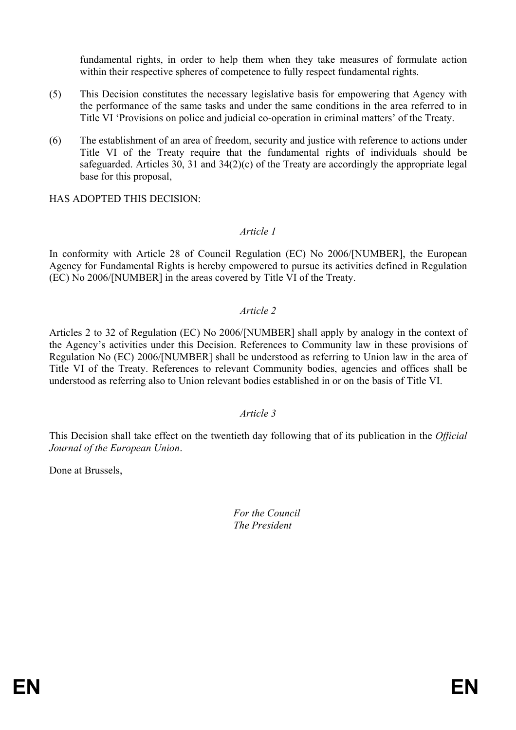fundamental rights, in order to help them when they take measures of formulate action within their respective spheres of competence to fully respect fundamental rights.

(5) This Decision constitutes the necessary legislative basis for empowering that Agency with the performance of the same tasks and under the same conditions in the area referred to in Title VI 'Provisions on police and judicial co-operation in criminal matters' of the Treaty.

(6) The establishment of an area of freedom, security and justice with reference to actions under Title VI of the Treaty require that the fundamental rights of individuals should be safeguarded. Articles 30, 31 and 34(2)(c) of the Treaty are accordingly the appropriate legal base for this proposal,

HAS ADOPTED THIS DECISION:

*Article 1*

In conformity with Article 28 of Council Regulation (EC) No 2006/[NUMBER], the European Agency for Fundamental Rights is hereby empowered to pursue its activities defined in Regulation (EC) No 2006/[NUMBER] in the areas covered by Title VI of the Treaty.

*Article 2*

Articles 2 to 32 of Regulation (EC) No 2006/[NUMBER] shall apply by analogy in the context of the Agency's activities under this Decision. References to Community law in these provisions of Regulation No (EC) 2006/[NUMBER] shall be understood as referring to Union law in the area of Title VI of the Treaty. References to relevant Community bodies, agencies and offices shall be understood as referring also to Union relevant bodies established in or on the basis of Title VI.

*Article 3*

This Decision shall take effect on the twentieth day following that of its publication in the *Official Journal of the European Union*.

Done at Brussels,

*For the Council*
*The President*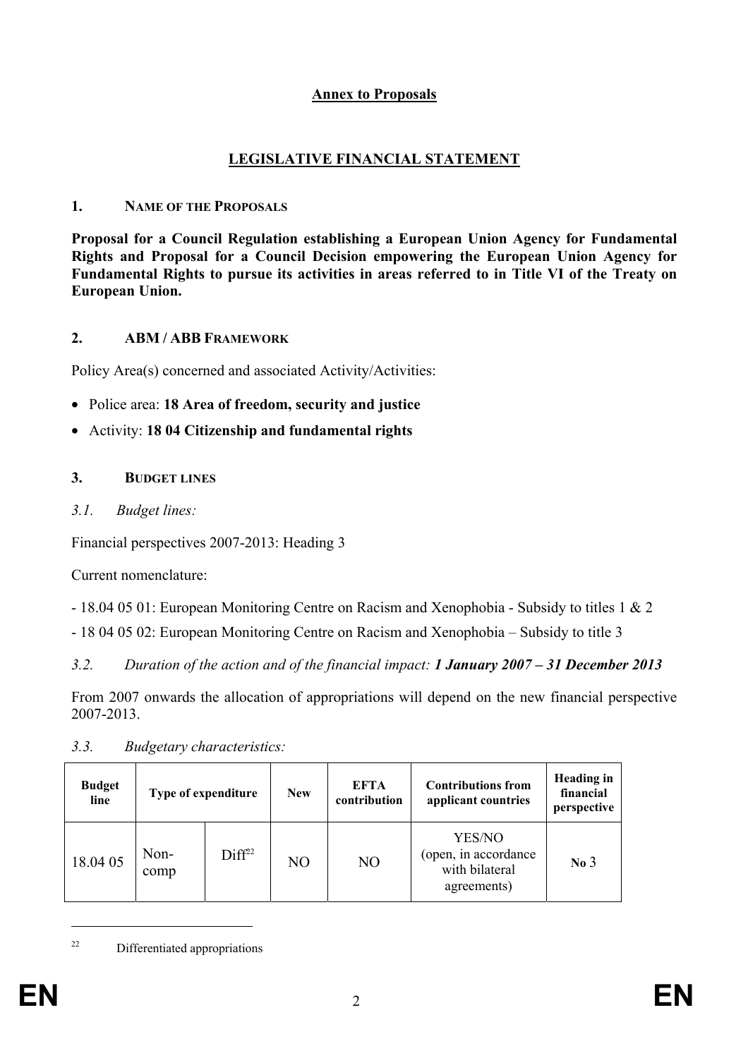**Annex to Proposals**

# LEGISLATIVE FINANCIAL STATEMENT

## 1. NAME OF THE PROPOSALS

**Proposal for a Council Regulation establishing a European Union Agency for Fundamental Rights and Proposal for a Council Decision empowering the European Union Agency for Fundamental Rights to pursue its activities in areas referred to in Title VI of the Treaty on European Union.**

## 2. ABM / ABB FRAMEWORK

Policy Area(s) concerned and associated Activity/Activities:

- Police area: **18 Area of freedom, security and justice**
- Activity: **18 04 Citizenship and fundamental rights**

## 3. BUDGET LINES

*3.1. Budget lines:*

Financial perspectives 2007-2013: Heading 3

Current nomenclature:

- 18.04 05 01: European Monitoring Centre on Racism and Xenophobia - Subsidy to titles 1 & 2

- 18 04 05 02: European Monitoring Centre on Racism and Xenophobia – Subsidy to title 3

*3.2. Duration of the action and of the financial impact: **1 January 2007 – 31 December 2013***

From 2007 onwards the allocation of appropriations will depend on the new financial perspective 2007-2013.

*3.3. Budgetary characteristics:*

| Budget line | Type of expenditure | | New | EFTA contribution | Contributions from applicant countries | Heading in financial perspective |
|---|---|---|---|---|---|---|
| 18.04 05 | Non-comp | Diff[22] | NO | NO | YES/NO (open, in accordance with bilateral agreements) | **No** 3 |

[22] Differentiated appropriations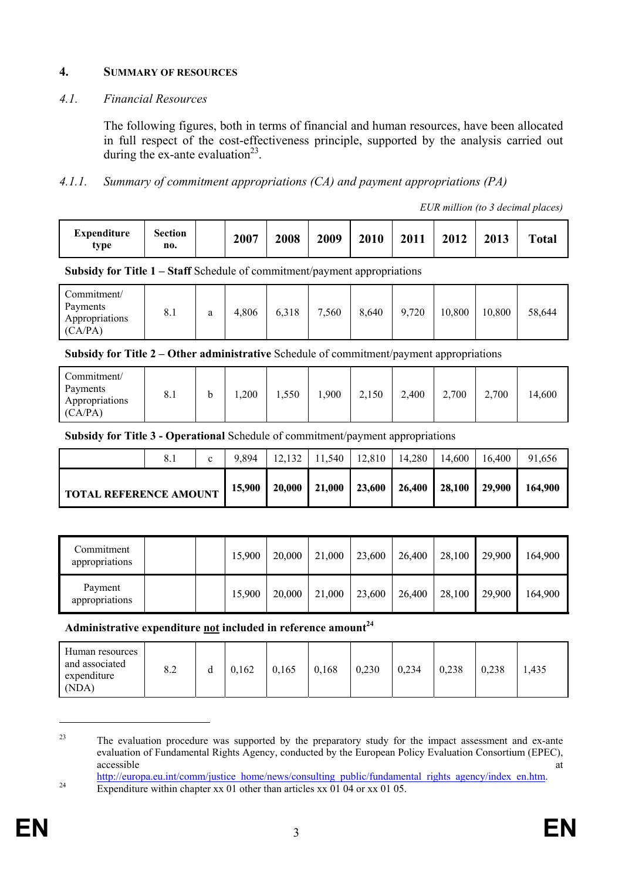## 4. SUMMARY OF RESOURCES

### *4.1. Financial Resources*

The following figures, both in terms of financial and human resources, have been allocated in full respect of the cost-effectiveness principle, supported by the analysis carried out during the ex-ante evaluation[23].

#### *4.1.1. Summary of commitment appropriations (CA) and payment appropriations (PA)*

*EUR million (to 3 decimal places)*

| Expenditure type | Section no. | | 2007 | 2008 | 2009 | 2010 | 2011 | 2012 | 2013 | Total |
|---|---|---|---|---|---|---|---|---|---|---|
| **Subsidy for Title 1 – Staff** Schedule of commitment/payment appropriations | | | | | | | | | | |
| Commitment/ Payments Appropriations (CA/PA) | 8.1 | a | 4,806 | 6,318 | 7,560 | 8,640 | 9,720 | 10,800 | 10,800 | 58,644 |
| **Subsidy for Title 2 – Other administrative** Schedule of commitment/payment appropriations | | | | | | | | | | |
| Commitment/ Payments Appropriations (CA/PA) | 8.1 | b | 1,200 | 1,550 | 1,900 | 2,150 | 2,400 | 2,700 | 2,700 | 14,600 |
| **Subsidy for Title 3 - Operational** Schedule of commitment/payment appropriations | | | | | | | | | | |
| | 8.1 | c | 9,894 | 12,132 | 11,540 | 12,810 | 14,280 | 14,600 | 16,400 | 91,656 |
| **TOTAL REFERENCE AMOUNT** | | | **15,900** | **20,000** | **21,000** | **23,600** | **26,400** | **28,100** | **29,900** | **164,900** |

| | | | | | | | | | | |
|---|---|---|---|---|---|---|---|---|---|---|
| Commitment appropriations | | | 15,900 | 20,000 | 21,000 | 23,600 | 26,400 | 28,100 | 29,900 | 164,900 |
| Payment appropriations | | | 15,900 | 20,000 | 21,000 | 23,600 | 26,400 | 28,100 | 29,900 | 164,900 |

**Administrative expenditure not included in reference amount**[24]

| | | | | | | | | | | |
|---|---|---|---|---|---|---|---|---|---|---|
| Human resources and associated expenditure (NDA) | 8.2 | d | 0,162 | 0,165 | 0,168 | 0,230 | 0,234 | 0,238 | 0,238 | 1,435 |

[23] The evaluation procedure was supported by the preparatory study for the impact assessment and ex-ante evaluation of Fundamental Rights Agency, conducted by the European Policy Evaluation Consortium (EPEC), accessible at http://europa.eu.int/comm/justice_home/news/consulting_public/fundamental_rights_agency/index_en.htm.

[24] Expenditure within chapter xx 01 other than articles xx 01 04 or xx 01 05.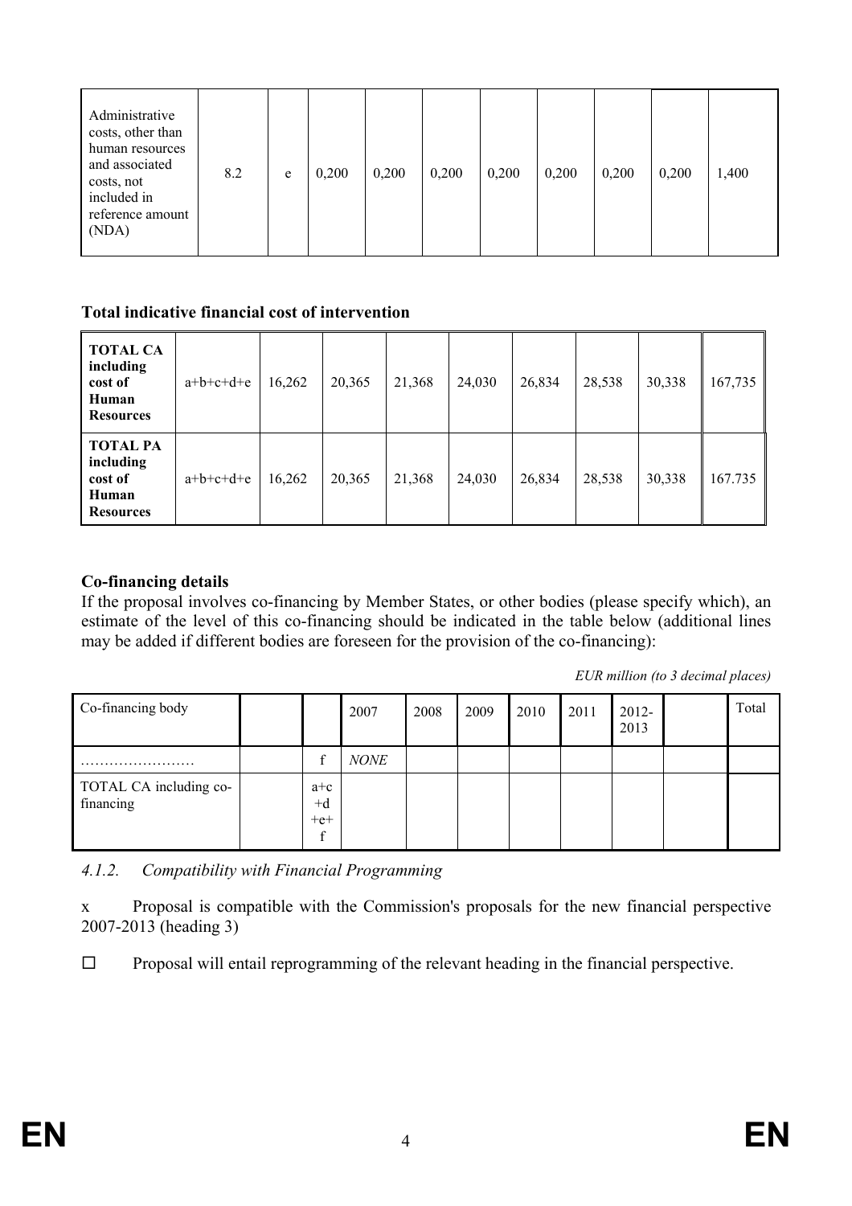| Administrative costs, other than human resources and associated costs, not included in reference amount (NDA) | 8.2 | e | 0,200 | 0,200 | 0,200 | 0,200 | 0,200 | 0,200 | 0,200 | 1,400 |
|---|---|---|---|---|---|---|---|---|---|---|

**Total indicative financial cost of intervention**

| **TOTAL CA including cost of Human Resources** | a+b+c+d+e | 16,262 | 20,365 | 21,368 | 24,030 | 26,834 | 28,538 | 30,338 | 167,735 |
|---|---|---|---|---|---|---|---|---|---|
| **TOTAL PA including cost of Human Resources** | a+b+c+d+e | 16,262 | 20,365 | 21,368 | 24,030 | 26,834 | 28,538 | 30,338 | 167.735 |

**Co-financing details**

If the proposal involves co-financing by Member States, or other bodies (please specify which), an estimate of the level of this co-financing should be indicated in the table below (additional lines may be added if different bodies are foreseen for the provision of the co-financing):

*EUR million (to 3 decimal places)*

| Co-financing body | | | 2007 | 2008 | 2009 | 2010 | 2011 | 2012-2013 | | Total |
|---|---|---|---|---|---|---|---|---|---|---|
| …………………… | | f | *NONE* | | | | | | | |
| TOTAL CA including co-financing | | a+c+d+e+f | | | | | | | | |

*4.1.2. Compatibility with Financial Programming*

x Proposal is compatible with the Commission's proposals for the new financial perspective 2007-2013 (heading 3)

☐ Proposal will entail reprogramming of the relevant heading in the financial perspective.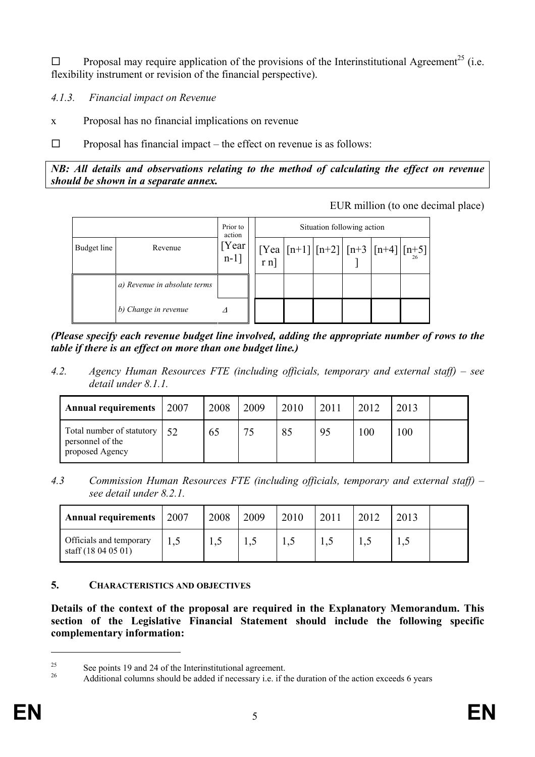☐ Proposal may require application of the provisions of the Interinstitutional Agreement[25] (i.e. flexibility instrument or revision of the financial perspective).

#### 4.1.3. *Financial impact on Revenue*

x Proposal has no financial implications on revenue

☐ Proposal has financial impact – the effect on revenue is as follows:

***NB: All details and observations relating to the method of calculating the effect on revenue should be shown in a separate annex.***

EUR million (to one decimal place)

| | | Prior to action | Situation following action | | | | | |
|---|---|---|---|---|---|---|---|---|
| Budget line | Revenue | [Year n-1] | [Year n] | [n+1] | [n+2] | [n+3] | [n+4] | [n+5][26] |
| | *a) Revenue in absolute terms* | | | | | | | |
| | *b) Change in revenue* | *Δ* | | | | | | |

***(Please specify each revenue budget line involved, adding the appropriate number of rows to the table if there is an effect on more than one budget line.)***

### 4.2. *Agency Human Resources FTE (including officials, temporary and external staff) – see detail under 8.1.1.*

| **Annual requirements** | 2007 | 2008 | 2009 | 2010 | 2011 | 2012 | 2013 | |
|---|---|---|---|---|---|---|---|---|
| Total number of statutory personnel of the proposed Agency | 52 | 65 | 75 | 85 | 95 | 100 | 100 | |

### 4.3 *Commission Human Resources FTE (including officials, temporary and external staff) – see detail under 8.2.1.*

| **Annual requirements** | 2007 | 2008 | 2009 | 2010 | 2011 | 2012 | 2013 | |
|---|---|---|---|---|---|---|---|---|
| Officials and temporary staff (18 04 05 01) | 1,5 | 1,5 | 1,5 | 1,5 | 1,5 | 1,5 | 1,5 | |

## 5. CHARACTERISTICS AND OBJECTIVES

**Details of the context of the proposal are required in the Explanatory Memorandum. This section of the Legislative Financial Statement should include the following specific complementary information:**

---

[25] See points 19 and 24 of the Interinstitutional agreement.

[26] Additional columns should be added if necessary i.e. if the duration of the action exceeds 6 years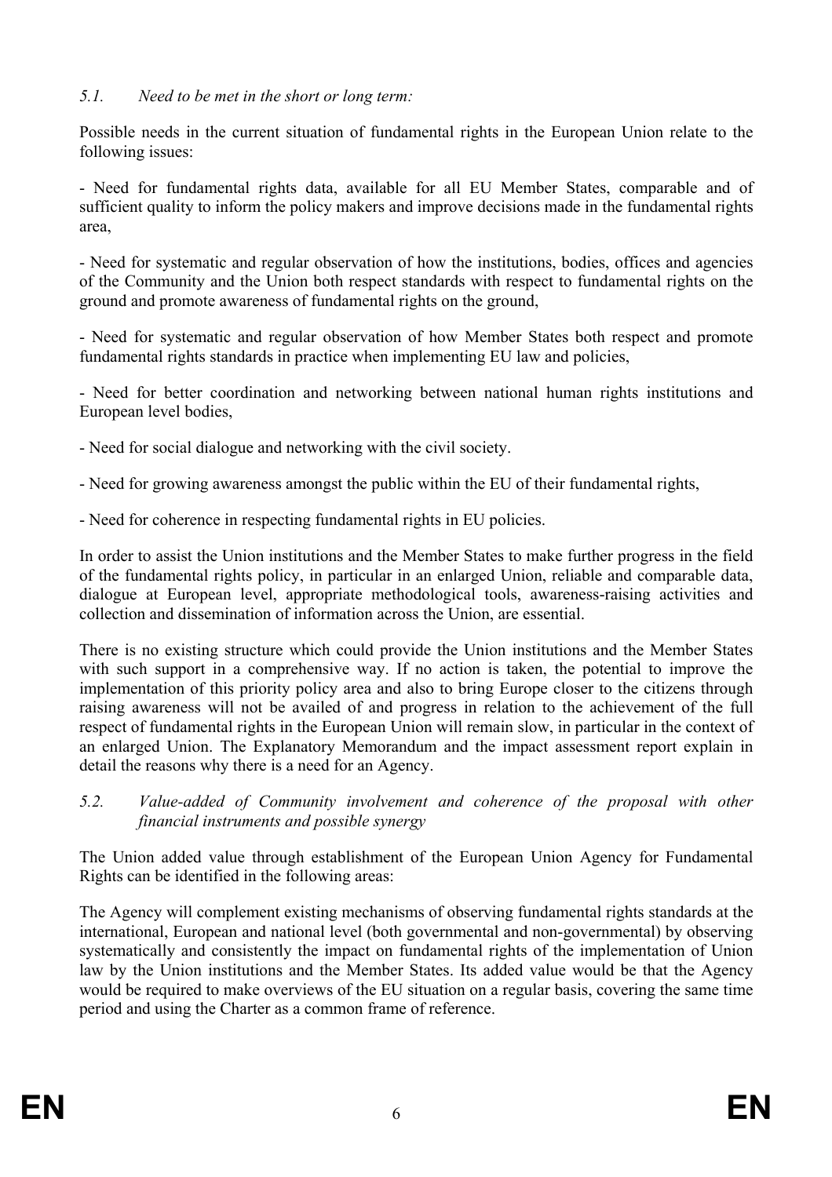*5.1. Need to be met in the short or long term:*

Possible needs in the current situation of fundamental rights in the European Union relate to the following issues:

- Need for fundamental rights data, available for all EU Member States, comparable and of sufficient quality to inform the policy makers and improve decisions made in the fundamental rights area,

- Need for systematic and regular observation of how the institutions, bodies, offices and agencies of the Community and the Union both respect standards with respect to fundamental rights on the ground and promote awareness of fundamental rights on the ground,

- Need for systematic and regular observation of how Member States both respect and promote fundamental rights standards in practice when implementing EU law and policies,

- Need for better coordination and networking between national human rights institutions and European level bodies,

- Need for social dialogue and networking with the civil society.

- Need for growing awareness amongst the public within the EU of their fundamental rights,

- Need for coherence in respecting fundamental rights in EU policies.

In order to assist the Union institutions and the Member States to make further progress in the field of the fundamental rights policy, in particular in an enlarged Union, reliable and comparable data, dialogue at European level, appropriate methodological tools, awareness-raising activities and collection and dissemination of information across the Union, are essential.

There is no existing structure which could provide the Union institutions and the Member States with such support in a comprehensive way. If no action is taken, the potential to improve the implementation of this priority policy area and also to bring Europe closer to the citizens through raising awareness will not be availed of and progress in relation to the achievement of the full respect of fundamental rights in the European Union will remain slow, in particular in the context of an enlarged Union. The Explanatory Memorandum and the impact assessment report explain in detail the reasons why there is a need for an Agency.

*5.2. Value-added of Community involvement and coherence of the proposal with other financial instruments and possible synergy*

The Union added value through establishment of the European Union Agency for Fundamental Rights can be identified in the following areas:

The Agency will complement existing mechanisms of observing fundamental rights standards at the international, European and national level (both governmental and non-governmental) by observing systematically and consistently the impact on fundamental rights of the implementation of Union law by the Union institutions and the Member States. Its added value would be that the Agency would be required to make overviews of the EU situation on a regular basis, covering the same time period and using the Charter as a common frame of reference.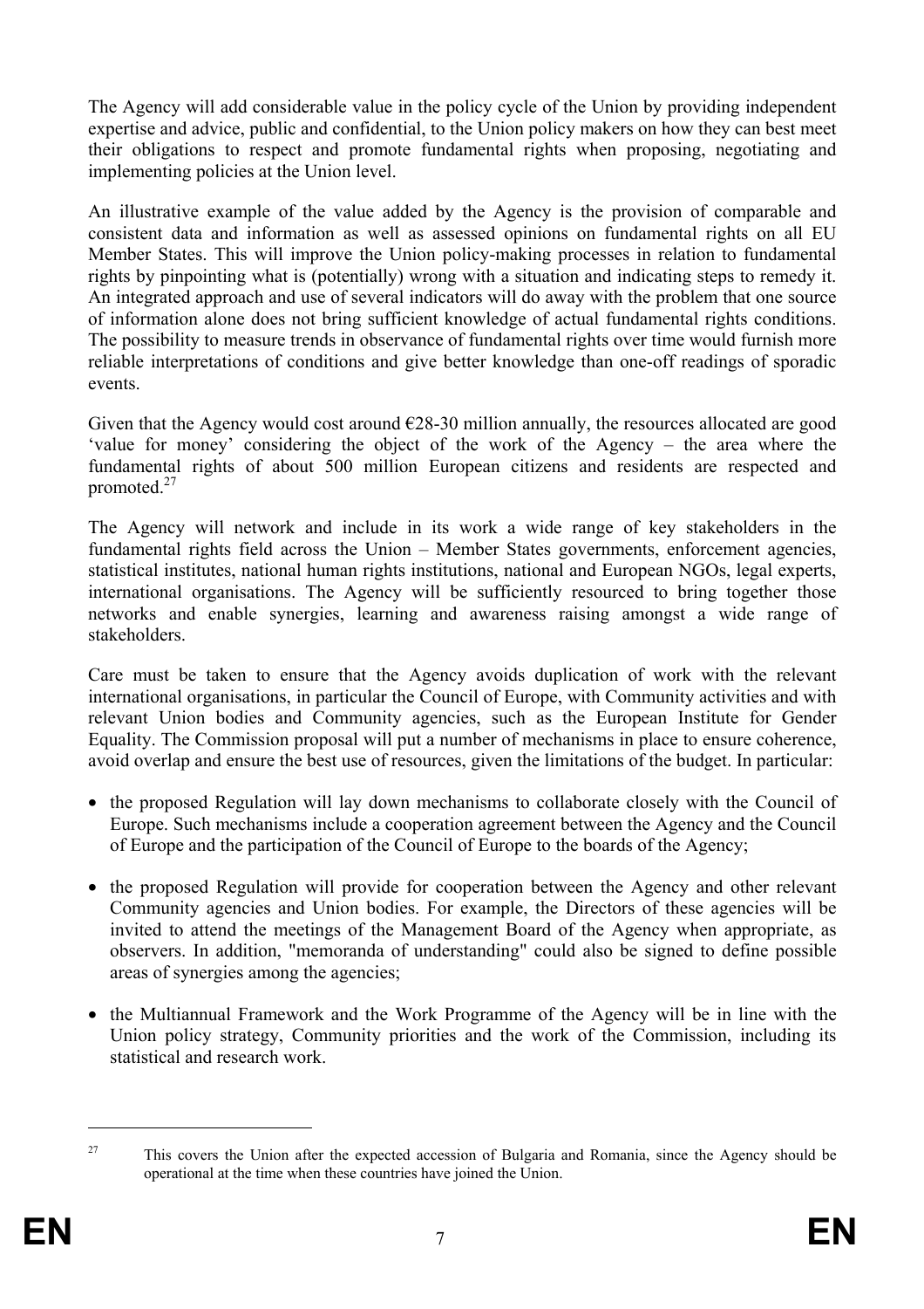The Agency will add considerable value in the policy cycle of the Union by providing independent expertise and advice, public and confidential, to the Union policy makers on how they can best meet their obligations to respect and promote fundamental rights when proposing, negotiating and implementing policies at the Union level.

An illustrative example of the value added by the Agency is the provision of comparable and consistent data and information as well as assessed opinions on fundamental rights on all EU Member States. This will improve the Union policy-making processes in relation to fundamental rights by pinpointing what is (potentially) wrong with a situation and indicating steps to remedy it. An integrated approach and use of several indicators will do away with the problem that one source of information alone does not bring sufficient knowledge of actual fundamental rights conditions. The possibility to measure trends in observance of fundamental rights over time would furnish more reliable interpretations of conditions and give better knowledge than one-off readings of sporadic events.

Given that the Agency would cost around €28-30 million annually, the resources allocated are good 'value for money' considering the object of the work of the Agency – the area where the fundamental rights of about 500 million European citizens and residents are respected and promoted.[27]

The Agency will network and include in its work a wide range of key stakeholders in the fundamental rights field across the Union – Member States governments, enforcement agencies, statistical institutes, national human rights institutions, national and European NGOs, legal experts, international organisations. The Agency will be sufficiently resourced to bring together those networks and enable synergies, learning and awareness raising amongst a wide range of stakeholders.

Care must be taken to ensure that the Agency avoids duplication of work with the relevant international organisations, in particular the Council of Europe, with Community activities and with relevant Union bodies and Community agencies, such as the European Institute for Gender Equality. The Commission proposal will put a number of mechanisms in place to ensure coherence, avoid overlap and ensure the best use of resources, given the limitations of the budget. In particular:

- the proposed Regulation will lay down mechanisms to collaborate closely with the Council of Europe. Such mechanisms include a cooperation agreement between the Agency and the Council of Europe and the participation of the Council of Europe to the boards of the Agency;
- the proposed Regulation will provide for cooperation between the Agency and other relevant Community agencies and Union bodies. For example, the Directors of these agencies will be invited to attend the meetings of the Management Board of the Agency when appropriate, as observers. In addition, "memoranda of understanding" could also be signed to define possible areas of synergies among the agencies;
- the Multiannual Framework and the Work Programme of the Agency will be in line with the Union policy strategy, Community priorities and the work of the Commission, including its statistical and research work.

---

[27] This covers the Union after the expected accession of Bulgaria and Romania, since the Agency should be operational at the time when these countries have joined the Union.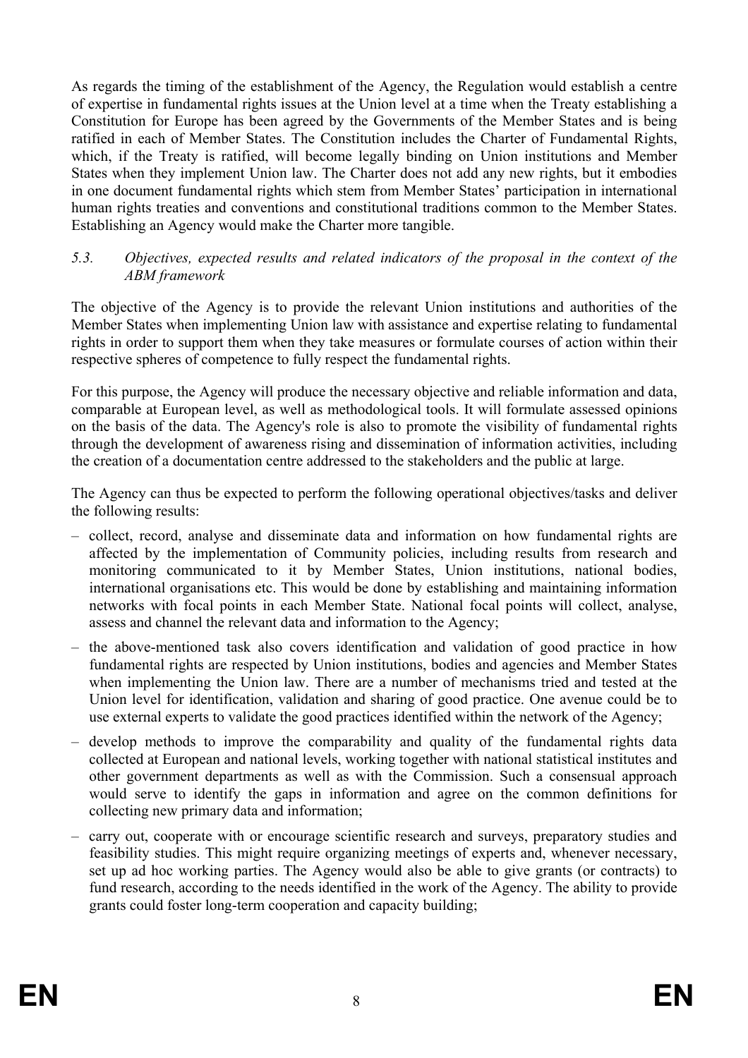As regards the timing of the establishment of the Agency, the Regulation would establish a centre of expertise in fundamental rights issues at the Union level at a time when the Treaty establishing a Constitution for Europe has been agreed by the Governments of the Member States and is being ratified in each of Member States. The Constitution includes the Charter of Fundamental Rights, which, if the Treaty is ratified, will become legally binding on Union institutions and Member States when they implement Union law. The Charter does not add any new rights, but it embodies in one document fundamental rights which stem from Member States' participation in international human rights treaties and conventions and constitutional traditions common to the Member States. Establishing an Agency would make the Charter more tangible.

*5.3. Objectives, expected results and related indicators of the proposal in the context of the ABM framework*

The objective of the Agency is to provide the relevant Union institutions and authorities of the Member States when implementing Union law with assistance and expertise relating to fundamental rights in order to support them when they take measures or formulate courses of action within their respective spheres of competence to fully respect the fundamental rights.

For this purpose, the Agency will produce the necessary objective and reliable information and data, comparable at European level, as well as methodological tools. It will formulate assessed opinions on the basis of the data. The Agency's role is also to promote the visibility of fundamental rights through the development of awareness rising and dissemination of information activities, including the creation of a documentation centre addressed to the stakeholders and the public at large.

The Agency can thus be expected to perform the following operational objectives/tasks and deliver the following results:

– collect, record, analyse and disseminate data and information on how fundamental rights are affected by the implementation of Community policies, including results from research and monitoring communicated to it by Member States, Union institutions, national bodies, international organisations etc. This would be done by establishing and maintaining information networks with focal points in each Member State. National focal points will collect, analyse, assess and channel the relevant data and information to the Agency;

– the above-mentioned task also covers identification and validation of good practice in how fundamental rights are respected by Union institutions, bodies and agencies and Member States when implementing the Union law. There are a number of mechanisms tried and tested at the Union level for identification, validation and sharing of good practice. One avenue could be to use external experts to validate the good practices identified within the network of the Agency;

– develop methods to improve the comparability and quality of the fundamental rights data collected at European and national levels, working together with national statistical institutes and other government departments as well as with the Commission. Such a consensual approach would serve to identify the gaps in information and agree on the common definitions for collecting new primary data and information;

– carry out, cooperate with or encourage scientific research and surveys, preparatory studies and feasibility studies. This might require organizing meetings of experts and, whenever necessary, set up ad hoc working parties. The Agency would also be able to give grants (or contracts) to fund research, according to the needs identified in the work of the Agency. The ability to provide grants could foster long-term cooperation and capacity building;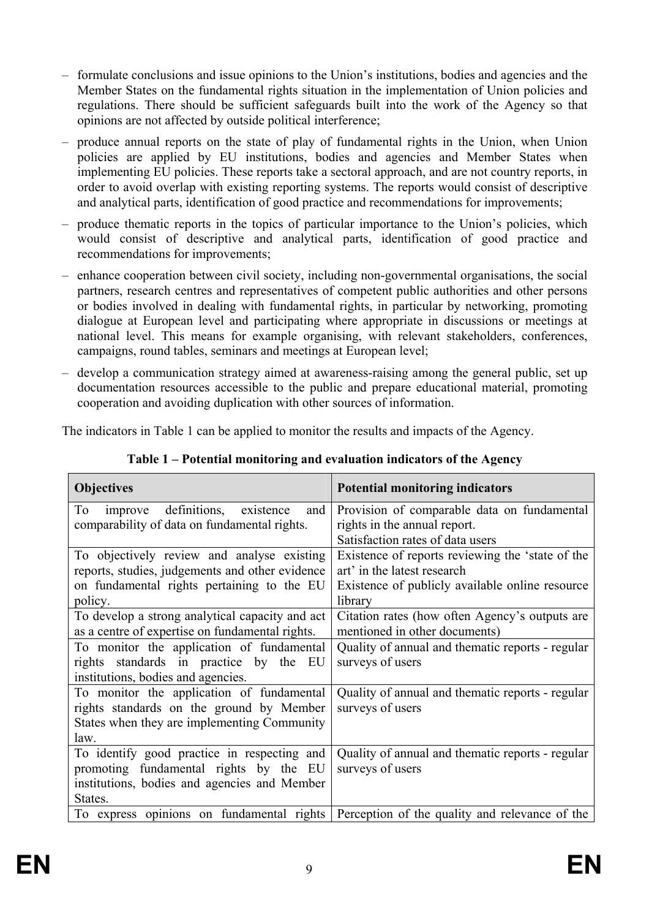- formulate conclusions and issue opinions to the Union's institutions, bodies and agencies and the Member States on the fundamental rights situation in the implementation of Union policies and regulations. There should be sufficient safeguards built into the work of the Agency so that opinions are not affected by outside political interference;
- produce annual reports on the state of play of fundamental rights in the Union, when Union policies are applied by EU institutions, bodies and agencies and Member States when implementing EU policies. These reports take a sectoral approach, and are not country reports, in order to avoid overlap with existing reporting systems. The reports would consist of descriptive and analytical parts, identification of good practice and recommendations for improvements;
- produce thematic reports in the topics of particular importance to the Union's policies, which would consist of descriptive and analytical parts, identification of good practice and recommendations for improvements;
- enhance cooperation between civil society, including non-governmental organisations, the social partners, research centres and representatives of competent public authorities and other persons or bodies involved in dealing with fundamental rights, in particular by networking, promoting dialogue at European level and participating where appropriate in discussions or meetings at national level. This means for example organising, with relevant stakeholders, conferences, campaigns, round tables, seminars and meetings at European level;
- develop a communication strategy aimed at awareness-raising among the general public, set up documentation resources accessible to the public and prepare educational material, promoting cooperation and avoiding duplication with other sources of information.

The indicators in Table 1 can be applied to monitor the results and impacts of the Agency.

**Table 1 – Potential monitoring and evaluation indicators of the Agency**

| Objectives | Potential monitoring indicators |
|---|---|
| To improve definitions, existence and comparability of data on fundamental rights. | Provision of comparable data on fundamental rights in the annual report.<br>Satisfaction rates of data users |
| To objectively review and analyse existing reports, studies, judgements and other evidence on fundamental rights pertaining to the EU policy. | Existence of reports reviewing the 'state of the art' in the latest research<br>Existence of publicly available online resource library |
| To develop a strong analytical capacity and act as a centre of expertise on fundamental rights. | Citation rates (how often Agency's outputs are mentioned in other documents) |
| To monitor the application of fundamental rights standards in practice by the EU institutions, bodies and agencies. | Quality of annual and thematic reports - regular surveys of users |
| To monitor the application of fundamental rights standards on the ground by Member States when they are implementing Community law. | Quality of annual and thematic reports - regular surveys of users |
| To identify good practice in respecting and promoting fundamental rights by the EU institutions, bodies and agencies and Member States. | Quality of annual and thematic reports - regular surveys of users |
| To express opinions on fundamental rights | Perception of the quality and relevance of the |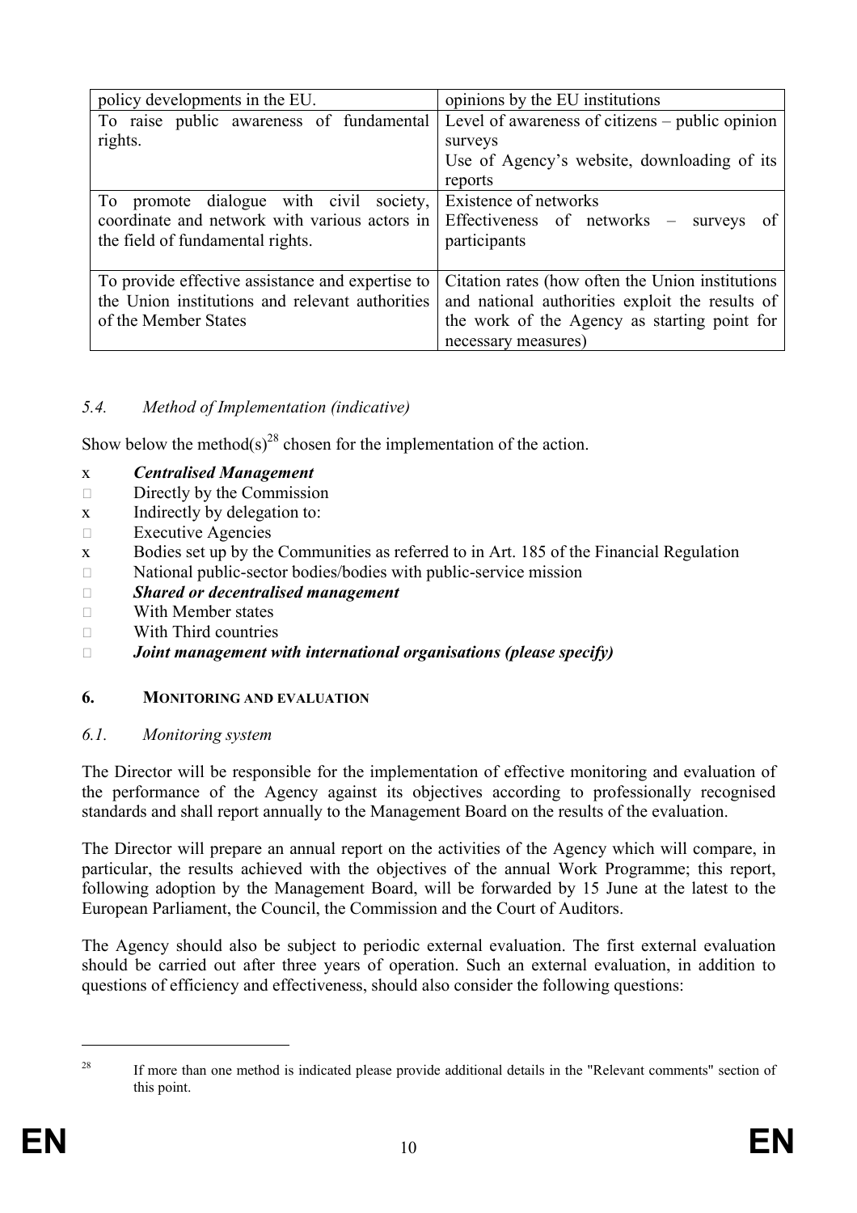| policy developments in the EU. | opinions by the EU institutions |
|---|---|
| To raise public awareness of fundamental rights. | Level of awareness of citizens – public opinion surveys<br>Use of Agency's website, downloading of its reports |
| To promote dialogue with civil society, coordinate and network with various actors in the field of fundamental rights. | Existence of networks<br>Effectiveness of networks – surveys of participants |
| To provide effective assistance and expertise to the Union institutions and relevant authorities of the Member States | Citation rates (how often the Union institutions and national authorities exploit the results of the work of the Agency as starting point for necessary measures) |

### *5.4. Method of Implementation (indicative)*

Show below the method(s)[28] chosen for the implementation of the action.

- x ***Centralised Management***
- □ Directly by the Commission
- x Indirectly by delegation to:
- □ Executive Agencies
- x Bodies set up by the Communities as referred to in Art. 185 of the Financial Regulation
- □ National public-sector bodies/bodies with public-service mission
- □ ***Shared or decentralised management***
- □ With Member states
- □ With Third countries
- □ ***Joint management with international organisations (please specify)***

## 6. MONITORING AND EVALUATION

### *6.1. Monitoring system*

The Director will be responsible for the implementation of effective monitoring and evaluation of the performance of the Agency against its objectives according to professionally recognised standards and shall report annually to the Management Board on the results of the evaluation.

The Director will prepare an annual report on the activities of the Agency which will compare, in particular, the results achieved with the objectives of the annual Work Programme; this report, following adoption by the Management Board, will be forwarded by 15 June at the latest to the European Parliament, the Council, the Commission and the Court of Auditors.

The Agency should also be subject to periodic external evaluation. The first external evaluation should be carried out after three years of operation. Such an external evaluation, in addition to questions of efficiency and effectiveness, should also consider the following questions:

---

[28] If more than one method is indicated please provide additional details in the "Relevant comments" section of this point.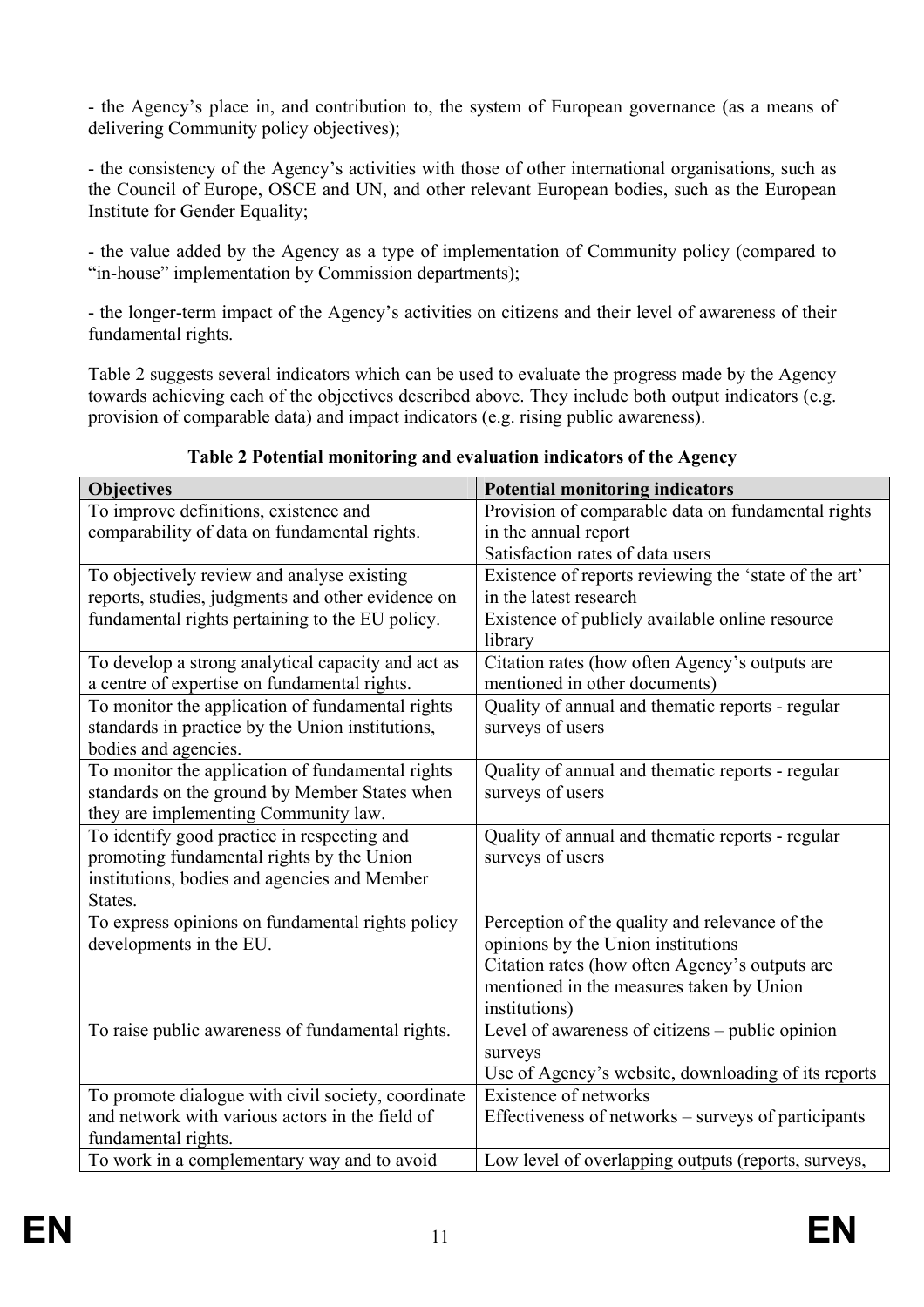- the Agency's place in, and contribution to, the system of European governance (as a means of delivering Community policy objectives);

- the consistency of the Agency's activities with those of other international organisations, such as the Council of Europe, OSCE and UN, and other relevant European bodies, such as the European Institute for Gender Equality;

- the value added by the Agency as a type of implementation of Community policy (compared to "in-house" implementation by Commission departments);

- the longer-term impact of the Agency's activities on citizens and their level of awareness of their fundamental rights.

Table 2 suggests several indicators which can be used to evaluate the progress made by the Agency towards achieving each of the objectives described above. They include both output indicators (e.g. provision of comparable data) and impact indicators (e.g. rising public awareness).

**Table 2 Potential monitoring and evaluation indicators of the Agency**

| Objectives | Potential monitoring indicators |
|---|---|
| To improve definitions, existence and comparability of data on fundamental rights. | Provision of comparable data on fundamental rights in the annual report<br>Satisfaction rates of data users |
| To objectively review and analyse existing reports, studies, judgments and other evidence on fundamental rights pertaining to the EU policy. | Existence of reports reviewing the 'state of the art' in the latest research<br>Existence of publicly available online resource library |
| To develop a strong analytical capacity and act as a centre of expertise on fundamental rights. | Citation rates (how often Agency's outputs are mentioned in other documents) |
| To monitor the application of fundamental rights standards in practice by the Union institutions, bodies and agencies. | Quality of annual and thematic reports - regular surveys of users |
| To monitor the application of fundamental rights standards on the ground by Member States when they are implementing Community law. | Quality of annual and thematic reports - regular surveys of users |
| To identify good practice in respecting and promoting fundamental rights by the Union institutions, bodies and agencies and Member States. | Quality of annual and thematic reports - regular surveys of users |
| To express opinions on fundamental rights policy developments in the EU. | Perception of the quality and relevance of the opinions by the Union institutions<br>Citation rates (how often Agency's outputs are mentioned in the measures taken by Union institutions) |
| To raise public awareness of fundamental rights. | Level of awareness of citizens – public opinion surveys<br>Use of Agency's website, downloading of its reports |
| To promote dialogue with civil society, coordinate and network with various actors in the field of fundamental rights. | Existence of networks<br>Effectiveness of networks – surveys of participants |
| To work in a complementary way and to avoid | Low level of overlapping outputs (reports, surveys, |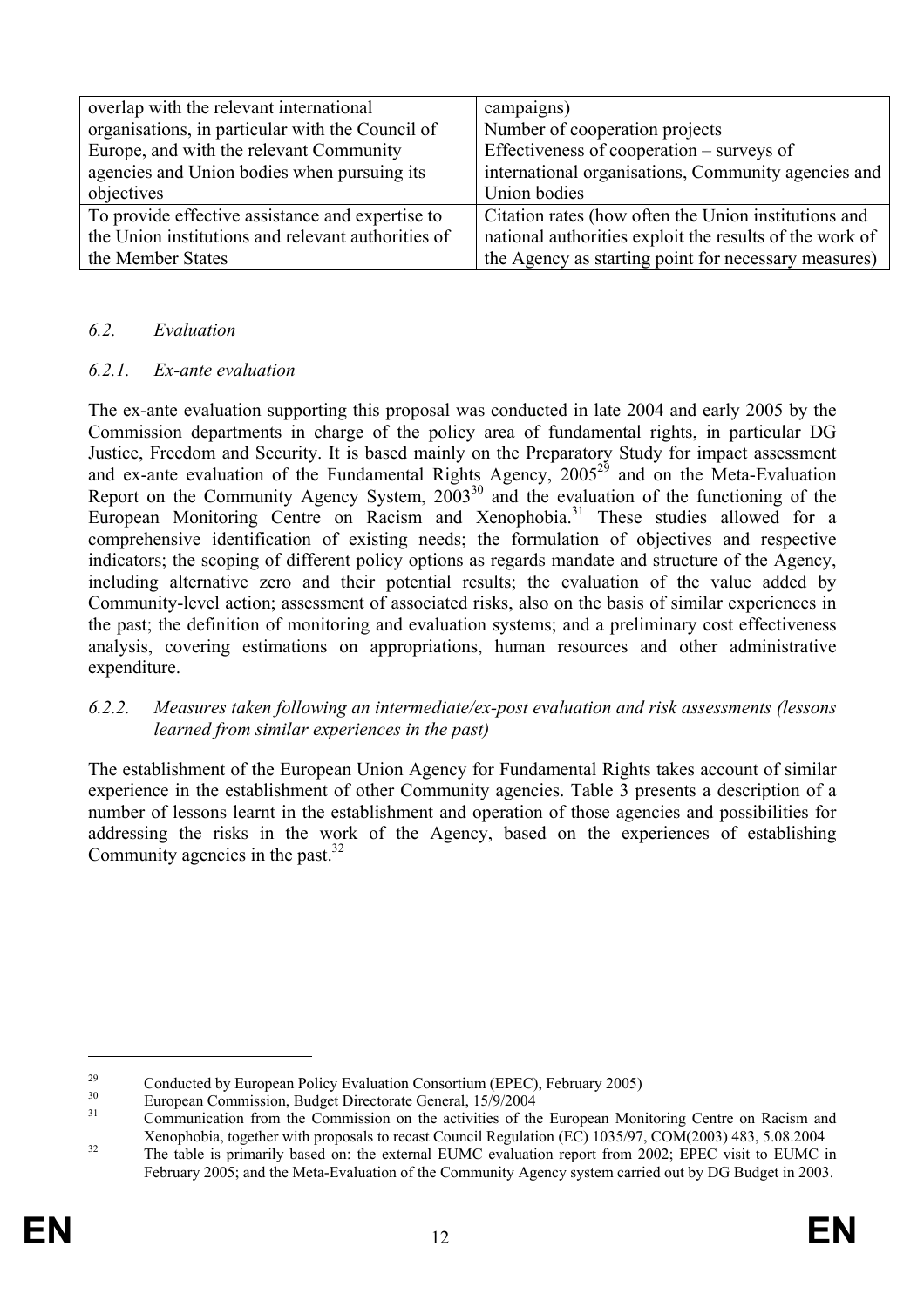| overlap with the relevant international organisations, in particular with the Council of Europe, and with the relevant Community agencies and Union bodies when pursuing its objectives | campaigns)<br>Number of cooperation projects<br>Effectiveness of cooperation – surveys of international organisations, Community agencies and Union bodies |
|---|---|
| To provide effective assistance and expertise to the Union institutions and relevant authorities of the Member States | Citation rates (how often the Union institutions and national authorities exploit the results of the work of the Agency as starting point for necessary measures) |

### *6.2. Evaluation*

#### *6.2.1. Ex-ante evaluation*

The ex-ante evaluation supporting this proposal was conducted in late 2004 and early 2005 by the Commission departments in charge of the policy area of fundamental rights, in particular DG Justice, Freedom and Security. It is based mainly on the Preparatory Study for impact assessment and ex-ante evaluation of the Fundamental Rights Agency, 2005[29] and on the Meta-Evaluation Report on the Community Agency System, 2003[30] and the evaluation of the functioning of the European Monitoring Centre on Racism and Xenophobia.[31] These studies allowed for a comprehensive identification of existing needs; the formulation of objectives and respective indicators; the scoping of different policy options as regards mandate and structure of the Agency, including alternative zero and their potential results; the evaluation of the value added by Community-level action; assessment of associated risks, also on the basis of similar experiences in the past; the definition of monitoring and evaluation systems; and a preliminary cost effectiveness analysis, covering estimations on appropriations, human resources and other administrative expenditure.

#### *6.2.2. Measures taken following an intermediate/ex-post evaluation and risk assessments (lessons learned from similar experiences in the past)*

The establishment of the European Union Agency for Fundamental Rights takes account of similar experience in the establishment of other Community agencies. Table 3 presents a description of a number of lessons learnt in the establishment and operation of those agencies and possibilities for addressing the risks in the work of the Agency, based on the experiences of establishing Community agencies in the past.[32]

---

[29] Conducted by European Policy Evaluation Consortium (EPEC), February 2005)

[30] European Commission, Budget Directorate General, 15/9/2004

[31] Communication from the Commission on the activities of the European Monitoring Centre on Racism and Xenophobia, together with proposals to recast Council Regulation (EC) 1035/97, COM(2003) 483, 5.08.2004

[32] The table is primarily based on: the external EUMC evaluation report from 2002; EPEC visit to EUMC in February 2005; and the Meta-Evaluation of the Community Agency system carried out by DG Budget in 2003.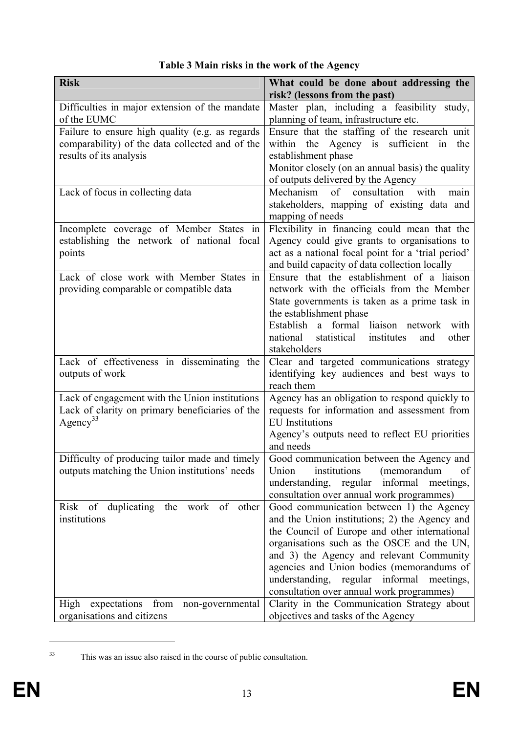**Table 3 Main risks in the work of the Agency**

| Risk | What could be done about addressing the risk? (lessons from the past) |
|---|---|
| Difficulties in major extension of the mandate of the EUMC | Master plan, including a feasibility study, planning of team, infrastructure etc. |
| Failure to ensure high quality (e.g. as regards comparability) of the data collected and of the results of its analysis | Ensure that the staffing of the research unit within the Agency is sufficient in the establishment phase<br>Monitor closely (on an annual basis) the quality of outputs delivered by the Agency |
| Lack of focus in collecting data | Mechanism of consultation with main stakeholders, mapping of existing data and mapping of needs |
| Incomplete coverage of Member States in establishing the network of national focal points | Flexibility in financing could mean that the Agency could give grants to organisations to act as a national focal point for a 'trial period' and build capacity of data collection locally |
| Lack of close work with Member States in providing comparable or compatible data | Ensure that the establishment of a liaison network with the officials from the Member State governments is taken as a prime task in the establishment phase<br>Establish a formal liaison network with national statistical institutes and other stakeholders |
| Lack of effectiveness in disseminating the outputs of work | Clear and targeted communications strategy identifying key audiences and best ways to reach them |
| Lack of engagement with the Union institutions<br>Lack of clarity on primary beneficiaries of the Agency[33] | Agency has an obligation to respond quickly to requests for information and assessment from EU Institutions<br>Agency's outputs need to reflect EU priorities and needs |
| Difficulty of producing tailor made and timely outputs matching the Union institutions' needs | Good communication between the Agency and Union institutions (memorandum of understanding, regular informal meetings, consultation over annual work programmes) |
| Risk of duplicating the work of other institutions | Good communication between 1) the Agency and the Union institutions; 2) the Agency and the Council of Europe and other international organisations such as the OSCE and the UN, and 3) the Agency and relevant Community agencies and Union bodies (memorandums of understanding, regular informal meetings, consultation over annual work programmes) |
| High expectations from non-governmental organisations and citizens | Clarity in the Communication Strategy about objectives and tasks of the Agency |

[33] This was an issue also raised in the course of public consultation.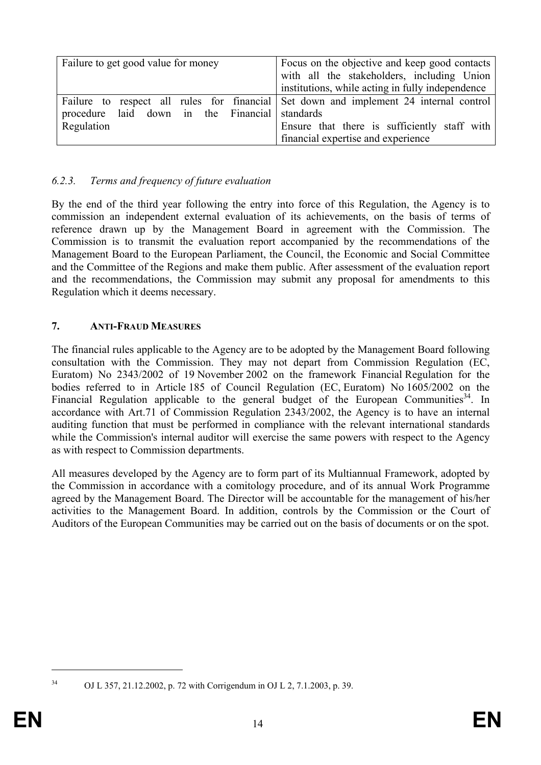| Failure to get good value for money | Focus on the objective and keep good contacts with all the stakeholders, including Union institutions, while acting in fully independence |
|---|---|
| Failure to respect all rules for financial procedure laid down in the Financial Regulation | Set down and implement 24 internal control standards<br>Ensure that there is sufficiently staff with financial expertise and experience |

### *6.2.3. Terms and frequency of future evaluation*

By the end of the third year following the entry into force of this Regulation, the Agency is to commission an independent external evaluation of its achievements, on the basis of terms of reference drawn up by the Management Board in agreement with the Commission. The Commission is to transmit the evaluation report accompanied by the recommendations of the Management Board to the European Parliament, the Council, the Economic and Social Committee and the Committee of the Regions and make them public. After assessment of the evaluation report and the recommendations, the Commission may submit any proposal for amendments to this Regulation which it deems necessary.

## 7. ANTI-FRAUD MEASURES

The financial rules applicable to the Agency are to be adopted by the Management Board following consultation with the Commission. They may not depart from Commission Regulation (EC, Euratom) No 2343/2002 of 19 November 2002 on the framework Financial Regulation for the bodies referred to in Article 185 of Council Regulation (EC, Euratom) No 1605/2002 on the Financial Regulation applicable to the general budget of the European Communities[34]. In accordance with Art.71 of Commission Regulation 2343/2002, the Agency is to have an internal auditing function that must be performed in compliance with the relevant international standards while the Commission's internal auditor will exercise the same powers with respect to the Agency as with respect to Commission departments.

All measures developed by the Agency are to form part of its Multiannual Framework, adopted by the Commission in accordance with a comitology procedure, and of its annual Work Programme agreed by the Management Board. The Director will be accountable for the management of his/her activities to the Management Board. In addition, controls by the Commission or the Court of Auditors of the European Communities may be carried out on the basis of documents or on the spot.

[34] OJ L 357, 21.12.2002, p. 72 with Corrigendum in OJ L 2, 7.1.2003, p. 39.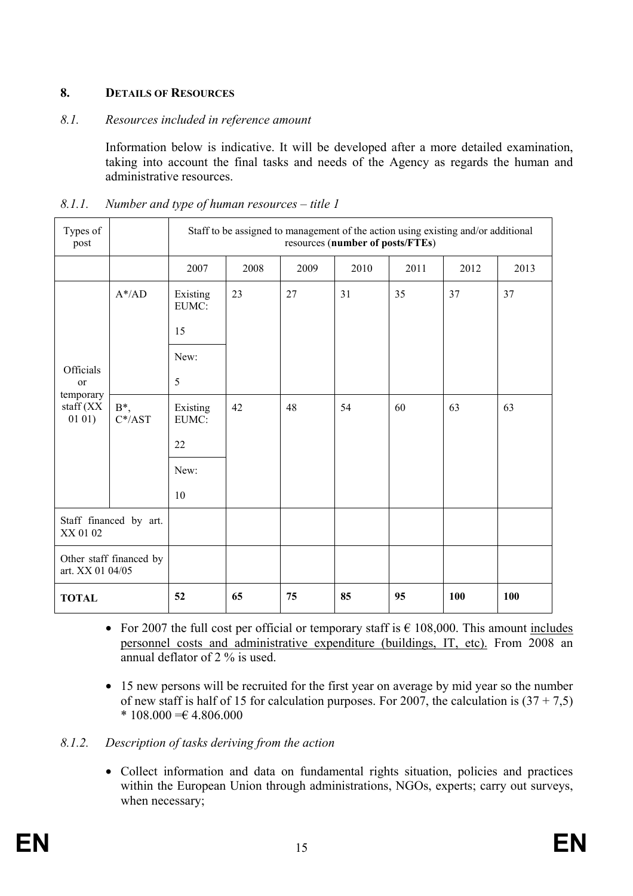## 8. DETAILS OF RESOURCES

### *8.1. Resources included in reference amount*

Information below is indicative. It will be developed after a more detailed examination, taking into account the final tasks and needs of the Agency as regards the human and administrative resources.

#### *8.1.1. Number and type of human resources – title 1*

| Types of post | | Staff to be assigned to management of the action using existing and/or additional resources (**number of posts/FTEs**) | | | | | | |
|---|---|---|---|---|---|---|---|---|
| | | 2007 | 2008 | 2009 | 2010 | 2011 | 2012 | 2013 |
| Officials or temporary staff (XX 01 01) | A*/AD | Existing EUMC: 15<br>New: 5 | 23 | 27 | 31 | 35 | 37 | 37 |
| | B*, C*/AST | Existing EUMC: 22<br>New: 10 | 42 | 48 | 54 | 60 | 63 | 63 |
| Staff financed by art. XX 01 02 | | | | | | | | |
| Other staff financed by art. XX 01 04/05 | | | | | | | | |
| **TOTAL** | | **52** | **65** | **75** | **85** | **95** | **100** | **100** |

- For 2007 the full cost per official or temporary staff is € 108,000. This amount includes personnel costs and administrative expenditure (buildings, IT, etc). From 2008 an annual deflator of 2 % is used.
- 15 new persons will be recruited for the first year on average by mid year so the number of new staff is half of 15 for calculation purposes. For 2007, the calculation is (37 + 7,5) * 108.000 =€ 4.806.000

#### *8.1.2. Description of tasks deriving from the action*

- Collect information and data on fundamental rights situation, policies and practices within the European Union through administrations, NGOs, experts; carry out surveys, when necessary;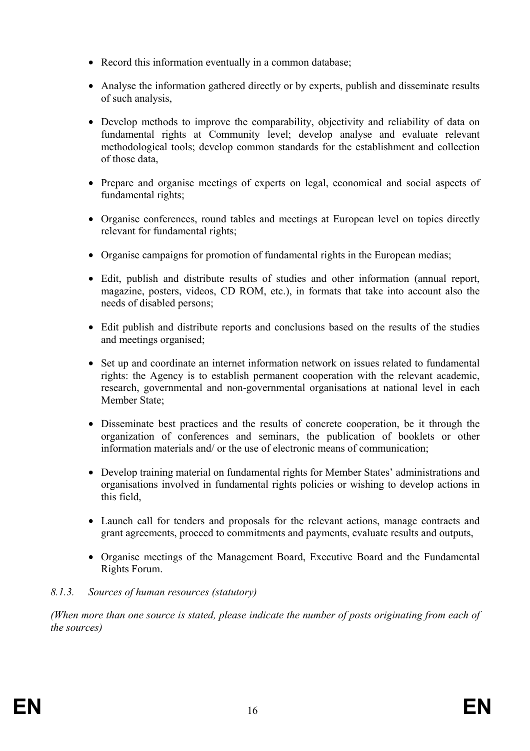- Record this information eventually in a common database;
- Analyse the information gathered directly or by experts, publish and disseminate results of such analysis,
- Develop methods to improve the comparability, objectivity and reliability of data on fundamental rights at Community level; develop analyse and evaluate relevant methodological tools; develop common standards for the establishment and collection of those data,
- Prepare and organise meetings of experts on legal, economical and social aspects of fundamental rights;
- Organise conferences, round tables and meetings at European level on topics directly relevant for fundamental rights;
- Organise campaigns for promotion of fundamental rights in the European medias;
- Edit, publish and distribute results of studies and other information (annual report, magazine, posters, videos, CD ROM, etc.), in formats that take into account also the needs of disabled persons;
- Edit publish and distribute reports and conclusions based on the results of the studies and meetings organised;
- Set up and coordinate an internet information network on issues related to fundamental rights: the Agency is to establish permanent cooperation with the relevant academic, research, governmental and non-governmental organisations at national level in each Member State;
- Disseminate best practices and the results of concrete cooperation, be it through the organization of conferences and seminars, the publication of booklets or other information materials and/ or the use of electronic means of communication;
- Develop training material on fundamental rights for Member States' administrations and organisations involved in fundamental rights policies or wishing to develop actions in this field,
- Launch call for tenders and proposals for the relevant actions, manage contracts and grant agreements, proceed to commitments and payments, evaluate results and outputs,
- Organise meetings of the Management Board, Executive Board and the Fundamental Rights Forum.

*8.1.3. Sources of human resources (statutory)*

*(When more than one source is stated, please indicate the number of posts originating from each of the sources)*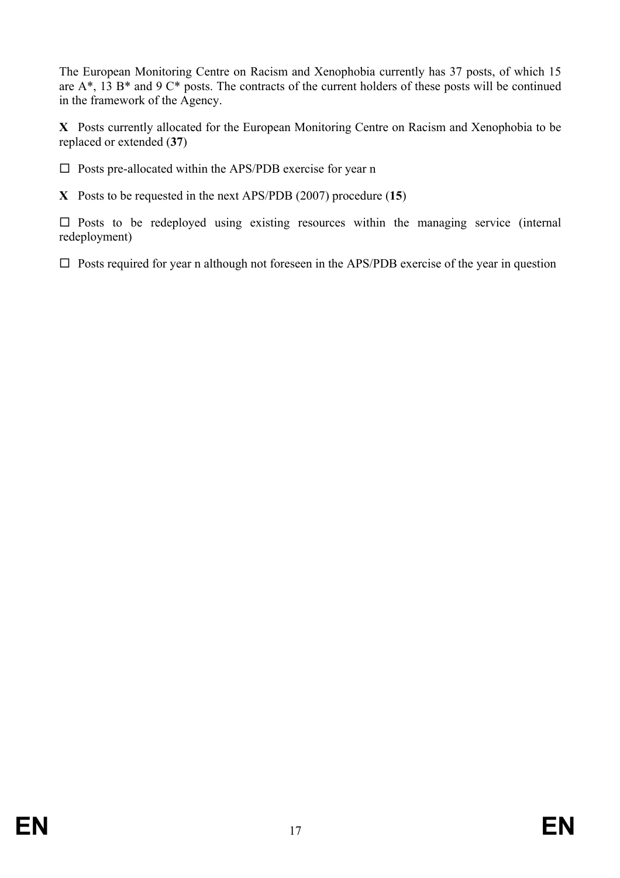The European Monitoring Centre on Racism and Xenophobia currently has 37 posts, of which 15 are A*, 13 B* and 9 C* posts. The contracts of the current holders of these posts will be continued in the framework of the Agency.

**X** Posts currently allocated for the European Monitoring Centre on Racism and Xenophobia to be replaced or extended (**37**)

☐ Posts pre-allocated within the APS/PDB exercise for year n

**X** Posts to be requested in the next APS/PDB (2007) procedure (**15**)

☐ Posts to be redeployed using existing resources within the managing service (internal redeployment)

☐ Posts required for year n although not foreseen in the APS/PDB exercise of the year in question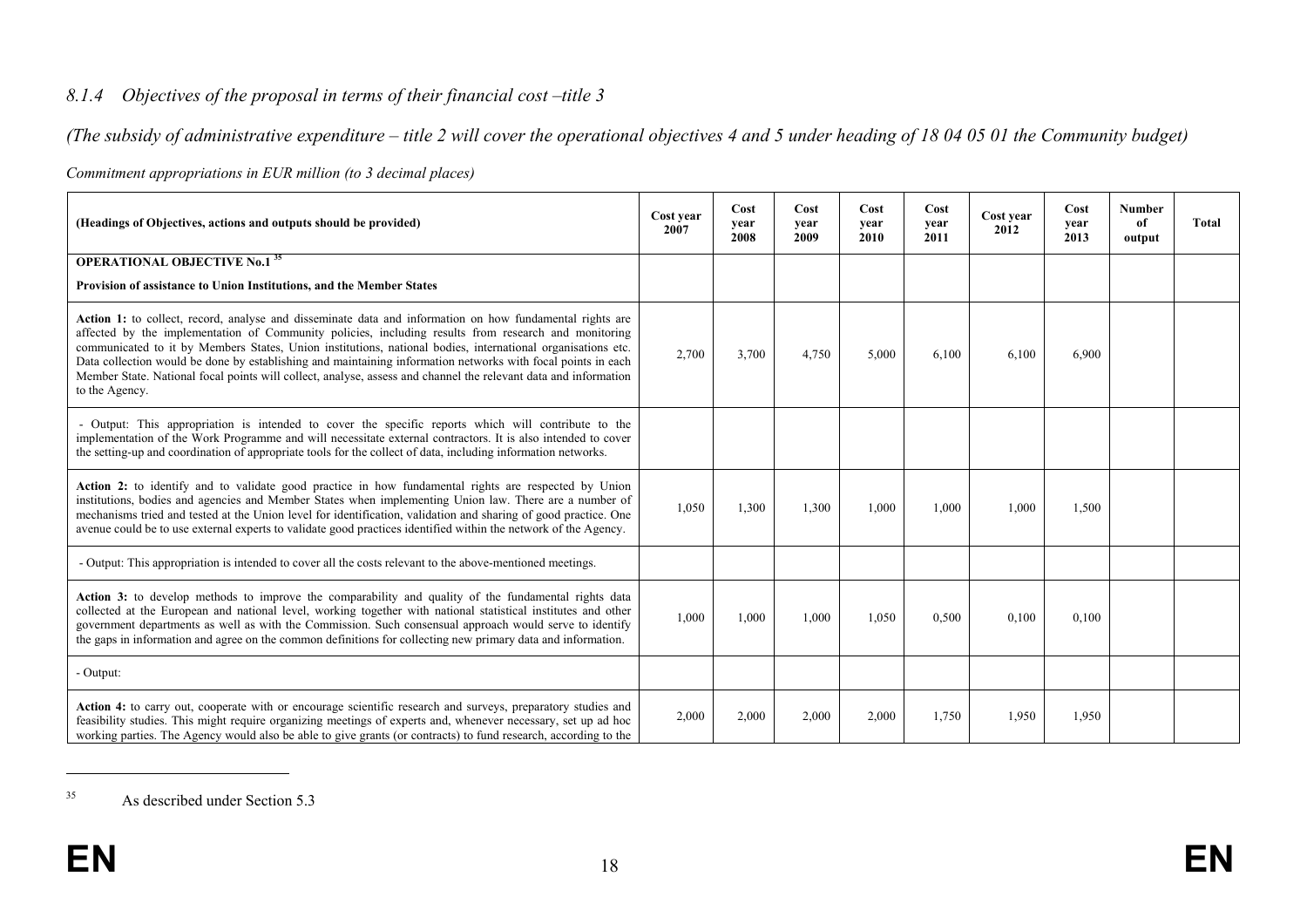### *8.1.4 Objectives of the proposal in terms of their financial cost –title 3*

*(The subsidy of administrative expenditure – title 2 will cover the operational objectives 4 and 5 under heading of 18 04 05 01 the Community budget)*

*Commitment appropriations in EUR million (to 3 decimal places)*

| (Headings of Objectives, actions and outputs should be provided) | Cost year 2007 | Cost year 2008 | Cost year 2009 | Cost year 2010 | Cost year 2011 | Cost year 2012 | Cost year 2013 | Number of output | Total |
|---|---|---|---|---|---|---|---|---|---|
| **OPERATIONAL OBJECTIVE No.1** [35] **Provision of assistance to Union Institutions, and the Member States** | | | | | | | | | |
| **Action 1:** to collect, record, analyse and disseminate data and information on how fundamental rights are affected by the implementation of Community policies, including results from research and monitoring communicated to it by Members States, Union institutions, national bodies, international organisations etc. Data collection would be done by establishing and maintaining information networks with focal points in each Member State. National focal points will collect, analyse, assess and channel the relevant data and information to the Agency. | 2,700 | 3,700 | 4,750 | 5,000 | 6,100 | 6,100 | 6,900 | | |
| - Output: This appropriation is intended to cover the specific reports which will contribute to the implementation of the Work Programme and will necessitate external contractors. It is also intended to cover the setting-up and coordination of appropriate tools for the collect of data, including information networks. | | | | | | | | | |
| **Action 2:** to identify and to validate good practice in how fundamental rights are respected by Union institutions, bodies and agencies and Member States when implementing Union law. There are a number of mechanisms tried and tested at the Union level for identification, validation and sharing of good practice. One avenue could be to use external experts to validate good practices identified within the network of the Agency. | 1,050 | 1,300 | 1,300 | 1,000 | 1,000 | 1,000 | 1,500 | | |
| - Output: This appropriation is intended to cover all the costs relevant to the above-mentioned meetings. | | | | | | | | | |
| **Action 3:** to develop methods to improve the comparability and quality of the fundamental rights data collected at the European and national level, working together with national statistical institutes and other government departments as well as with the Commission. Such consensual approach would serve to identify the gaps in information and agree on the common definitions for collecting new primary data and information. | 1,000 | 1,000 | 1,000 | 1,050 | 0,500 | 0,100 | 0,100 | | |
| - Output: | | | | | | | | | |
| **Action 4:** to carry out, cooperate with or encourage scientific research and surveys, preparatory studies and feasibility studies. This might require organizing meetings of experts and, whenever necessary, set up ad hoc working parties. The Agency would also be able to give grants (or contracts) to fund research, according to the | 2,000 | 2,000 | 2,000 | 2,000 | 1,750 | 1,950 | 1,950 | | |

[35] As described under Section 5.3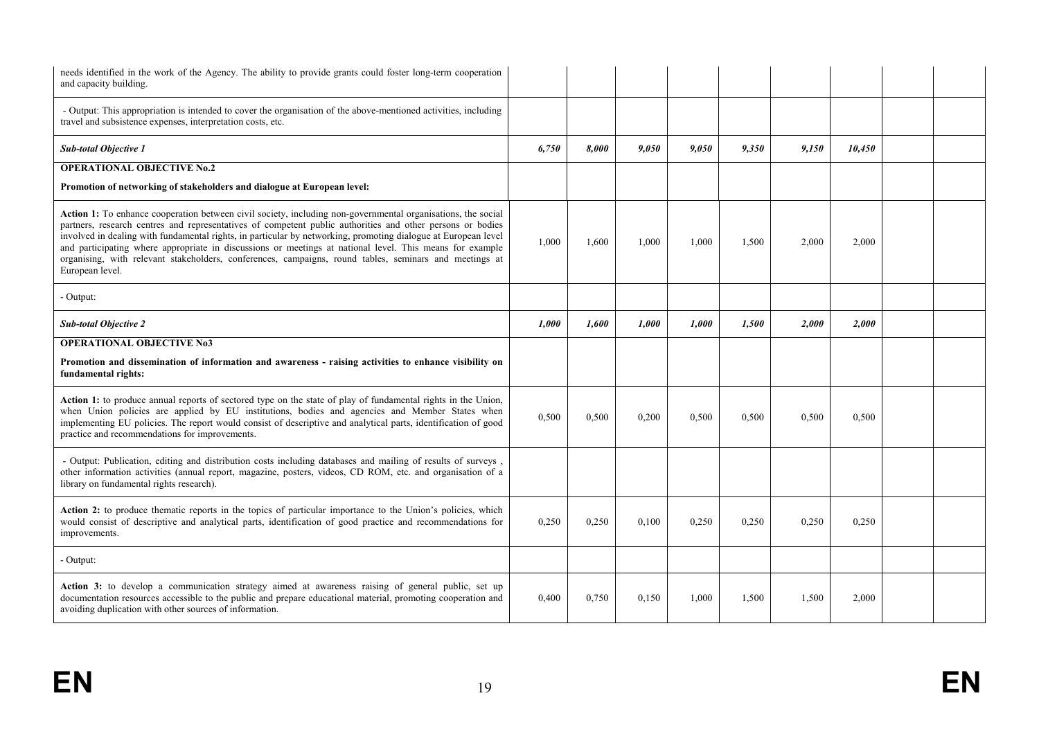| | | | | | | | | | |
|---|---|---|---|---|---|---|---|---|---|
| needs identified in the work of the Agency. The ability to provide grants could foster long-term cooperation and capacity building. | | | | | | | | | |
| - Output: This appropriation is intended to cover the organisation of the above-mentioned activities, including travel and subsistence expenses, interpretation costs, etc. | | | | | | | | | |
| ***Sub-total Objective 1*** | ***6,750*** | ***8,000*** | ***9,050*** | ***9,050*** | ***9,350*** | ***9,150*** | ***10,450*** | | |
| **OPERATIONAL OBJECTIVE No.2**<br><br>**Promotion of networking of stakeholders and dialogue at European level:** | | | | | | | | | |
| **Action 1:** To enhance cooperation between civil society, including non-governmental organisations, the social partners, research centres and representatives of competent public authorities and other persons or bodies involved in dealing with fundamental rights, in particular by networking, promoting dialogue at European level and participating where appropriate in discussions or meetings at national level. This means for example organising, with relevant stakeholders, conferences, campaigns, round tables, seminars and meetings at European level. | 1,000 | 1,600 | 1,000 | 1,000 | 1,500 | 2,000 | 2,000 | | |
| - Output: | | | | | | | | | |
| ***Sub-total Objective 2*** | ***1,000*** | ***1,600*** | ***1,000*** | ***1,000*** | ***1,500*** | ***2,000*** | ***2,000*** | | |
| **OPERATIONAL OBJECTIVE No3**<br><br>**Promotion and dissemination of information and awareness - raising activities to enhance visibility on fundamental rights:** | | | | | | | | | |
| **Action 1:** to produce annual reports of sectored type on the state of play of fundamental rights in the Union, when Union policies are applied by EU institutions, bodies and agencies and Member States when implementing EU policies. The report would consist of descriptive and analytical parts, identification of good practice and recommendations for improvements. | 0,500 | 0,500 | 0,200 | 0,500 | 0,500 | 0,500 | 0,500 | | |
| - Output: Publication, editing and distribution costs including databases and mailing of results of surveys , other information activities (annual report, magazine, posters, videos, CD ROM, etc. and organisation of a library on fundamental rights research). | | | | | | | | | |
| **Action 2:** to produce thematic reports in the topics of particular importance to the Union's policies, which would consist of descriptive and analytical parts, identification of good practice and recommendations for improvements. | 0,250 | 0,250 | 0,100 | 0,250 | 0,250 | 0,250 | 0,250 | | |
| - Output: | | | | | | | | | |
| **Action 3:** to develop a communication strategy aimed at awareness raising of general public, set up documentation resources accessible to the public and prepare educational material, promoting cooperation and avoiding duplication with other sources of information. | 0,400 | 0,750 | 0,150 | 1,000 | 1,500 | 1,500 | 2,000 | | |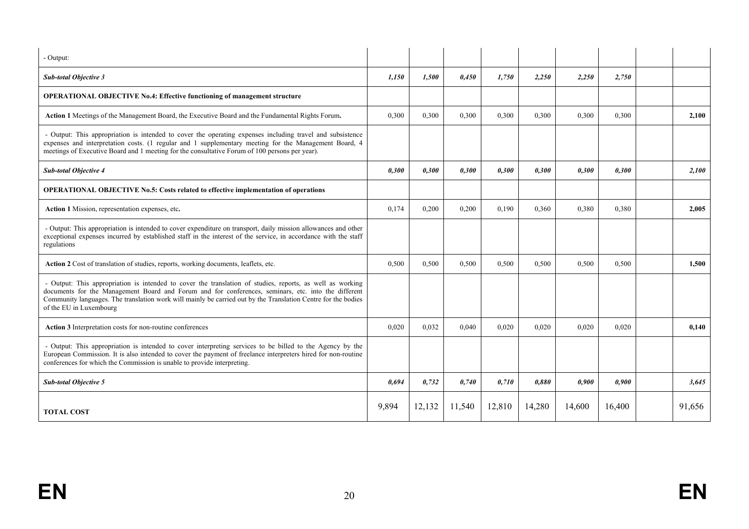| | | | | | | | | | |
|---|---|---|---|---|---|---|---|---|---|
| - Output: | | | | | | | | | |
| ***Sub-total Objective 3*** | ***1,150*** | ***1,500*** | ***0,450*** | ***1,750*** | ***2,250*** | ***2,250*** | ***2,750*** | | |
| **OPERATIONAL OBJECTIVE No.4: Effective functioning of management structure** | | | | | | | | | |
| **Action 1** Meetings of the Management Board, the Executive Board and the Fundamental Rights Forum**.** | 0,300 | 0,300 | 0,300 | 0,300 | 0,300 | 0,300 | 0,300 | | **2,100** |
| - Output: This appropriation is intended to cover the operating expenses including travel and subsistence expenses and interpretation costs. (1 regular and 1 supplementary meeting for the Management Board, 4 meetings of Executive Board and 1 meeting for the consultative Forum of 100 persons per year). | | | | | | | | | |
| ***Sub-total Objective 4*** | ***0,300*** | ***0,300*** | ***0,300*** | ***0,300*** | ***0,300*** | ***0,300*** | ***0,300*** | | ***2,100*** |
| **OPERATIONAL OBJECTIVE No.5: Costs related to effective implementation of operations** | | | | | | | | | |
| **Action 1** Mission, representation expenses, etc**.** | 0,174 | 0,200 | 0,200 | 0,190 | 0,360 | 0,380 | 0,380 | | **2,005** |
| - Output: This appropriation is intended to cover expenditure on transport, daily mission allowances and other exceptional expenses incurred by established staff in the interest of the service, in accordance with the staff regulations | | | | | | | | | |
| **Action 2** Cost of translation of studies, reports, working documents, leaflets, etc. | 0,500 | 0,500 | 0,500 | 0,500 | 0,500 | 0,500 | 0,500 | | **1,500** |
| - Output: This appropriation is intended to cover the translation of studies, reports, as well as working documents for the Management Board and Forum and for conferences, seminars, etc. into the different Community languages. The translation work will mainly be carried out by the Translation Centre for the bodies of the EU in Luxembourg | | | | | | | | | |
| **Action 3** Interpretation costs for non-routine conferences | 0,020 | 0,032 | 0,040 | 0,020 | 0,020 | 0,020 | 0,020 | | **0,140** |
| - Output: This appropriation is intended to cover interpreting services to be billed to the Agency by the European Commission. It is also intended to cover the payment of freelance interpreters hired for non-routine conferences for which the Commission is unable to provide interpreting. | | | | | | | | | |
| ***Sub-total Objective 5*** | ***0,694*** | ***0,732*** | ***0,740*** | ***0,710*** | ***0,880*** | ***0,900*** | ***0,900*** | | ***3,645*** |
| **TOTAL COST** | 9,894 | 12,132 | 11,540 | 12,810 | 14,280 | 14,600 | 16,400 | | 91,656 |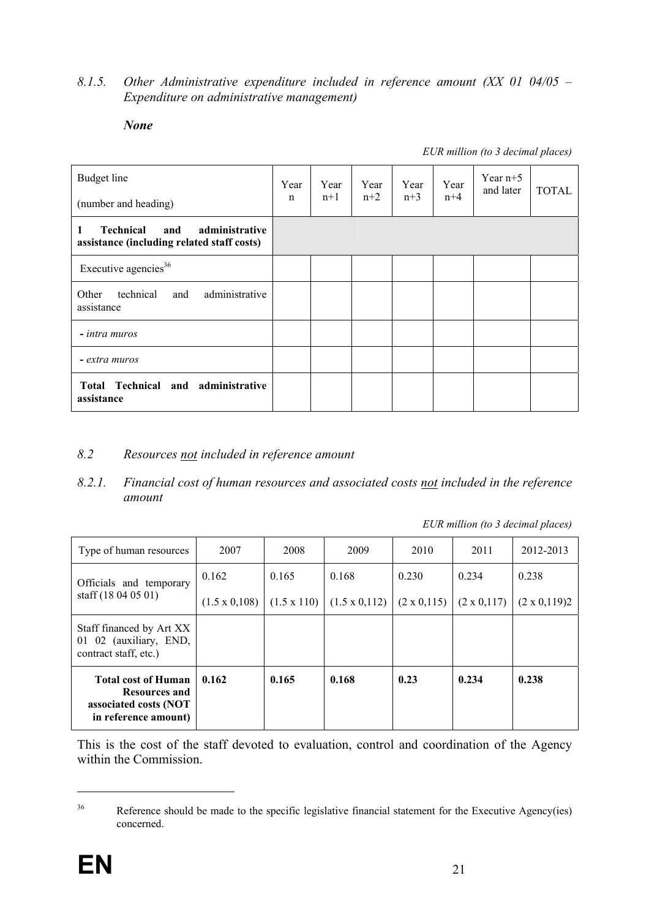*8.1.5. Other Administrative expenditure included in reference amount (XX 01 04/05 – Expenditure on administrative management)*

***None***

*EUR million (to 3 decimal places)*

| Budget line (number and heading) | Year n | Year n+1 | Year n+2 | Year n+3 | Year n+4 | Year n+5 and later | TOTAL |
|---|---|---|---|---|---|---|---|
| **1 Technical and administrative assistance (including related staff costs)** | | | | | | | |
| Executive agencies[36] | | | | | | | |
| Other technical and administrative assistance | | | | | | | |
| - *intra muros* | | | | | | | |
| - *extra muros* | | | | | | | |
| **Total Technical and administrative assistance** | | | | | | | |

## *8.2 Resources not included in reference amount*

### *8.2.1. Financial cost of human resources and associated costs not included in the reference amount*

*EUR million (to 3 decimal places)*

| Type of human resources | 2007 | 2008 | 2009 | 2010 | 2011 | 2012-2013 |
|---|---|---|---|---|---|---|
| Officials and temporary staff (18 04 05 01) | 0.162 (1.5 x 0,108) | 0.165 (1.5 x 110) | 0.168 (1.5 x 0,112) | 0.230 (2 x 0,115) | 0.234 (2 x 0,117) | 0.238 (2 x 0,119)2 |
| Staff financed by Art XX 01 02 (auxiliary, END, contract staff, etc.) | | | | | | |
| **Total cost of Human Resources and associated costs (NOT in reference amount)** | **0.162** | **0.165** | **0.168** | **0.23** | **0.234** | **0.238** |

This is the cost of the staff devoted to evaluation, control and coordination of the Agency within the Commission.

[36] Reference should be made to the specific legislative financial statement for the Executive Agency(ies) concerned.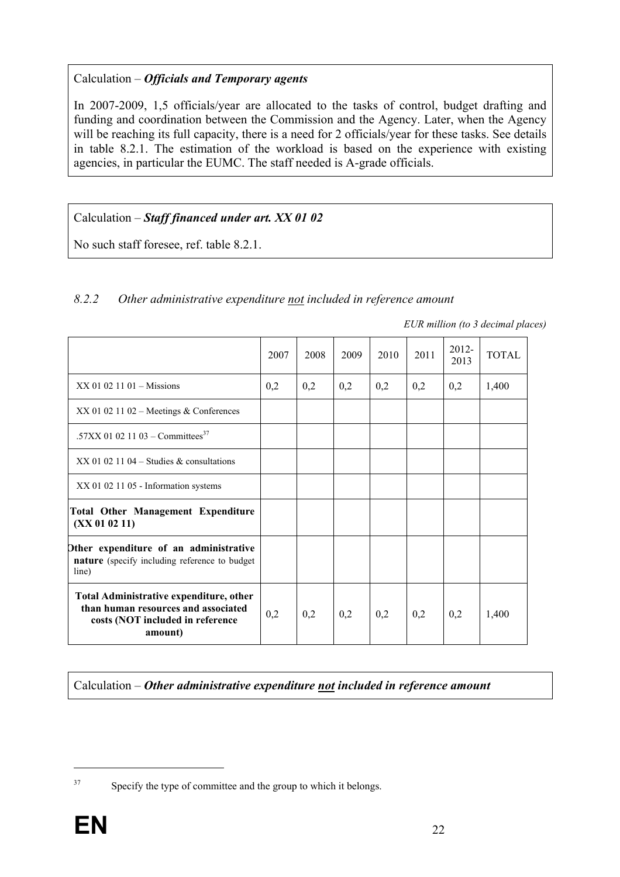Calculation – ***Officials and Temporary agents***

In 2007-2009, 1,5 officials/year are allocated to the tasks of control, budget drafting and funding and coordination between the Commission and the Agency. Later, when the Agency will be reaching its full capacity, there is a need for 2 officials/year for these tasks. See details in table 8.2.1. The estimation of the workload is based on the experience with existing agencies, in particular the EUMC. The staff needed is A-grade officials.

Calculation – ***Staff financed under art. XX 01 02***

No such staff foresee, ref. table 8.2.1.

### *8.2.2 Other administrative expenditure not included in reference amount*

*EUR million (to 3 decimal places)*

| | 2007 | 2008 | 2009 | 2010 | 2011 | 2012-2013 | TOTAL |
|---|---|---|---|---|---|---|---|
| XX 01 02 11 01 – Missions | 0,2 | 0,2 | 0,2 | 0,2 | 0,2 | 0,2 | 1,400 |
| XX 01 02 11 02 – Meetings & Conferences | | | | | | | |
| .57XX 01 02 11 03 – Committees[37] | | | | | | | |
| XX 01 02 11 04 – Studies & consultations | | | | | | | |
| XX 01 02 11 05 - Information systems | | | | | | | |
| **Total Other Management Expenditure (XX 01 02 11)** | | | | | | | |
| **Other expenditure of an administrative nature** (specify including reference to budget line) | | | | | | | |
| **Total Administrative expenditure, other than human resources and associated costs (NOT included in reference amount)** | 0,2 | 0,2 | 0,2 | 0,2 | 0,2 | 0,2 | 1,400 |

Calculation – ***Other administrative expenditure not included in reference amount***

---

[37] Specify the type of committee and the group to which it belongs.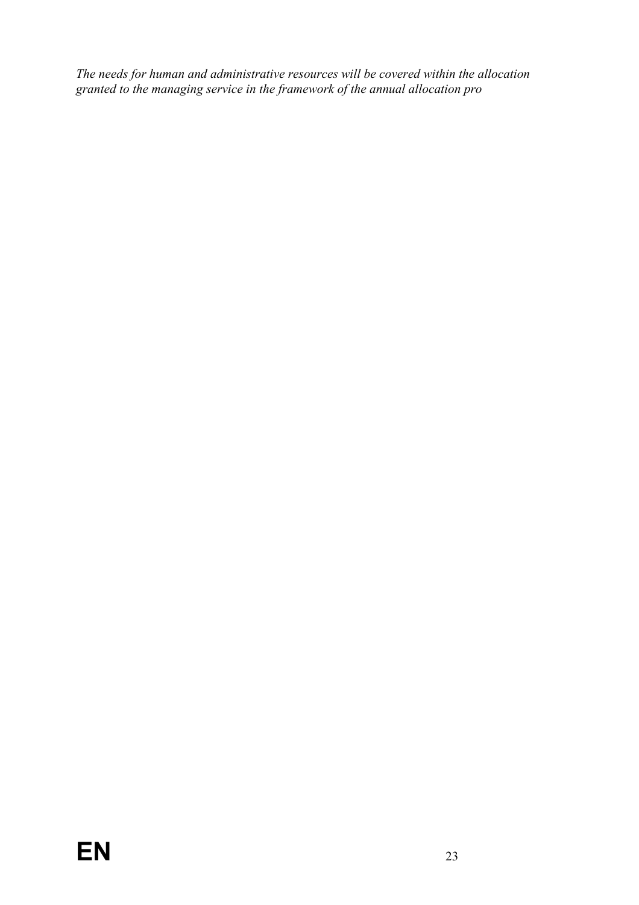*The needs for human and administrative resources will be covered within the allocation granted to the managing service in the framework of the annual allocation pro*